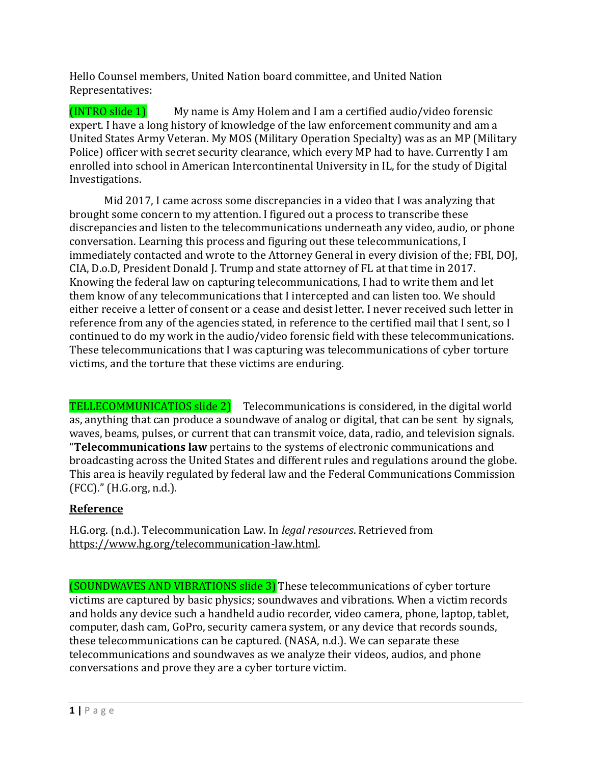Hello Counsel members, United Nation board committee, and United Nation Representatives:

(INTRO slide 1) My name is Amy Holem and I am a certified audio/video forensic expert. I have a long history of knowledge of the law enforcement community and am a United States Army Veteran. My MOS (Military Operation Specialty) was as an MP (Military Police) officer with secret security clearance, which every MP had to have. Currently I am enrolled into school in American Intercontinental University in IL, for the study of Digital Investigations.

Mid 2017, I came across some discrepancies in a video that I was analyzing that brought some concern to my attention. I figured out a process to transcribe these discrepancies and listen to the telecommunications underneath any video, audio, or phone conversation. Learning this process and figuring out these telecommunications, I immediately contacted and wrote to the Attorney General in every division of the; FBI, DOJ, CIA, D.o.D, President Donald J. Trump and state attorney of FL at that time in 2017. Knowing the federal law on capturing telecommunications, I had to write them and let them know of any telecommunications that I intercepted and can listen too. We should either receive a letter of consent or a cease and desist letter. I never received such letter in reference from any of the agencies stated, in reference to the certified mail that I sent, so I continued to do my work in the audio/video forensic field with these telecommunications. These telecommunications that I was capturing was telecommunications of cyber torture victims, and the torture that these victims are enduring.

TELLECOMMUNICATIOS slide 2) Telecommunications is considered, in the digital world as, anything that can produce a soundwave of analog or digital, that can be sent by signals, waves, beams, pulses, or current that can transmit voice, data, radio, and television signals. "**Telecommunications law** pertains to the systems of electronic communications and broadcasting across the United States and different rules and regulations around the globe. This area is heavily regulated by federal law and the Federal Communications Commission (FCC)." (H.G.org, n.d.).

**Reference**

H.G.org. (n.d.). Telecommunication Law. In *legal resources*. Retrieved from https://www.hg.org/telecommunication-law.html.

(SOUNDWAVES AND VIBRATIONS slide 3) These telecommunications of cyber torture victims are captured by basic physics; soundwaves and vibrations. When a victim records and holds any device such a handheld audio recorder, video camera, phone, laptop, tablet, computer, dash cam, GoPro, security camera system, or any device that records sounds, these telecommunications can be captured. (NASA, n.d.). We can separate these telecommunications and soundwaves as we analyze their videos, audios, and phone conversations and prove they are a cyber torture victim.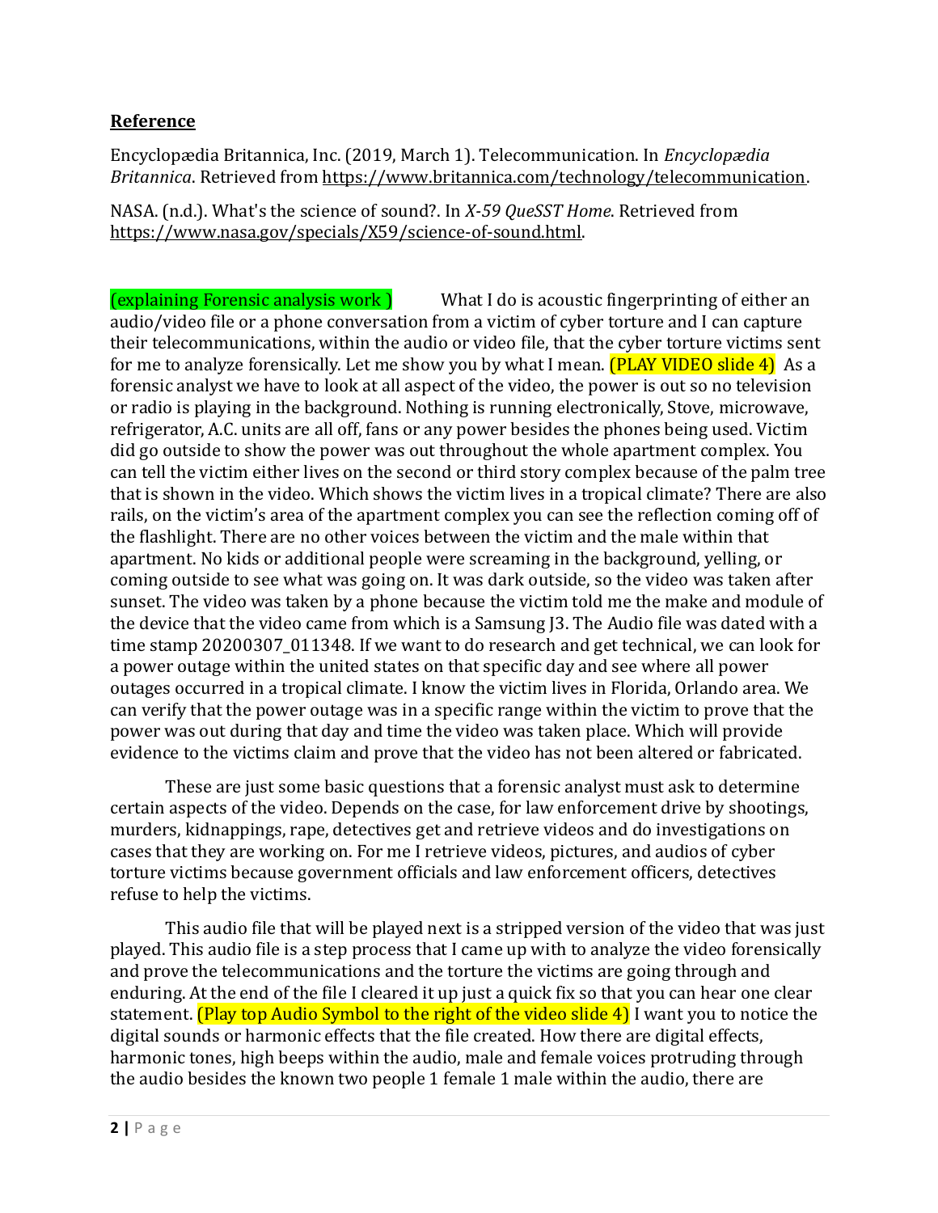**Reference**

Encyclopædia Britannica, Inc. (2019, March 1). Telecommunication. In *Encyclopædia Britannica*. Retrieved from https://www.britannica.com/technology/telecommunication.

NASA. (n.d.). What's the science of sound?. In *X-59 QueSST Home*. Retrieved from https://www.nasa.gov/specials/X59/science-of-sound.html.

(explaining Forensic analysis work ) What I do is acoustic fingerprinting of either an audio/video file or a phone conversation from a victim of cyber torture and I can capture their telecommunications, within the audio or video file, that the cyber torture victims sent for me to analyze forensically. Let me show you by what I mean. (PLAY VIDEO slide 4) As a forensic analyst we have to look at all aspect of the video, the power is out so no television or radio is playing in the background. Nothing is running electronically, Stove, microwave, refrigerator, A.C. units are all off, fans or any power besides the phones being used. Victim did go outside to show the power was out throughout the whole apartment complex. You can tell the victim either lives on the second or third story complex because of the palm tree that is shown in the video. Which shows the victim lives in a tropical climate? There are also rails, on the victim's area of the apartment complex you can see the reflection coming off of the flashlight. There are no other voices between the victim and the male within that apartment. No kids or additional people were screaming in the background, yelling, or coming outside to see what was going on. It was dark outside, so the video was taken after sunset. The video was taken by a phone because the victim told me the make and module of the device that the video came from which is a Samsung J3. The Audio file was dated with a time stamp 20200307_011348. If we want to do research and get technical, we can look for a power outage within the united states on that specific day and see where all power outages occurred in a tropical climate. I know the victim lives in Florida, Orlando area. We can verify that the power outage was in a specific range within the victim to prove that the power was out during that day and time the video was taken place. Which will provide evidence to the victims claim and prove that the video has not been altered or fabricated.

These are just some basic questions that a forensic analyst must ask to determine certain aspects of the video. Depends on the case, for law enforcement drive by shootings, murders, kidnappings, rape, detectives get and retrieve videos and do investigations on cases that they are working on. For me I retrieve videos, pictures, and audios of cyber torture victims because government officials and law enforcement officers, detectives refuse to help the victims.

This audio file that will be played next is a stripped version of the video that was just played. This audio file is a step process that I came up with to analyze the video forensically and prove the telecommunications and the torture the victims are going through and enduring. At the end of the file I cleared it up just a quick fix so that you can hear one clear statement. (Play top Audio Symbol to the right of the video slide 4) I want you to notice the digital sounds or harmonic effects that the file created. How there are digital effects, harmonic tones, high beeps within the audio, male and female voices protruding through the audio besides the known two people 1 female 1 male within the audio, there are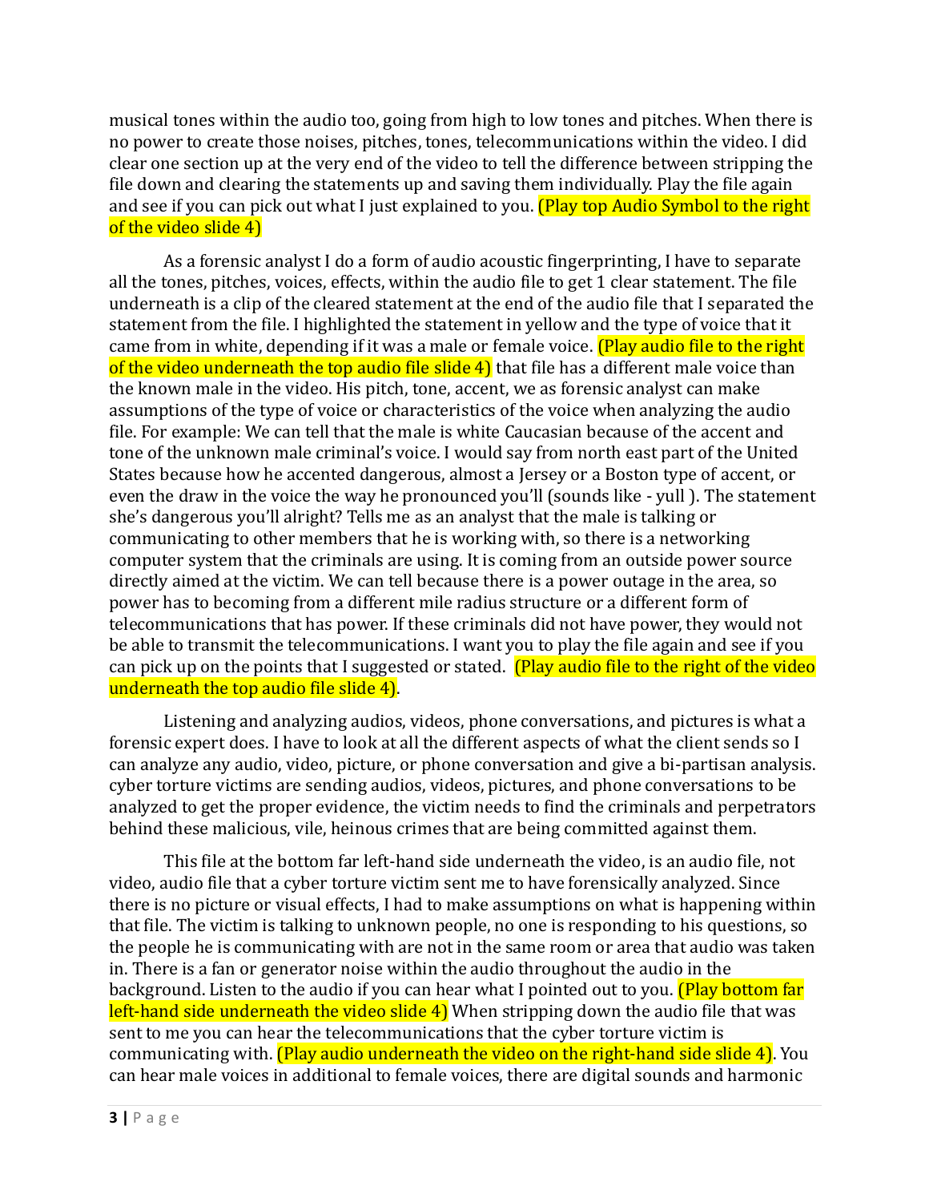musical tones within the audio too, going from high to low tones and pitches. When there is no power to create those noises, pitches, tones, telecommunications within the video. I did clear one section up at the very end of the video to tell the difference between stripping the file down and clearing the statements up and saving them individually. Play the file again and see if you can pick out what I just explained to you. (Play top Audio Symbol to the right of the video slide 4)

As a forensic analyst I do a form of audio acoustic fingerprinting, I have to separate all the tones, pitches, voices, effects, within the audio file to get 1 clear statement. The file underneath is a clip of the cleared statement at the end of the audio file that I separated the statement from the file. I highlighted the statement in yellow and the type of voice that it came from in white, depending if it was a male or female voice. (Play audio file to the right of the video underneath the top audio file slide 4) that file has a different male voice than the known male in the video. His pitch, tone, accent, we as forensic analyst can make assumptions of the type of voice or characteristics of the voice when analyzing the audio file. For example: We can tell that the male is white Caucasian because of the accent and tone of the unknown male criminal's voice. I would say from north east part of the United States because how he accented dangerous, almost a Jersey or a Boston type of accent, or even the draw in the voice the way he pronounced you'll (sounds like - yull ). The statement she's dangerous you'll alright? Tells me as an analyst that the male is talking or communicating to other members that he is working with, so there is a networking computer system that the criminals are using. It is coming from an outside power source directly aimed at the victim. We can tell because there is a power outage in the area, so power has to becoming from a different mile radius structure or a different form of telecommunications that has power. If these criminals did not have power, they would not be able to transmit the telecommunications. I want you to play the file again and see if you can pick up on the points that I suggested or stated. (Play audio file to the right of the video underneath the top audio file slide 4).

Listening and analyzing audios, videos, phone conversations, and pictures is what a forensic expert does. I have to look at all the different aspects of what the client sends so I can analyze any audio, video, picture, or phone conversation and give a bi-partisan analysis. cyber torture victims are sending audios, videos, pictures, and phone conversations to be analyzed to get the proper evidence, the victim needs to find the criminals and perpetrators behind these malicious, vile, heinous crimes that are being committed against them.

This file at the bottom far left-hand side underneath the video, is an audio file, not video, audio file that a cyber torture victim sent me to have forensically analyzed. Since there is no picture or visual effects, I had to make assumptions on what is happening within that file. The victim is talking to unknown people, no one is responding to his questions, so the people he is communicating with are not in the same room or area that audio was taken in. There is a fan or generator noise within the audio throughout the audio in the background. Listen to the audio if you can hear what I pointed out to you. (Play bottom far left-hand side underneath the video slide 4) When stripping down the audio file that was sent to me you can hear the telecommunications that the cyber torture victim is communicating with. (Play audio underneath the video on the right-hand side slide 4). You can hear male voices in additional to female voices, there are digital sounds and harmonic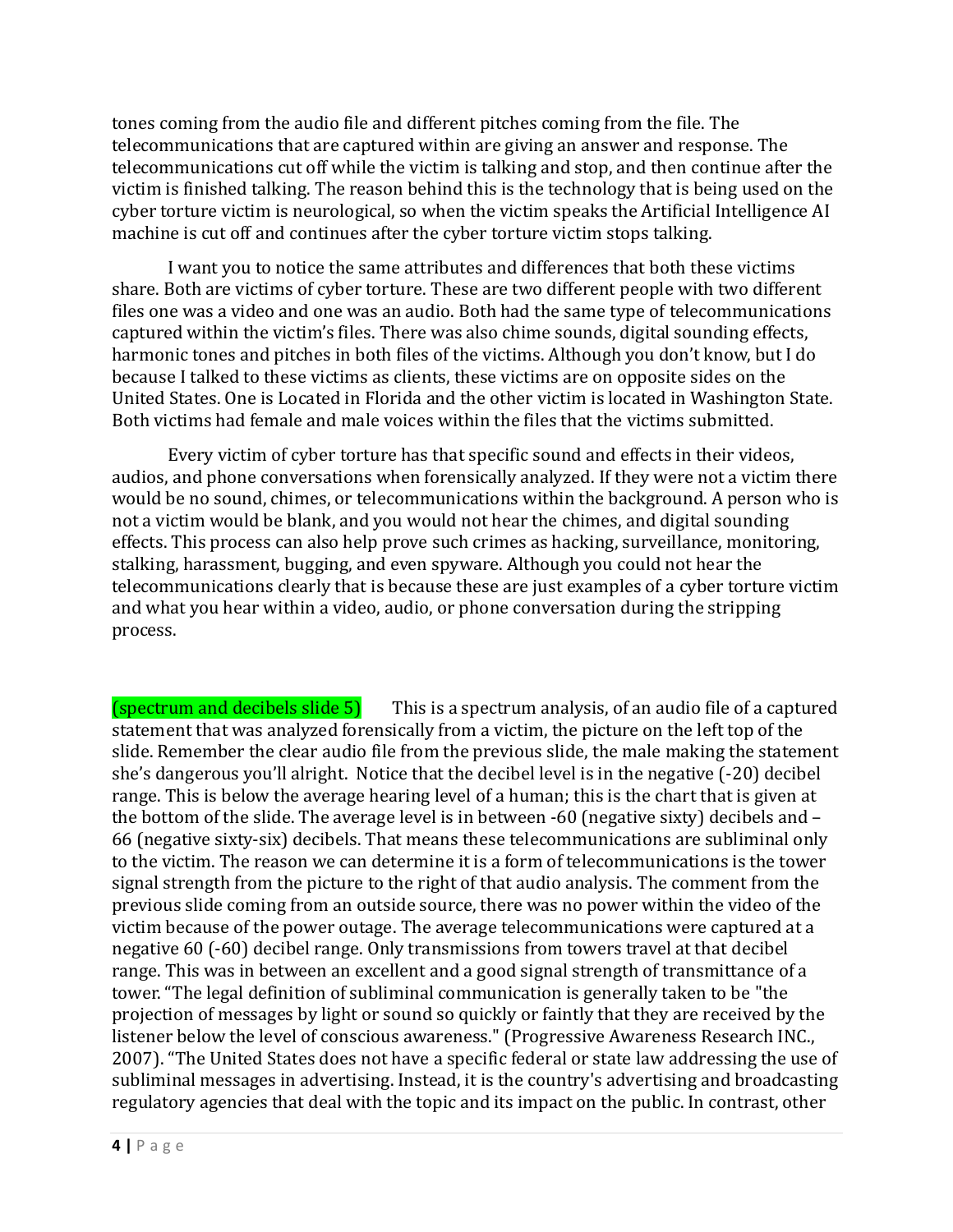tones coming from the audio file and different pitches coming from the file. The telecommunications that are captured within are giving an answer and response. The telecommunications cut off while the victim is talking and stop, and then continue after the victim is finished talking. The reason behind this is the technology that is being used on the cyber torture victim is neurological, so when the victim speaks the Artificial Intelligence AI machine is cut off and continues after the cyber torture victim stops talking.

I want you to notice the same attributes and differences that both these victims share. Both are victims of cyber torture. These are two different people with two different files one was a video and one was an audio. Both had the same type of telecommunications captured within the victim's files. There was also chime sounds, digital sounding effects, harmonic tones and pitches in both files of the victims. Although you don't know, but I do because I talked to these victims as clients, these victims are on opposite sides on the United States. One is Located in Florida and the other victim is located in Washington State. Both victims had female and male voices within the files that the victims submitted.

Every victim of cyber torture has that specific sound and effects in their videos, audios, and phone conversations when forensically analyzed. If they were not a victim there would be no sound, chimes, or telecommunications within the background. A person who is not a victim would be blank, and you would not hear the chimes, and digital sounding effects. This process can also help prove such crimes as hacking, surveillance, monitoring, stalking, harassment, bugging, and even spyware. Although you could not hear the telecommunications clearly that is because these are just examples of a cyber torture victim and what you hear within a video, audio, or phone conversation during the stripping process.

(spectrum and decibels slide 5) This is a spectrum analysis, of an audio file of a captured statement that was analyzed forensically from a victim, the picture on the left top of the slide. Remember the clear audio file from the previous slide, the male making the statement she's dangerous you'll alright. Notice that the decibel level is in the negative (-20) decibel range. This is below the average hearing level of a human; this is the chart that is given at the bottom of the slide. The average level is in between -60 (negative sixty) decibels and –66 (negative sixty-six) decibels. That means these telecommunications are subliminal only to the victim. The reason we can determine it is a form of telecommunications is the tower signal strength from the picture to the right of that audio analysis. The comment from the previous slide coming from an outside source, there was no power within the video of the victim because of the power outage. The average telecommunications were captured at a negative 60 (-60) decibel range. Only transmissions from towers travel at that decibel range. This was in between an excellent and a good signal strength of transmittance of a tower. "The legal definition of subliminal communication is generally taken to be "the projection of messages by light or sound so quickly or faintly that they are received by the listener below the level of conscious awareness." (Progressive Awareness Research INC., 2007). "The United States does not have a specific federal or state law addressing the use of subliminal messages in advertising. Instead, it is the country's advertising and broadcasting regulatory agencies that deal with the topic and its impact on the public. In contrast, other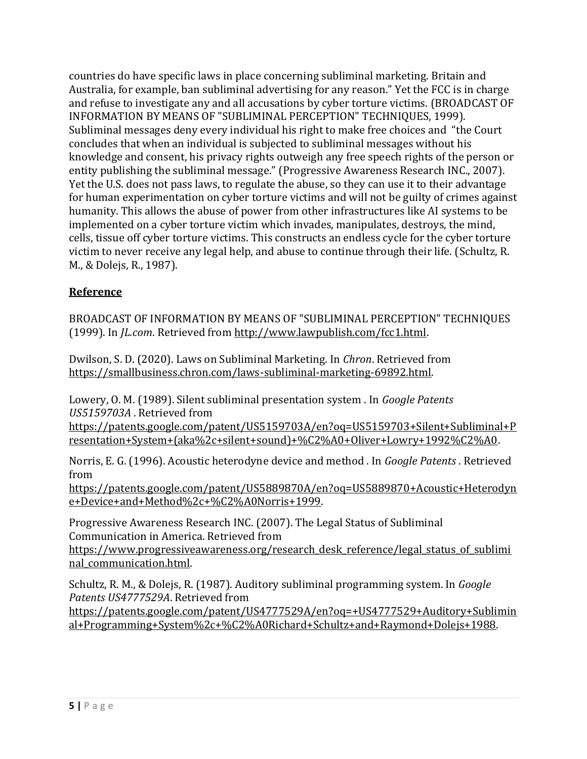countries do have specific laws in place concerning subliminal marketing. Britain and Australia, for example, ban subliminal advertising for any reason." Yet the FCC is in charge and refuse to investigate any and all accusations by cyber torture victims. (BROADCAST OF INFORMATION BY MEANS OF "SUBLIMINAL PERCEPTION" TECHNIQUES, 1999). Subliminal messages deny every individual his right to make free choices and "the Court concludes that when an individual is subjected to subliminal messages without his knowledge and consent, his privacy rights outweigh any free speech rights of the person or entity publishing the subliminal message." (Progressive Awareness Research INC., 2007). Yet the U.S. does not pass laws, to regulate the abuse, so they can use it to their advantage for human experimentation on cyber torture victims and will not be guilty of crimes against humanity. This allows the abuse of power from other infrastructures like AI systems to be implemented on a cyber torture victim which invades, manipulates, destroys, the mind, cells, tissue off cyber torture victims. This constructs an endless cycle for the cyber torture victim to never receive any legal help, and abuse to continue through their life. (Schultz, R. M., & Dolejs, R., 1987).

## **Reference**

BROADCAST OF INFORMATION BY MEANS OF "SUBLIMINAL PERCEPTION" TECHNIQUES (1999). In *JL.com*. Retrieved from http://www.lawpublish.com/fcc1.html.

Dwilson, S. D. (2020). Laws on Subliminal Marketing. In *Chron*. Retrieved from https://smallbusiness.chron.com/laws-subliminal-marketing-69892.html.

Lowery, O. M. (1989). Silent subliminal presentation system . In *Google Patents US5159703A* . Retrieved from https://patents.google.com/patent/US5159703A/en?oq=US5159703+Silent+Subliminal+Presentation+System+(aka%2c+silent+sound)+%C2%A0+Oliver+Lowry+1992%C2%A0.

Norris, E. G. (1996). Acoustic heterodyne device and method . In *Google Patents* . Retrieved from https://patents.google.com/patent/US5889870A/en?oq=US5889870+Acoustic+Heterodyne+Device+and+Method%2c+%C2%A0Norris+1999.

Progressive Awareness Research INC. (2007). The Legal Status of Subliminal Communication in America. Retrieved from https://www.progressiveawareness.org/research_desk_reference/legal_status_of_subliminal_communication.html.

Schultz, R. M., & Dolejs, R. (1987). Auditory subliminal programming system. In *Google Patents US4777529A*. Retrieved from https://patents.google.com/patent/US4777529A/en?oq=+US4777529+Auditory+Subliminal+Programming+System%2c+%C2%A0Richard+Schultz+and+Raymond+Dolejs+1988.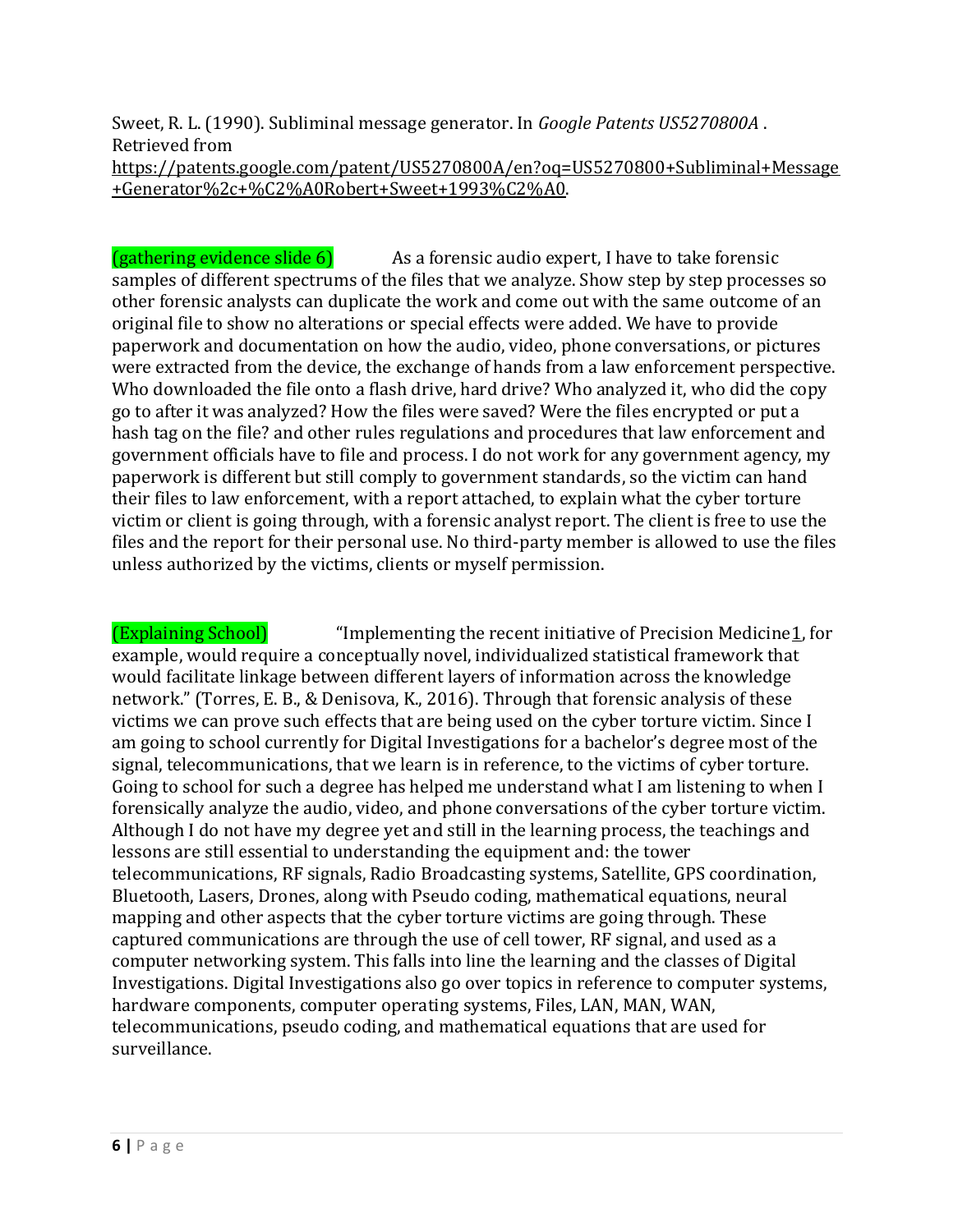Sweet, R. L. (1990). Subliminal message generator. In *Google Patents US5270800A* . Retrieved from https://patents.google.com/patent/US5270800A/en?oq=US5270800+Subliminal+Message+Generator%2c+%C2%A0Robert+Sweet+1993%C2%A0.

(gathering evidence slide 6) As a forensic audio expert, I have to take forensic samples of different spectrums of the files that we analyze. Show step by step processes so other forensic analysts can duplicate the work and come out with the same outcome of an original file to show no alterations or special effects were added. We have to provide paperwork and documentation on how the audio, video, phone conversations, or pictures were extracted from the device, the exchange of hands from a law enforcement perspective. Who downloaded the file onto a flash drive, hard drive? Who analyzed it, who did the copy go to after it was analyzed? How the files were saved? Were the files encrypted or put a hash tag on the file? and other rules regulations and procedures that law enforcement and government officials have to file and process. I do not work for any government agency, my paperwork is different but still comply to government standards, so the victim can hand their files to law enforcement, with a report attached, to explain what the cyber torture victim or client is going through, with a forensic analyst report. The client is free to use the files and the report for their personal use. No third-party member is allowed to use the files unless authorized by the victims, clients or myself permission.

(Explaining School) "Implementing the recent initiative of Precision Medicine1, for example, would require a conceptually novel, individualized statistical framework that would facilitate linkage between different layers of information across the knowledge network." (Torres, E. B., & Denisova, K., 2016). Through that forensic analysis of these victims we can prove such effects that are being used on the cyber torture victim. Since I am going to school currently for Digital Investigations for a bachelor's degree most of the signal, telecommunications, that we learn is in reference, to the victims of cyber torture. Going to school for such a degree has helped me understand what I am listening to when I forensically analyze the audio, video, and phone conversations of the cyber torture victim. Although I do not have my degree yet and still in the learning process, the teachings and lessons are still essential to understanding the equipment and: the tower telecommunications, RF signals, Radio Broadcasting systems, Satellite, GPS coordination, Bluetooth, Lasers, Drones, along with Pseudo coding, mathematical equations, neural mapping and other aspects that the cyber torture victims are going through. These captured communications are through the use of cell tower, RF signal, and used as a computer networking system. This falls into line the learning and the classes of Digital Investigations. Digital Investigations also go over topics in reference to computer systems, hardware components, computer operating systems, Files, LAN, MAN, WAN, telecommunications, pseudo coding, and mathematical equations that are used for surveillance.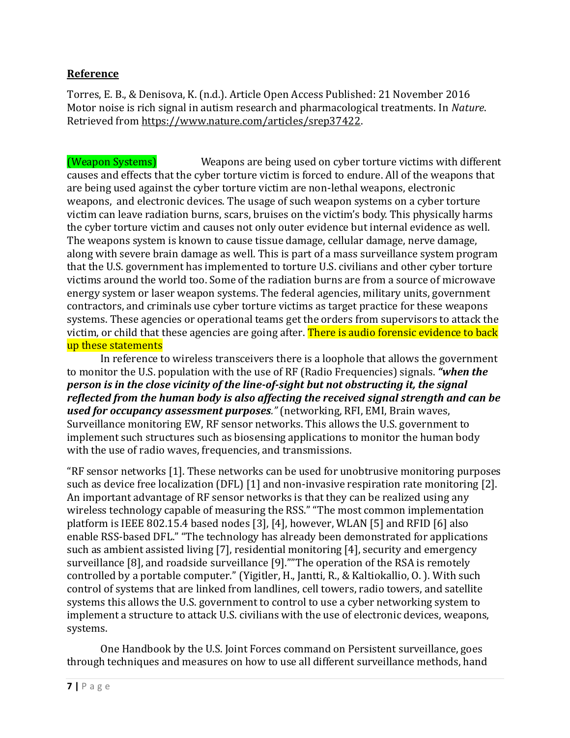**Reference**

Torres, E. B., & Denisova, K. (n.d.). Article Open Access Published: 21 November 2016 Motor noise is rich signal in autism research and pharmacological treatments. In *Nature*. Retrieved from https://www.nature.com/articles/srep37422.

(Weapon Systems) Weapons are being used on cyber torture victims with different causes and effects that the cyber torture victim is forced to endure. All of the weapons that are being used against the cyber torture victim are non-lethal weapons, electronic weapons, and electronic devices. The usage of such weapon systems on a cyber torture victim can leave radiation burns, scars, bruises on the victim's body. This physically harms the cyber torture victim and causes not only outer evidence but internal evidence as well. The weapons system is known to cause tissue damage, cellular damage, nerve damage, along with severe brain damage as well. This is part of a mass surveillance system program that the U.S. government has implemented to torture U.S. civilians and other cyber torture victims around the world too. Some of the radiation burns are from a source of microwave energy system or laser weapon systems. The federal agencies, military units, government contractors, and criminals use cyber torture victims as target practice for these weapons systems. These agencies or operational teams get the orders from supervisors to attack the victim, or child that these agencies are going after. There is audio forensic evidence to back up these statements

In reference to wireless transceivers there is a loophole that allows the government to monitor the U.S. population with the use of RF (Radio Frequencies) signals. ***"when the person is in the close vicinity of the line-of-sight but not obstructing it, the signal reflected from the human body is also affecting the received signal strength and can be used for occupancy assessment purposes."*** (networking, RFI, EMI, Brain waves, Surveillance monitoring EW, RF sensor networks. This allows the U.S. government to implement such structures such as biosensing applications to monitor the human body with the use of radio waves, frequencies, and transmissions.

"RF sensor networks [1]. These networks can be used for unobtrusive monitoring purposes such as device free localization (DFL) [1] and non-invasive respiration rate monitoring [2]. An important advantage of RF sensor networks is that they can be realized using any wireless technology capable of measuring the RSS." "The most common implementation platform is IEEE 802.15.4 based nodes [3], [4], however, WLAN [5] and RFID [6] also enable RSS-based DFL." "The technology has already been demonstrated for applications such as ambient assisted living [7], residential monitoring [4], security and emergency surveillance [8], and roadside surveillance [9]."”The operation of the RSA is remotely controlled by a portable computer." (Yigitler, H., Jantti, R., & Kaltiokallio, O. ). With such control of systems that are linked from landlines, cell towers, radio towers, and satellite systems this allows the U.S. government to control to use a cyber networking system to implement a structure to attack U.S. civilians with the use of electronic devices, weapons, systems.

One Handbook by the U.S. Joint Forces command on Persistent surveillance, goes through techniques and measures on how to use all different surveillance methods, hand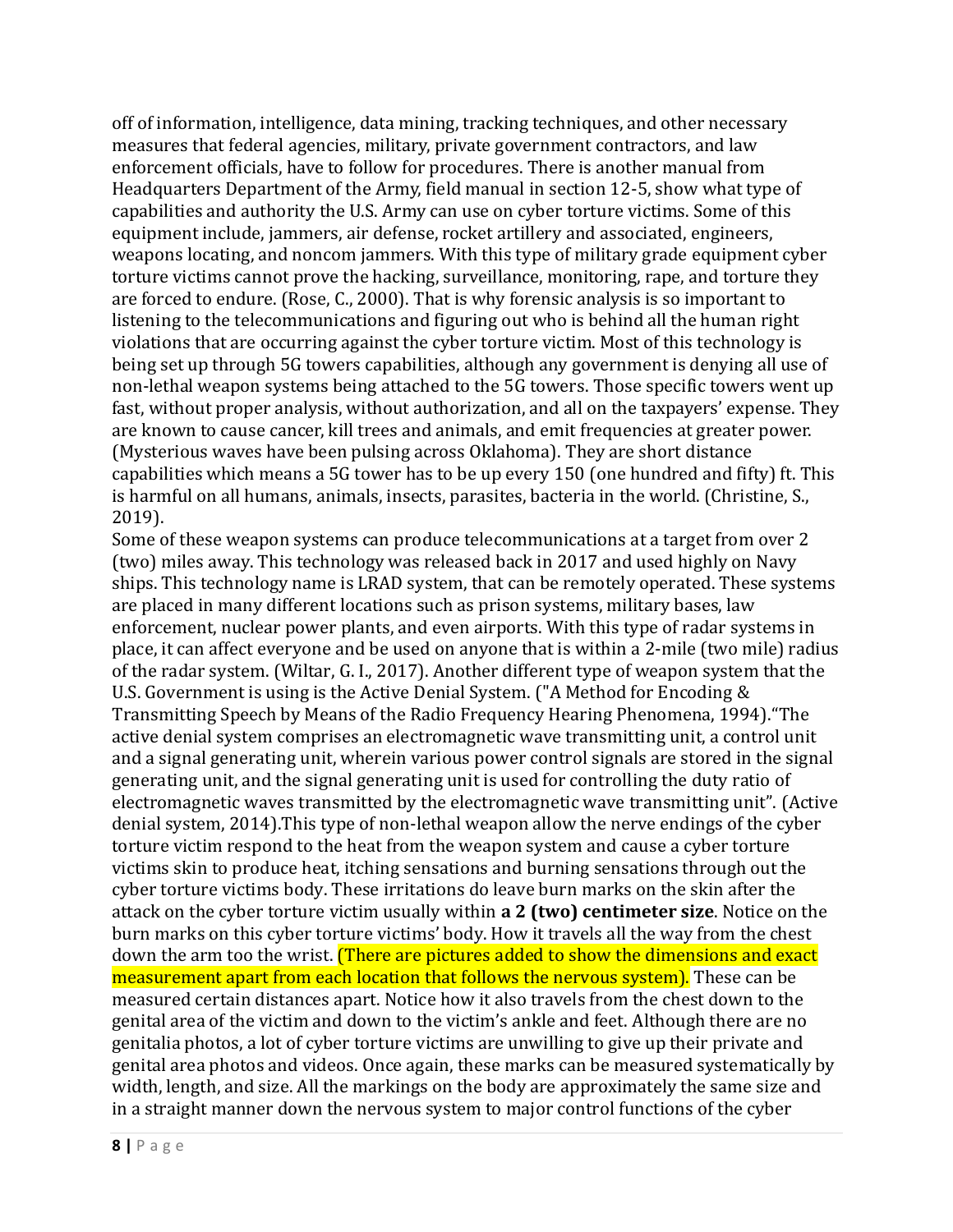off of information, intelligence, data mining, tracking techniques, and other necessary measures that federal agencies, military, private government contractors, and law enforcement officials, have to follow for procedures. There is another manual from Headquarters Department of the Army, field manual in section 12-5, show what type of capabilities and authority the U.S. Army can use on cyber torture victims. Some of this equipment include, jammers, air defense, rocket artillery and associated, engineers, weapons locating, and noncom jammers. With this type of military grade equipment cyber torture victims cannot prove the hacking, surveillance, monitoring, rape, and torture they are forced to endure. (Rose, C., 2000). That is why forensic analysis is so important to listening to the telecommunications and figuring out who is behind all the human right violations that are occurring against the cyber torture victim. Most of this technology is being set up through 5G towers capabilities, although any government is denying all use of non-lethal weapon systems being attached to the 5G towers. Those specific towers went up fast, without proper analysis, without authorization, and all on the taxpayers' expense. They are known to cause cancer, kill trees and animals, and emit frequencies at greater power. (Mysterious waves have been pulsing across Oklahoma). They are short distance capabilities which means a 5G tower has to be up every 150 (one hundred and fifty) ft. This is harmful on all humans, animals, insects, parasites, bacteria in the world. (Christine, S., 2019).

Some of these weapon systems can produce telecommunications at a target from over 2 (two) miles away. This technology was released back in 2017 and used highly on Navy ships. This technology name is LRAD system, that can be remotely operated. These systems are placed in many different locations such as prison systems, military bases, law enforcement, nuclear power plants, and even airports. With this type of radar systems in place, it can affect everyone and be used on anyone that is within a 2-mile (two mile) radius of the radar system. (Wiltar, G. I., 2017). Another different type of weapon system that the U.S. Government is using is the Active Denial System. ("A Method for Encoding & Transmitting Speech by Means of the Radio Frequency Hearing Phenomena, 1994)."The active denial system comprises an electromagnetic wave transmitting unit, a control unit and a signal generating unit, wherein various power control signals are stored in the signal generating unit, and the signal generating unit is used for controlling the duty ratio of electromagnetic waves transmitted by the electromagnetic wave transmitting unit". (Active denial system, 2014).This type of non-lethal weapon allow the nerve endings of the cyber torture victim respond to the heat from the weapon system and cause a cyber torture victims skin to produce heat, itching sensations and burning sensations through out the cyber torture victims body. These irritations do leave burn marks on the skin after the attack on the cyber torture victim usually within **a 2 (two) centimeter size**. Notice on the burn marks on this cyber torture victims' body. How it travels all the way from the chest down the arm too the wrist. (There are pictures added to show the dimensions and exact measurement apart from each location that follows the nervous system). These can be measured certain distances apart. Notice how it also travels from the chest down to the genital area of the victim and down to the victim's ankle and feet. Although there are no genitalia photos, a lot of cyber torture victims are unwilling to give up their private and genital area photos and videos. Once again, these marks can be measured systematically by width, length, and size. All the markings on the body are approximately the same size and in a straight manner down the nervous system to major control functions of the cyber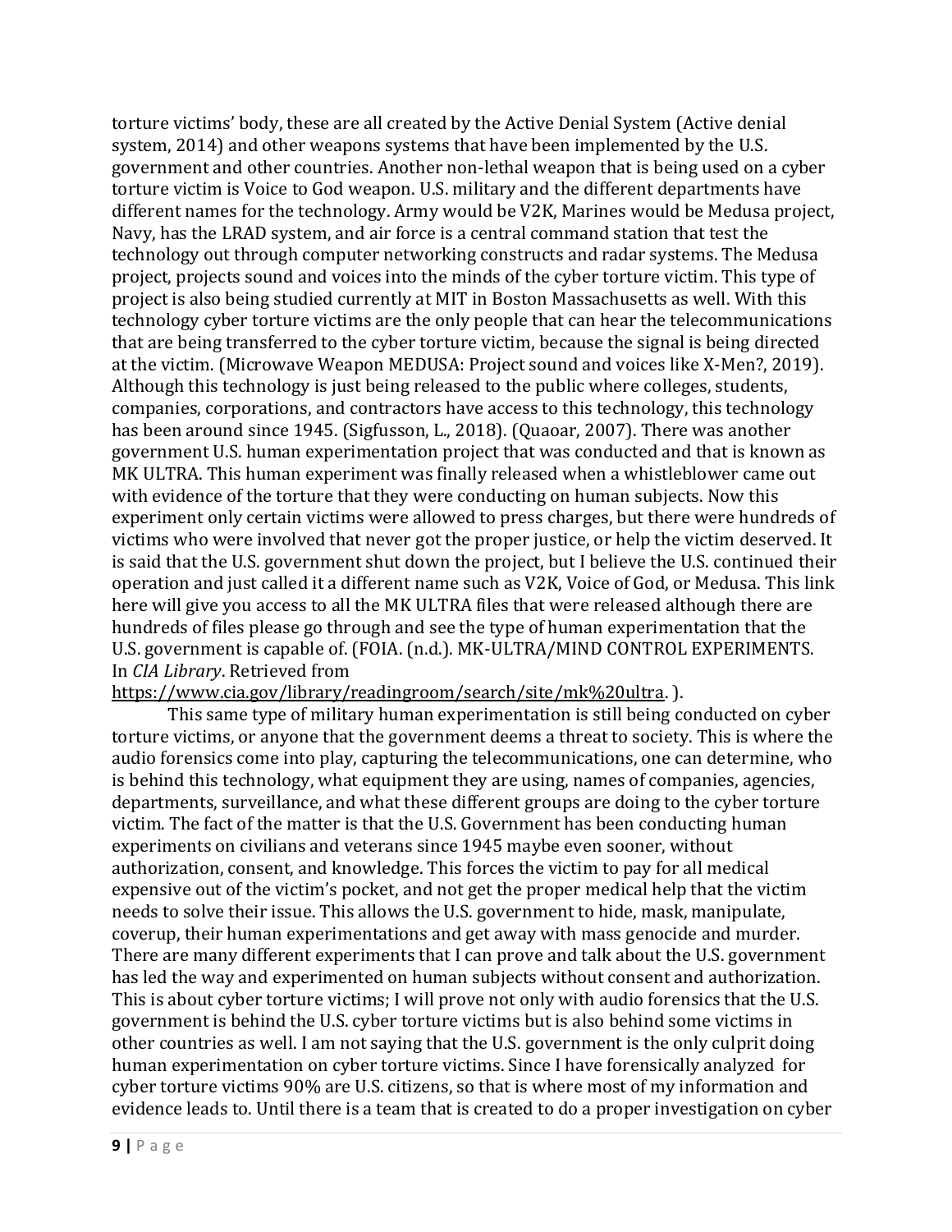torture victims' body, these are all created by the Active Denial System (Active denial system, 2014) and other weapons systems that have been implemented by the U.S. government and other countries. Another non-lethal weapon that is being used on a cyber torture victim is Voice to God weapon. U.S. military and the different departments have different names for the technology. Army would be V2K, Marines would be Medusa project, Navy, has the LRAD system, and air force is a central command station that test the technology out through computer networking constructs and radar systems. The Medusa project, projects sound and voices into the minds of the cyber torture victim. This type of project is also being studied currently at MIT in Boston Massachusetts as well. With this technology cyber torture victims are the only people that can hear the telecommunications that are being transferred to the cyber torture victim, because the signal is being directed at the victim. (Microwave Weapon MEDUSA: Project sound and voices like X-Men?, 2019). Although this technology is just being released to the public where colleges, students, companies, corporations, and contractors have access to this technology, this technology has been around since 1945. (Sigfusson, L., 2018). (Quaoar, 2007). There was another government U.S. human experimentation project that was conducted and that is known as MK ULTRA. This human experiment was finally released when a whistleblower came out with evidence of the torture that they were conducting on human subjects. Now this experiment only certain victims were allowed to press charges, but there were hundreds of victims who were involved that never got the proper justice, or help the victim deserved. It is said that the U.S. government shut down the project, but I believe the U.S. continued their operation and just called it a different name such as V2K, Voice of God, or Medusa. This link here will give you access to all the MK ULTRA files that were released although there are hundreds of files please go through and see the type of human experimentation that the U.S. government is capable of. (FOIA. (n.d.). MK-ULTRA/MIND CONTROL EXPERIMENTS. In *CIA Library*. Retrieved from https://www.cia.gov/library/readingroom/search/site/mk%20ultra. ).

This same type of military human experimentation is still being conducted on cyber torture victims, or anyone that the government deems a threat to society. This is where the audio forensics come into play, capturing the telecommunications, one can determine, who is behind this technology, what equipment they are using, names of companies, agencies, departments, surveillance, and what these different groups are doing to the cyber torture victim. The fact of the matter is that the U.S. Government has been conducting human experiments on civilians and veterans since 1945 maybe even sooner, without authorization, consent, and knowledge. This forces the victim to pay for all medical expensive out of the victim's pocket, and not get the proper medical help that the victim needs to solve their issue. This allows the U.S. government to hide, mask, manipulate, coverup, their human experimentations and get away with mass genocide and murder. There are many different experiments that I can prove and talk about the U.S. government has led the way and experimented on human subjects without consent and authorization. This is about cyber torture victims; I will prove not only with audio forensics that the U.S. government is behind the U.S. cyber torture victims but is also behind some victims in other countries as well. I am not saying that the U.S. government is the only culprit doing human experimentation on cyber torture victims. Since I have forensically analyzed for cyber torture victims 90% are U.S. citizens, so that is where most of my information and evidence leads to. Until there is a team that is created to do a proper investigation on cyber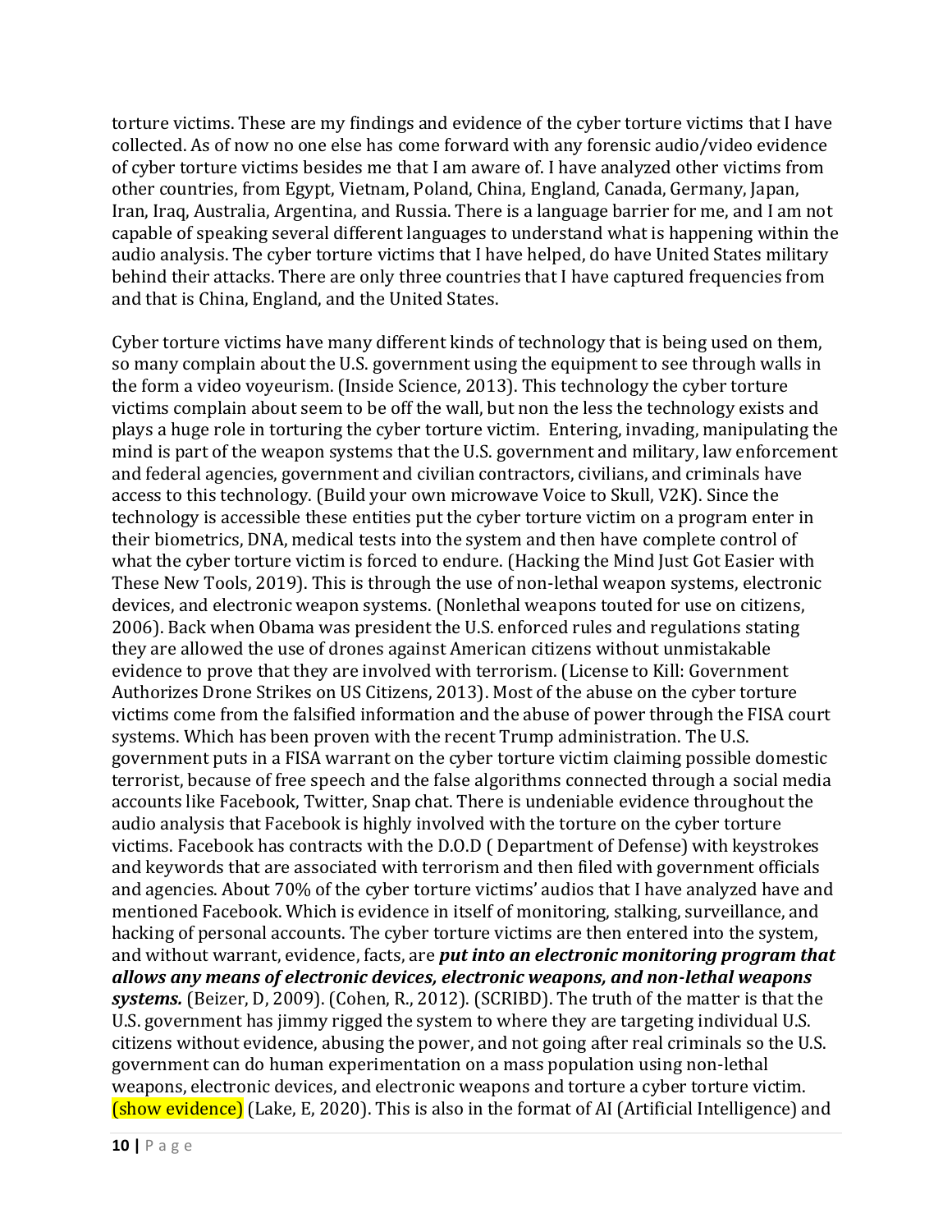torture victims. These are my findings and evidence of the cyber torture victims that I have collected. As of now no one else has come forward with any forensic audio/video evidence of cyber torture victims besides me that I am aware of. I have analyzed other victims from other countries, from Egypt, Vietnam, Poland, China, England, Canada, Germany, Japan, Iran, Iraq, Australia, Argentina, and Russia. There is a language barrier for me, and I am not capable of speaking several different languages to understand what is happening within the audio analysis. The cyber torture victims that I have helped, do have United States military behind their attacks. There are only three countries that I have captured frequencies from and that is China, England, and the United States.

Cyber torture victims have many different kinds of technology that is being used on them, so many complain about the U.S. government using the equipment to see through walls in the form a video voyeurism. (Inside Science, 2013). This technology the cyber torture victims complain about seem to be off the wall, but non the less the technology exists and plays a huge role in torturing the cyber torture victim. Entering, invading, manipulating the mind is part of the weapon systems that the U.S. government and military, law enforcement and federal agencies, government and civilian contractors, civilians, and criminals have access to this technology. (Build your own microwave Voice to Skull, V2K). Since the technology is accessible these entities put the cyber torture victim on a program enter in their biometrics, DNA, medical tests into the system and then have complete control of what the cyber torture victim is forced to endure. (Hacking the Mind Just Got Easier with These New Tools, 2019). This is through the use of non-lethal weapon systems, electronic devices, and electronic weapon systems. (Nonlethal weapons touted for use on citizens, 2006). Back when Obama was president the U.S. enforced rules and regulations stating they are allowed the use of drones against American citizens without unmistakable evidence to prove that they are involved with terrorism. (License to Kill: Government Authorizes Drone Strikes on US Citizens, 2013). Most of the abuse on the cyber torture victims come from the falsified information and the abuse of power through the FISA court systems. Which has been proven with the recent Trump administration. The U.S. government puts in a FISA warrant on the cyber torture victim claiming possible domestic terrorist, because of free speech and the false algorithms connected through a social media accounts like Facebook, Twitter, Snap chat. There is undeniable evidence throughout the audio analysis that Facebook is highly involved with the torture on the cyber torture victims. Facebook has contracts with the D.O.D ( Department of Defense) with keystrokes and keywords that are associated with terrorism and then filed with government officials and agencies. About 70% of the cyber torture victims' audios that I have analyzed have and mentioned Facebook. Which is evidence in itself of monitoring, stalking, surveillance, and hacking of personal accounts. The cyber torture victims are then entered into the system, and without warrant, evidence, facts, are ***put into an electronic monitoring program that allows any means of electronic devices, electronic weapons, and non-lethal weapons systems.*** (Beizer, D, 2009). (Cohen, R., 2012). (SCRIBD). The truth of the matter is that the U.S. government has jimmy rigged the system to where they are targeting individual U.S. citizens without evidence, abusing the power, and not going after real criminals so the U.S. government can do human experimentation on a mass population using non-lethal weapons, electronic devices, and electronic weapons and torture a cyber torture victim. (show evidence) (Lake, E, 2020). This is also in the format of AI (Artificial Intelligence) and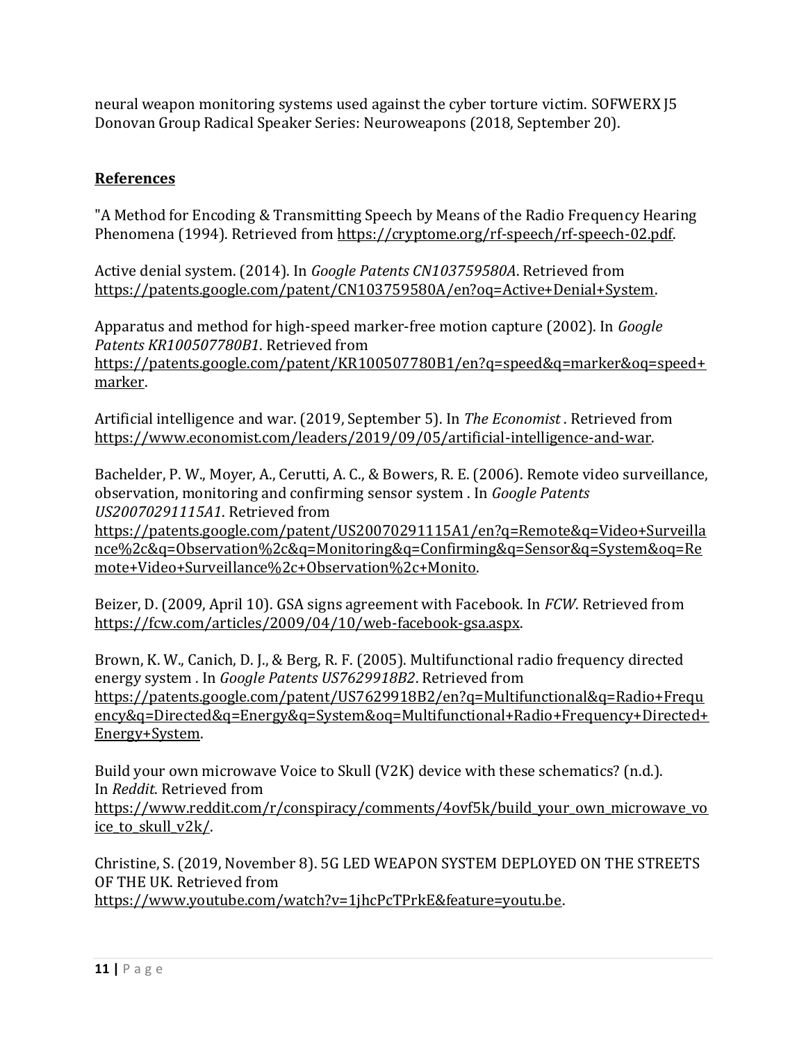neural weapon monitoring systems used against the cyber torture victim. SOFWERX J5 Donovan Group Radical Speaker Series: Neuroweapons (2018, September 20).

## References

"A Method for Encoding & Transmitting Speech by Means of the Radio Frequency Hearing Phenomena (1994). Retrieved from https://cryptome.org/rf-speech/rf-speech-02.pdf.

Active denial system. (2014). In *Google Patents CN103759580A*. Retrieved from https://patents.google.com/patent/CN103759580A/en?oq=Active+Denial+System.

Apparatus and method for high-speed marker-free motion capture (2002). In *Google Patents KR100507780B1*. Retrieved from https://patents.google.com/patent/KR100507780B1/en?q=speed&q=marker&oq=speed+marker.

Artificial intelligence and war. (2019, September 5). In *The Economist* . Retrieved from https://www.economist.com/leaders/2019/09/05/artificial-intelligence-and-war.

Bachelder, P. W., Moyer, A., Cerutti, A. C., & Bowers, R. E. (2006). Remote video surveillance, observation, monitoring and confirming sensor system . In *Google Patents US20070291115A1*. Retrieved from https://patents.google.com/patent/US20070291115A1/en?q=Remote&q=Video+Surveillance%2c&q=Observation%2c&q=Monitoring&q=Confirming&q=Sensor&q=System&oq=Remote+Video+Surveillance%2c+Observation%2c+Monito.

Beizer, D. (2009, April 10). GSA signs agreement with Facebook. In *FCW*. Retrieved from https://fcw.com/articles/2009/04/10/web-facebook-gsa.aspx.

Brown, K. W., Canich, D. J., & Berg, R. F. (2005). Multifunctional radio frequency directed energy system . In *Google Patents US7629918B2*. Retrieved from https://patents.google.com/patent/US7629918B2/en?q=Multifunctional&q=Radio+Frequency&q=Directed&q=Energy&q=System&oq=Multifunctional+Radio+Frequency+Directed+Energy+System.

Build your own microwave Voice to Skull (V2K) device with these schematics? (n.d.). In *Reddit*. Retrieved from https://www.reddit.com/r/conspiracy/comments/4ovf5k/build_your_own_microwave_voice_to_skull_v2k/.

Christine, S. (2019, November 8). 5G LED WEAPON SYSTEM DEPLOYED ON THE STREETS OF THE UK. Retrieved from https://www.youtube.com/watch?v=1jhcPcTPrkE&feature=youtu.be.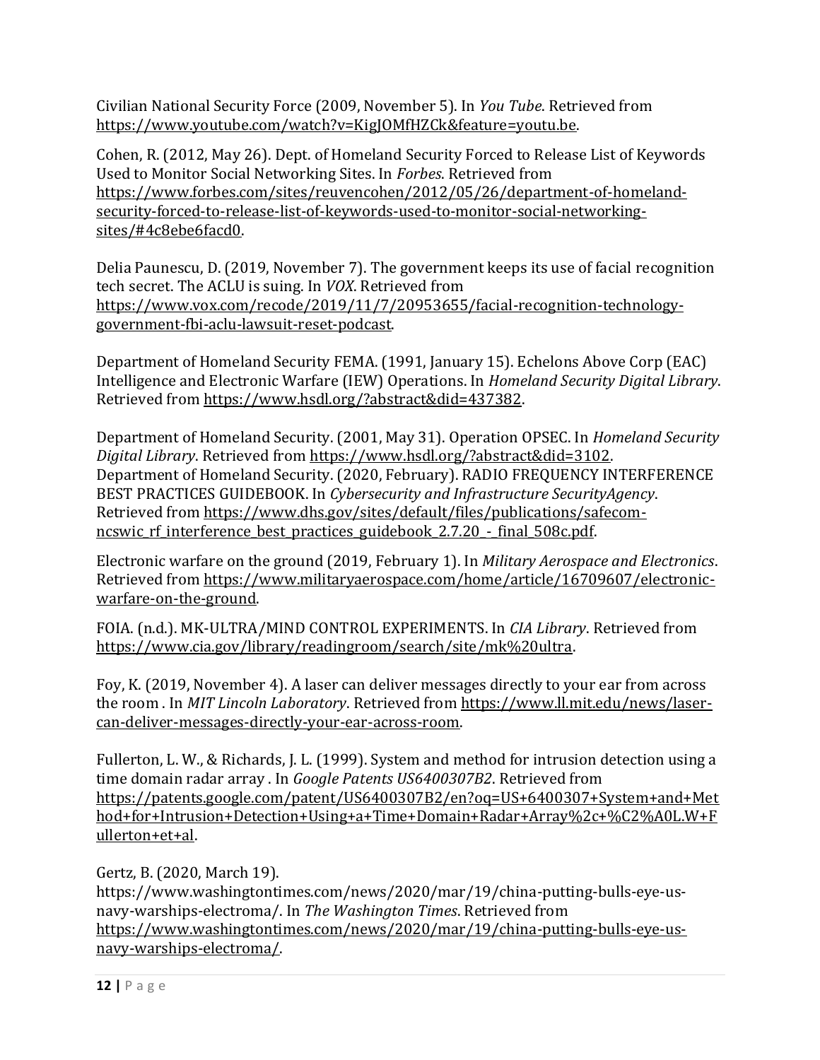Civilian National Security Force (2009, November 5). In *You Tube*. Retrieved from https://www.youtube.com/watch?v=KigJOMfHZCk&feature=youtu.be.

Cohen, R. (2012, May 26). Dept. of Homeland Security Forced to Release List of Keywords Used to Monitor Social Networking Sites. In *Forbes*. Retrieved from https://www.forbes.com/sites/reuvencohen/2012/05/26/department-of-homeland-security-forced-to-release-list-of-keywords-used-to-monitor-social-networking-sites/#4c8ebe6facd0.

Delia Paunescu, D. (2019, November 7). The government keeps its use of facial recognition tech secret. The ACLU is suing. In *VOX*. Retrieved from https://www.vox.com/recode/2019/11/7/20953655/facial-recognition-technology-government-fbi-aclu-lawsuit-reset-podcast.

Department of Homeland Security FEMA. (1991, January 15). Echelons Above Corp (EAC) Intelligence and Electronic Warfare (IEW) Operations. In *Homeland Security Digital Library*. Retrieved from https://www.hsdl.org/?abstract&did=437382.

Department of Homeland Security. (2001, May 31). Operation OPSEC. In *Homeland Security Digital Library*. Retrieved from https://www.hsdl.org/?abstract&did=3102.
Department of Homeland Security. (2020, February). RADIO FREQUENCY INTERFERENCE BEST PRACTICES GUIDEBOOK. In *Cybersecurity and Infrastructure SecurityAgency*. Retrieved from https://www.dhs.gov/sites/default/files/publications/safecom-ncswic_rf_interference_best_practices_guidebook_2.7.20_-_final_508c.pdf.

Electronic warfare on the ground (2019, February 1). In *Military Aerospace and Electronics*. Retrieved from https://www.militaryaerospace.com/home/article/16709607/electronic-warfare-on-the-ground.

FOIA. (n.d.). MK-ULTRA/MIND CONTROL EXPERIMENTS. In *CIA Library*. Retrieved from https://www.cia.gov/library/readingroom/search/site/mk%20ultra.

Foy, K. (2019, November 4). A laser can deliver messages directly to your ear from across the room . In *MIT Lincoln Laboratory*. Retrieved from https://www.ll.mit.edu/news/laser-can-deliver-messages-directly-your-ear-across-room.

Fullerton, L. W., & Richards, J. L. (1999). System and method for intrusion detection using a time domain radar array . In *Google Patents US6400307B2*. Retrieved from https://patents.google.com/patent/US6400307B2/en?oq=US+6400307+System+and+Method+for+Intrusion+Detection+Using+a+Time+Domain+Radar+Array%2c+%C2%A0L.W+Fullerton+et+al.

Gertz, B. (2020, March 19). https://www.washingtontimes.com/news/2020/mar/19/china-putting-bulls-eye-us-navy-warships-electroma/. In *The Washington Times*. Retrieved from https://www.washingtontimes.com/news/2020/mar/19/china-putting-bulls-eye-us-navy-warships-electroma/.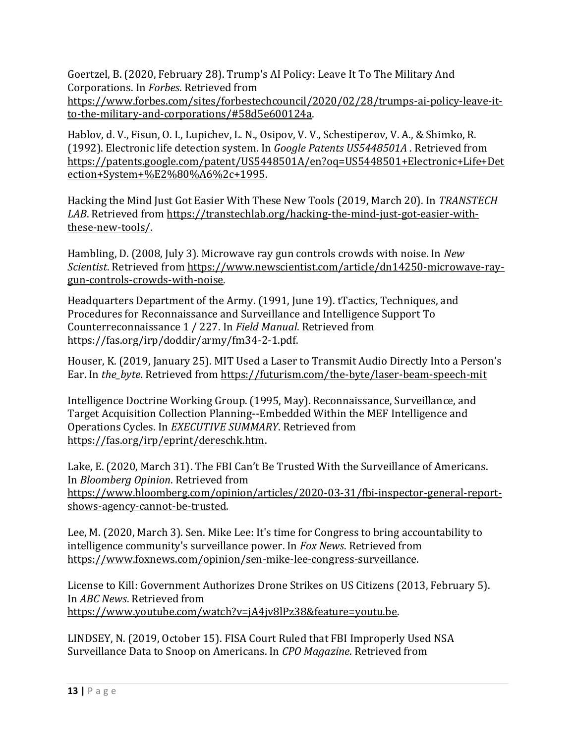Goertzel, B. (2020, February 28). Trump's AI Policy: Leave It To The Military And Corporations. In *Forbes*. Retrieved from https://www.forbes.com/sites/forbestechcouncil/2020/02/28/trumps-ai-policy-leave-it-to-the-military-and-corporations/#58d5e600124a.

Hablov, d. V., Fisun, O. I., Lupichev, L. N., Osipov, V. V., Schestiperov, V. A., & Shimko, R. (1992). Electronic life detection system. In *Google Patents US5448501A* . Retrieved from https://patents.google.com/patent/US5448501A/en?oq=US5448501+Electronic+Life+Detection+System+%E2%80%A6%2c+1995.

Hacking the Mind Just Got Easier With These New Tools (2019, March 20). In *TRANSTECH LAB*. Retrieved from https://transtechlab.org/hacking-the-mind-just-got-easier-with-these-new-tools/.

Hambling, D. (2008, July 3). Microwave ray gun controls crowds with noise. In *New Scientist*. Retrieved from https://www.newscientist.com/article/dn14250-microwave-ray-gun-controls-crowds-with-noise.

Headquarters Department of the Army. (1991, June 19). tTactics, Techniques, and Procedures for Reconnaissance and Surveillance and Intelligence Support To Counterreconnaissance 1 / 227. In *Field Manual*. Retrieved from https://fas.org/irp/doddir/army/fm34-2-1.pdf.

Houser, K. (2019, January 25). MIT Used a Laser to Transmit Audio Directly Into a Person's Ear. In *the_byte*. Retrieved from https://futurism.com/the-byte/laser-beam-speech-mit

Intelligence Doctrine Working Group. (1995, May). Reconnaissance, Surveillance, and Target Acquisition Collection Planning--Embedded Within the MEF Intelligence and Operations Cycles. In *EXECUTIVE SUMMARY*. Retrieved from https://fas.org/irp/eprint/dereschk.htm.

Lake, E. (2020, March 31). The FBI Can't Be Trusted With the Surveillance of Americans. In *Bloomberg Opinion*. Retrieved from https://www.bloomberg.com/opinion/articles/2020-03-31/fbi-inspector-general-report-shows-agency-cannot-be-trusted.

Lee, M. (2020, March 3). Sen. Mike Lee: It's time for Congress to bring accountability to intelligence community's surveillance power. In *Fox News*. Retrieved from https://www.foxnews.com/opinion/sen-mike-lee-congress-surveillance.

License to Kill: Government Authorizes Drone Strikes on US Citizens (2013, February 5). In *ABC News*. Retrieved from https://www.youtube.com/watch?v=jA4jv8lPz38&feature=youtu.be.

LINDSEY, N. (2019, October 15). FISA Court Ruled that FBI Improperly Used NSA Surveillance Data to Snoop on Americans. In *CPO Magazine*. Retrieved from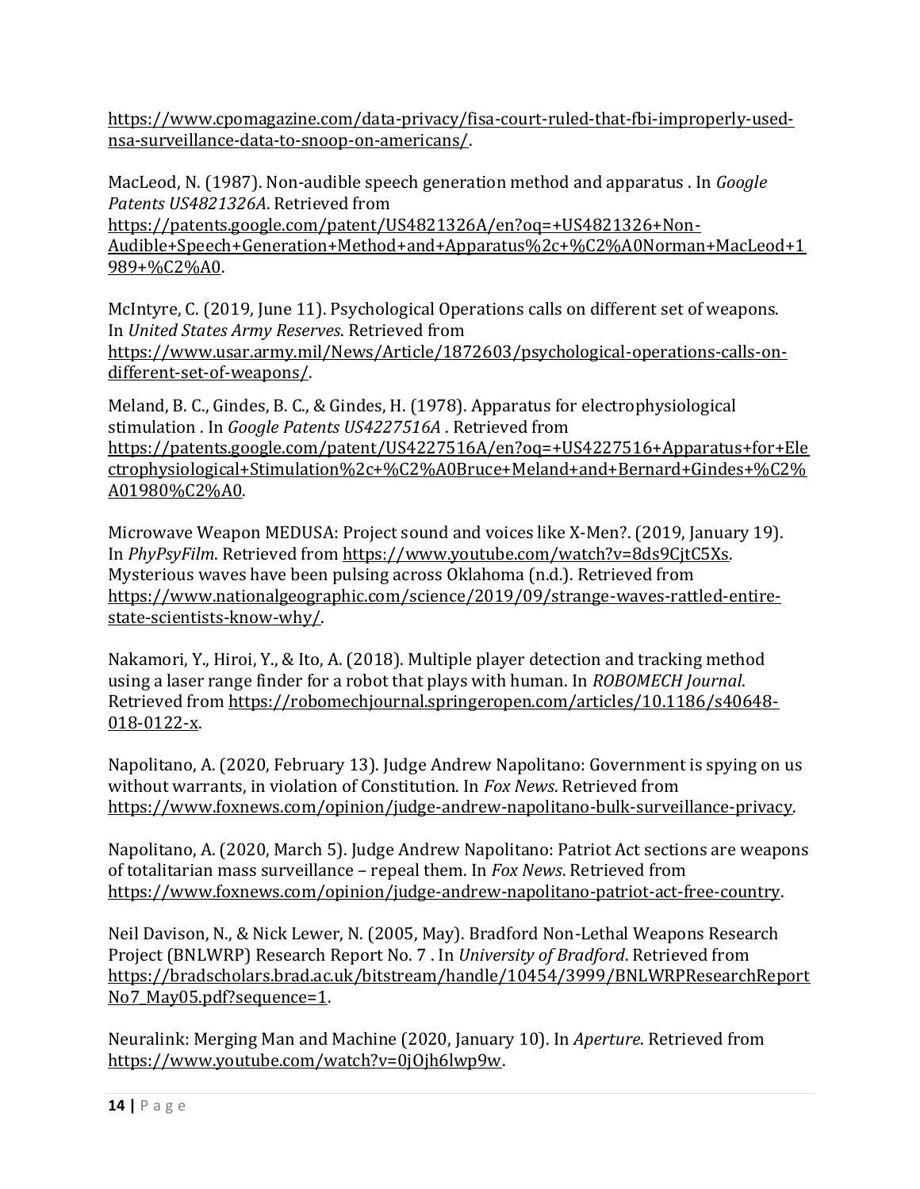https://www.cpomagazine.com/data-privacy/fisa-court-ruled-that-fbi-improperly-used-nsa-surveillance-data-to-snoop-on-americans/.

MacLeod, N. (1987). Non-audible speech generation method and apparatus . In *Google Patents US4821326A*. Retrieved from https://patents.google.com/patent/US4821326A/en?oq=+US4821326+Non-Audible+Speech+Generation+Method+and+Apparatus%2c+%C2%A0Norman+MacLeod+1989+%C2%A0.

McIntyre, C. (2019, June 11). Psychological Operations calls on different set of weapons. In *United States Army Reserves*. Retrieved from https://www.usar.army.mil/News/Article/1872603/psychological-operations-calls-on-different-set-of-weapons/.

Meland, B. C., Gindes, B. C., & Gindes, H. (1978). Apparatus for electrophysiological stimulation . In *Google Patents US4227516A* . Retrieved from https://patents.google.com/patent/US4227516A/en?oq=+US4227516+Apparatus+for+Electrophysiological+Stimulation%2c+%C2%A0Bruce+Meland+and+Bernard+Gindes+%C2%A01980%C2%A0.

Microwave Weapon MEDUSA: Project sound and voices like X-Men?. (2019, January 19). In *PhyPsyFilm*. Retrieved from https://www.youtube.com/watch?v=8ds9CjtC5Xs.
Mysterious waves have been pulsing across Oklahoma (n.d.). Retrieved from https://www.nationalgeographic.com/science/2019/09/strange-waves-rattled-entire-state-scientists-know-why/.

Nakamori, Y., Hiroi, Y., & Ito, A. (2018). Multiple player detection and tracking method using a laser range finder for a robot that plays with human. In *ROBOMECH Journal*. Retrieved from https://robomechjournal.springeropen.com/articles/10.1186/s40648-018-0122-x.

Napolitano, A. (2020, February 13). Judge Andrew Napolitano: Government is spying on us without warrants, in violation of Constitution. In *Fox News*. Retrieved from https://www.foxnews.com/opinion/judge-andrew-napolitano-bulk-surveillance-privacy.

Napolitano, A. (2020, March 5). Judge Andrew Napolitano: Patriot Act sections are weapons of totalitarian mass surveillance – repeal them. In *Fox News*. Retrieved from https://www.foxnews.com/opinion/judge-andrew-napolitano-patriot-act-free-country.

Neil Davison, N., & Nick Lewer, N. (2005, May). Bradford Non-Lethal Weapons Research Project (BNLWRP) Research Report No. 7 . In *University of Bradford*. Retrieved from https://bradscholars.brad.ac.uk/bitstream/handle/10454/3999/BNLWRPResearchReportNo7_May05.pdf?sequence=1.

Neuralink: Merging Man and Machine (2020, January 10). In *Aperture*. Retrieved from https://www.youtube.com/watch?v=0jOjh6lwp9w.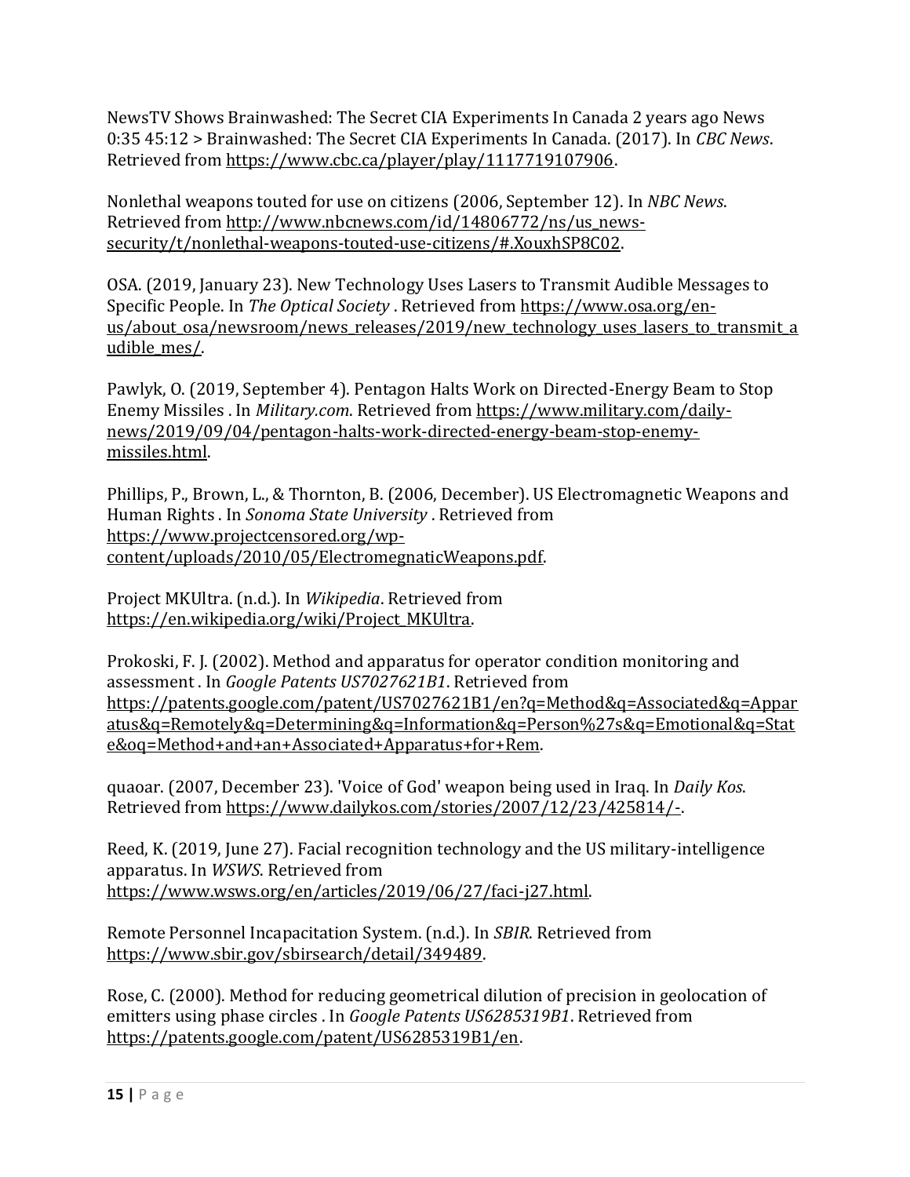NewsTV Shows Brainwashed: The Secret CIA Experiments In Canada 2 years ago News 0:35 45:12 > Brainwashed: The Secret CIA Experiments In Canada. (2017). In *CBC News*. Retrieved from https://www.cbc.ca/player/play/1117719107906.

Nonlethal weapons touted for use on citizens (2006, September 12). In *NBC News*. Retrieved from http://www.nbcnews.com/id/14806772/ns/us_news-security/t/nonlethal-weapons-touted-use-citizens/#.XouxhSP8C02.

OSA. (2019, January 23). New Technology Uses Lasers to Transmit Audible Messages to Specific People. In *The Optical Society* . Retrieved from https://www.osa.org/en-us/about_osa/newsroom/news_releases/2019/new_technology_uses_lasers_to_transmit_audible_mes/.

Pawlyk, O. (2019, September 4). Pentagon Halts Work on Directed-Energy Beam to Stop Enemy Missiles . In *Military.com*. Retrieved from https://www.military.com/daily-news/2019/09/04/pentagon-halts-work-directed-energy-beam-stop-enemy-missiles.html.

Phillips, P., Brown, L., & Thornton, B. (2006, December). US Electromagnetic Weapons and Human Rights . In *Sonoma State University* . Retrieved from https://www.projectcensored.org/wp-content/uploads/2010/05/ElectromegnaticWeapons.pdf.

Project MKUltra. (n.d.). In *Wikipedia*. Retrieved from https://en.wikipedia.org/wiki/Project_MKUltra.

Prokoski, F. J. (2002). Method and apparatus for operator condition monitoring and assessment . In *Google Patents US7027621B1*. Retrieved from https://patents.google.com/patent/US7027621B1/en?q=Method&q=Associated&q=Apparatus&q=Remotely&q=Determining&q=Information&q=Person%27s&q=Emotional&q=State&oq=Method+and+an+Associated+Apparatus+for+Rem.

quaoar. (2007, December 23). 'Voice of God' weapon being used in Iraq. In *Daily Kos*. Retrieved from https://www.dailykos.com/stories/2007/12/23/425814/-.

Reed, K. (2019, June 27). Facial recognition technology and the US military-intelligence apparatus. In *WSWS*. Retrieved from https://www.wsws.org/en/articles/2019/06/27/faci-j27.html.

Remote Personnel Incapacitation System. (n.d.). In *SBIR*. Retrieved from https://www.sbir.gov/sbirsearch/detail/349489.

Rose, C. (2000). Method for reducing geometrical dilution of precision in geolocation of emitters using phase circles . In *Google Patents US6285319B1*. Retrieved from https://patents.google.com/patent/US6285319B1/en.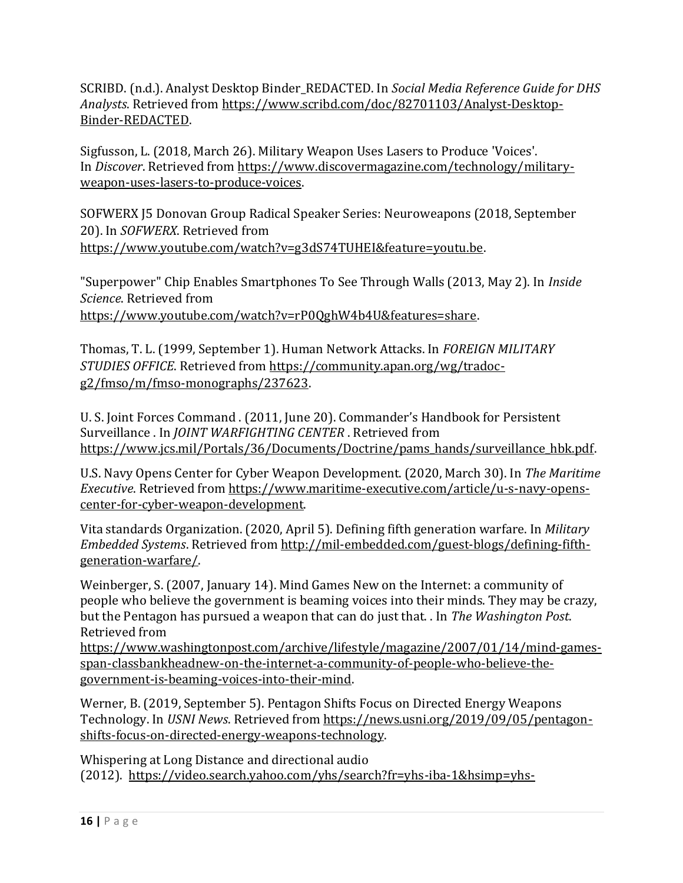SCRIBD. (n.d.). Analyst Desktop Binder_REDACTED. In *Social Media Reference Guide for DHS Analysts*. Retrieved from https://www.scribd.com/doc/82701103/Analyst-Desktop-Binder-REDACTED.

Sigfusson, L. (2018, March 26). Military Weapon Uses Lasers to Produce 'Voices'. In *Discover*. Retrieved from https://www.discovermagazine.com/technology/military-weapon-uses-lasers-to-produce-voices.

SOFWERX J5 Donovan Group Radical Speaker Series: Neuroweapons (2018, September 20). In *SOFWERX*. Retrieved from https://www.youtube.com/watch?v=g3dS74TUHEI&feature=youtu.be.

"Superpower" Chip Enables Smartphones To See Through Walls (2013, May 2). In *Inside Science*. Retrieved from https://www.youtube.com/watch?v=rP0QghW4b4U&features=share.

Thomas, T. L. (1999, September 1). Human Network Attacks. In *FOREIGN MILITARY STUDIES OFFICE*. Retrieved from https://community.apan.org/wg/tradoc-g2/fmso/m/fmso-monographs/237623.

U. S. Joint Forces Command . (2011, June 20). Commander's Handbook for Persistent Surveillance . In *JOINT WARFIGHTING CENTER* . Retrieved from https://www.jcs.mil/Portals/36/Documents/Doctrine/pams_hands/surveillance_hbk.pdf.

U.S. Navy Opens Center for Cyber Weapon Development. (2020, March 30). In *The Maritime Executive*. Retrieved from https://www.maritime-executive.com/article/u-s-navy-opens-center-for-cyber-weapon-development.

Vita standards Organization. (2020, April 5). Defining fifth generation warfare. In *Military Embedded Systems*. Retrieved from http://mil-embedded.com/guest-blogs/defining-fifth-generation-warfare/.

Weinberger, S. (2007, January 14). Mind Games New on the Internet: a community of people who believe the government is beaming voices into their minds. They may be crazy, but the Pentagon has pursued a weapon that can do just that. . In *The Washington Post*. Retrieved from https://www.washingtonpost.com/archive/lifestyle/magazine/2007/01/14/mind-games-span-classbankheadnew-on-the-internet-a-community-of-people-who-believe-the-government-is-beaming-voices-into-their-mind.

Werner, B. (2019, September 5). Pentagon Shifts Focus on Directed Energy Weapons Technology. In *USNI News*. Retrieved from https://news.usni.org/2019/09/05/pentagon-shifts-focus-on-directed-energy-weapons-technology.

Whispering at Long Distance and directional audio (2012). https://video.search.yahoo.com/yhs/search?fr=yhs-iba-1&hsimp=yhs-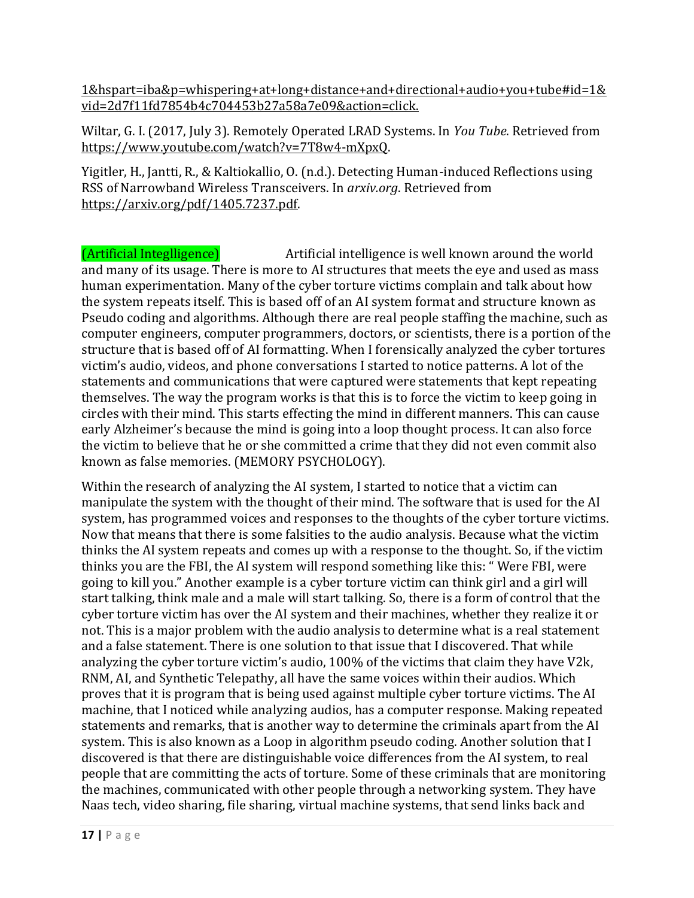1&hspart=iba&p=whispering+at+long+distance+and+directional+audio+you+tube#id=1&vid=2d7f11fd7854b4c704453b27a58a7e09&action=click.

Wiltar, G. I. (2017, July 3). Remotely Operated LRAD Systems. In *You Tube*. Retrieved from https://www.youtube.com/watch?v=7T8w4-mXpxQ.

Yigitler, H., Jantti, R., & Kaltiokallio, O. (n.d.). Detecting Human-induced Reflections using RSS of Narrowband Wireless Transceivers. In *arxiv.org*. Retrieved from https://arxiv.org/pdf/1405.7237.pdf.

(Artificial Integlligence) Artificial intelligence is well known around the world and many of its usage. There is more to AI structures that meets the eye and used as mass human experimentation. Many of the cyber torture victims complain and talk about how the system repeats itself. This is based off of an AI system format and structure known as Pseudo coding and algorithms. Although there are real people staffing the machine, such as computer engineers, computer programmers, doctors, or scientists, there is a portion of the structure that is based off of AI formatting. When I forensically analyzed the cyber tortures victim's audio, videos, and phone conversations I started to notice patterns. A lot of the statements and communications that were captured were statements that kept repeating themselves. The way the program works is that this is to force the victim to keep going in circles with their mind. This starts effecting the mind in different manners. This can cause early Alzheimer's because the mind is going into a loop thought process. It can also force the victim to believe that he or she committed a crime that they did not even commit also known as false memories. (MEMORY PSYCHOLOGY).

Within the research of analyzing the AI system, I started to notice that a victim can manipulate the system with the thought of their mind. The software that is used for the AI system, has programmed voices and responses to the thoughts of the cyber torture victims. Now that means that there is some falsities to the audio analysis. Because what the victim thinks the AI system repeats and comes up with a response to the thought. So, if the victim thinks you are the FBI, the AI system will respond something like this: " Were FBI, were going to kill you." Another example is a cyber torture victim can think girl and a girl will start talking, think male and a male will start talking. So, there is a form of control that the cyber torture victim has over the AI system and their machines, whether they realize it or not. This is a major problem with the audio analysis to determine what is a real statement and a false statement. There is one solution to that issue that I discovered. That while analyzing the cyber torture victim's audio, 100% of the victims that claim they have V2k, RNM, AI, and Synthetic Telepathy, all have the same voices within their audios. Which proves that it is program that is being used against multiple cyber torture victims. The AI machine, that I noticed while analyzing audios, has a computer response. Making repeated statements and remarks, that is another way to determine the criminals apart from the AI system. This is also known as a Loop in algorithm pseudo coding. Another solution that I discovered is that there are distinguishable voice differences from the AI system, to real people that are committing the acts of torture. Some of these criminals that are monitoring the machines, communicated with other people through a networking system. They have Naas tech, video sharing, file sharing, virtual machine systems, that send links back and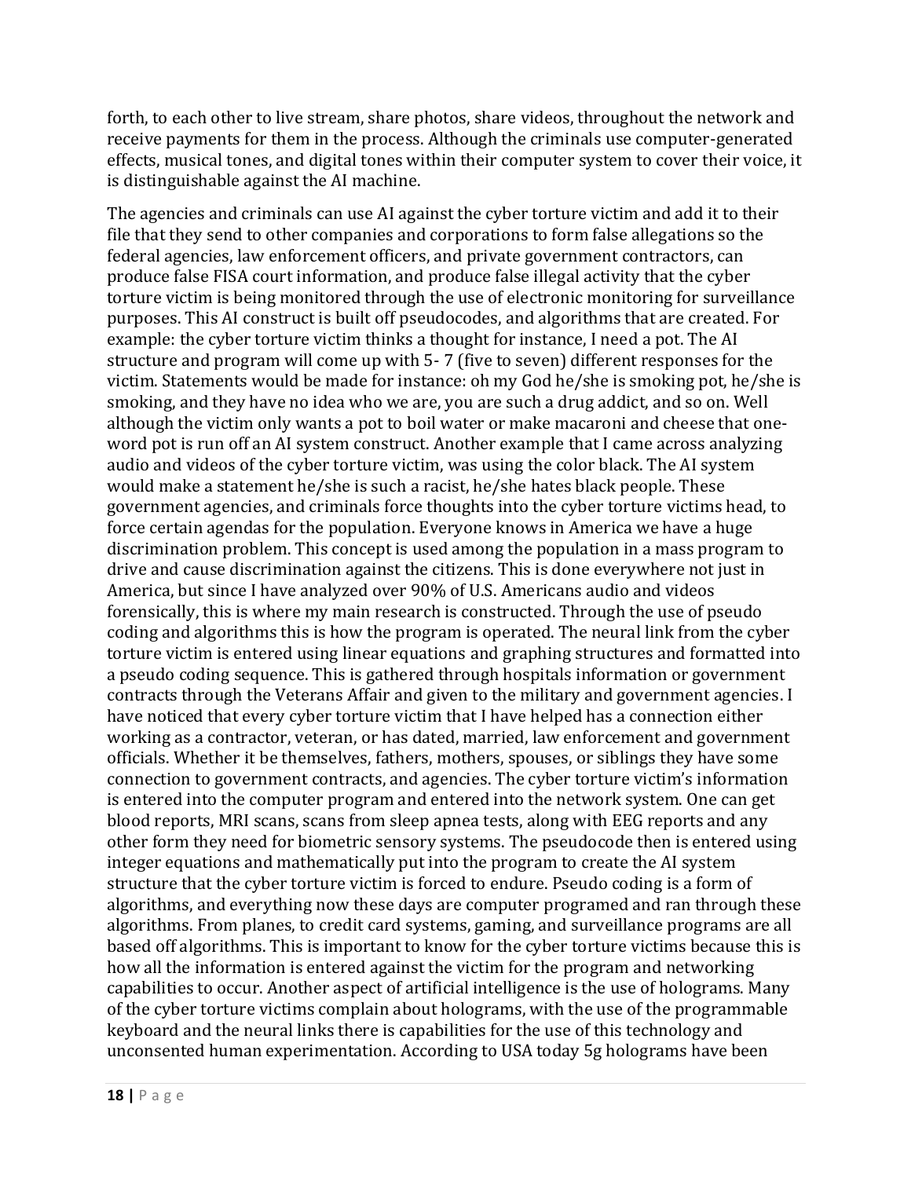forth, to each other to live stream, share photos, share videos, throughout the network and receive payments for them in the process. Although the criminals use computer-generated effects, musical tones, and digital tones within their computer system to cover their voice, it is distinguishable against the AI machine.

The agencies and criminals can use AI against the cyber torture victim and add it to their file that they send to other companies and corporations to form false allegations so the federal agencies, law enforcement officers, and private government contractors, can produce false FISA court information, and produce false illegal activity that the cyber torture victim is being monitored through the use of electronic monitoring for surveillance purposes. This AI construct is built off pseudocodes, and algorithms that are created. For example: the cyber torture victim thinks a thought for instance, I need a pot. The AI structure and program will come up with 5- 7 (five to seven) different responses for the victim. Statements would be made for instance: oh my God he/she is smoking pot, he/she is smoking, and they have no idea who we are, you are such a drug addict, and so on. Well although the victim only wants a pot to boil water or make macaroni and cheese that one-word pot is run off an AI system construct. Another example that I came across analyzing audio and videos of the cyber torture victim, was using the color black. The AI system would make a statement he/she is such a racist, he/she hates black people. These government agencies, and criminals force thoughts into the cyber torture victims head, to force certain agendas for the population. Everyone knows in America we have a huge discrimination problem. This concept is used among the population in a mass program to drive and cause discrimination against the citizens. This is done everywhere not just in America, but since I have analyzed over 90% of U.S. Americans audio and videos forensically, this is where my main research is constructed. Through the use of pseudo coding and algorithms this is how the program is operated. The neural link from the cyber torture victim is entered using linear equations and graphing structures and formatted into a pseudo coding sequence. This is gathered through hospitals information or government contracts through the Veterans Affair and given to the military and government agencies. I have noticed that every cyber torture victim that I have helped has a connection either working as a contractor, veteran, or has dated, married, law enforcement and government officials. Whether it be themselves, fathers, mothers, spouses, or siblings they have some connection to government contracts, and agencies. The cyber torture victim's information is entered into the computer program and entered into the network system. One can get blood reports, MRI scans, scans from sleep apnea tests, along with EEG reports and any other form they need for biometric sensory systems. The pseudocode then is entered using integer equations and mathematically put into the program to create the AI system structure that the cyber torture victim is forced to endure. Pseudo coding is a form of algorithms, and everything now these days are computer programed and ran through these algorithms. From planes, to credit card systems, gaming, and surveillance programs are all based off algorithms. This is important to know for the cyber torture victims because this is how all the information is entered against the victim for the program and networking capabilities to occur. Another aspect of artificial intelligence is the use of holograms. Many of the cyber torture victims complain about holograms, with the use of the programmable keyboard and the neural links there is capabilities for the use of this technology and unconsented human experimentation. According to USA today 5g holograms have been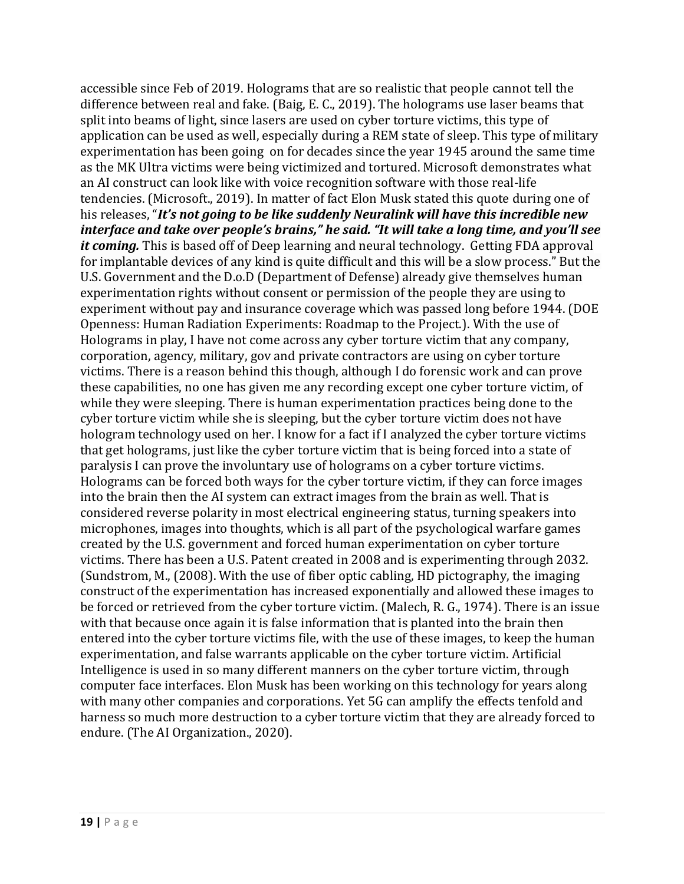accessible since Feb of 2019. Holograms that are so realistic that people cannot tell the difference between real and fake. (Baig, E. C., 2019). The holograms use laser beams that split into beams of light, since lasers are used on cyber torture victims, this type of application can be used as well, especially during a REM state of sleep. This type of military experimentation has been going on for decades since the year 1945 around the same time as the MK Ultra victims were being victimized and tortured. Microsoft demonstrates what an AI construct can look like with voice recognition software with those real-life tendencies. (Microsoft., 2019). In matter of fact Elon Musk stated this quote during one of his releases, "***It's not going to be like suddenly Neuralink will have this incredible new interface and take over people's brains," he said. "It will take a long time, and you'll see it coming.*** This is based off of Deep learning and neural technology. Getting FDA approval for implantable devices of any kind is quite difficult and this will be a slow process." But the U.S. Government and the D.o.D (Department of Defense) already give themselves human experimentation rights without consent or permission of the people they are using to experiment without pay and insurance coverage which was passed long before 1944. (DOE Openness: Human Radiation Experiments: Roadmap to the Project.). With the use of Holograms in play, I have not come across any cyber torture victim that any company, corporation, agency, military, gov and private contractors are using on cyber torture victims. There is a reason behind this though, although I do forensic work and can prove these capabilities, no one has given me any recording except one cyber torture victim, of while they were sleeping. There is human experimentation practices being done to the cyber torture victim while she is sleeping, but the cyber torture victim does not have hologram technology used on her. I know for a fact if I analyzed the cyber torture victims that get holograms, just like the cyber torture victim that is being forced into a state of paralysis I can prove the involuntary use of holograms on a cyber torture victims. Holograms can be forced both ways for the cyber torture victim, if they can force images into the brain then the AI system can extract images from the brain as well. That is considered reverse polarity in most electrical engineering status, turning speakers into microphones, images into thoughts, which is all part of the psychological warfare games created by the U.S. government and forced human experimentation on cyber torture victims. There has been a U.S. Patent created in 2008 and is experimenting through 2032. (Sundstrom, M., (2008). With the use of fiber optic cabling, HD pictography, the imaging construct of the experimentation has increased exponentially and allowed these images to be forced or retrieved from the cyber torture victim. (Malech, R. G., 1974). There is an issue with that because once again it is false information that is planted into the brain then entered into the cyber torture victims file, with the use of these images, to keep the human experimentation, and false warrants applicable on the cyber torture victim. Artificial Intelligence is used in so many different manners on the cyber torture victim, through computer face interfaces. Elon Musk has been working on this technology for years along with many other companies and corporations. Yet 5G can amplify the effects tenfold and harness so much more destruction to a cyber torture victim that they are already forced to endure. (The AI Organization., 2020).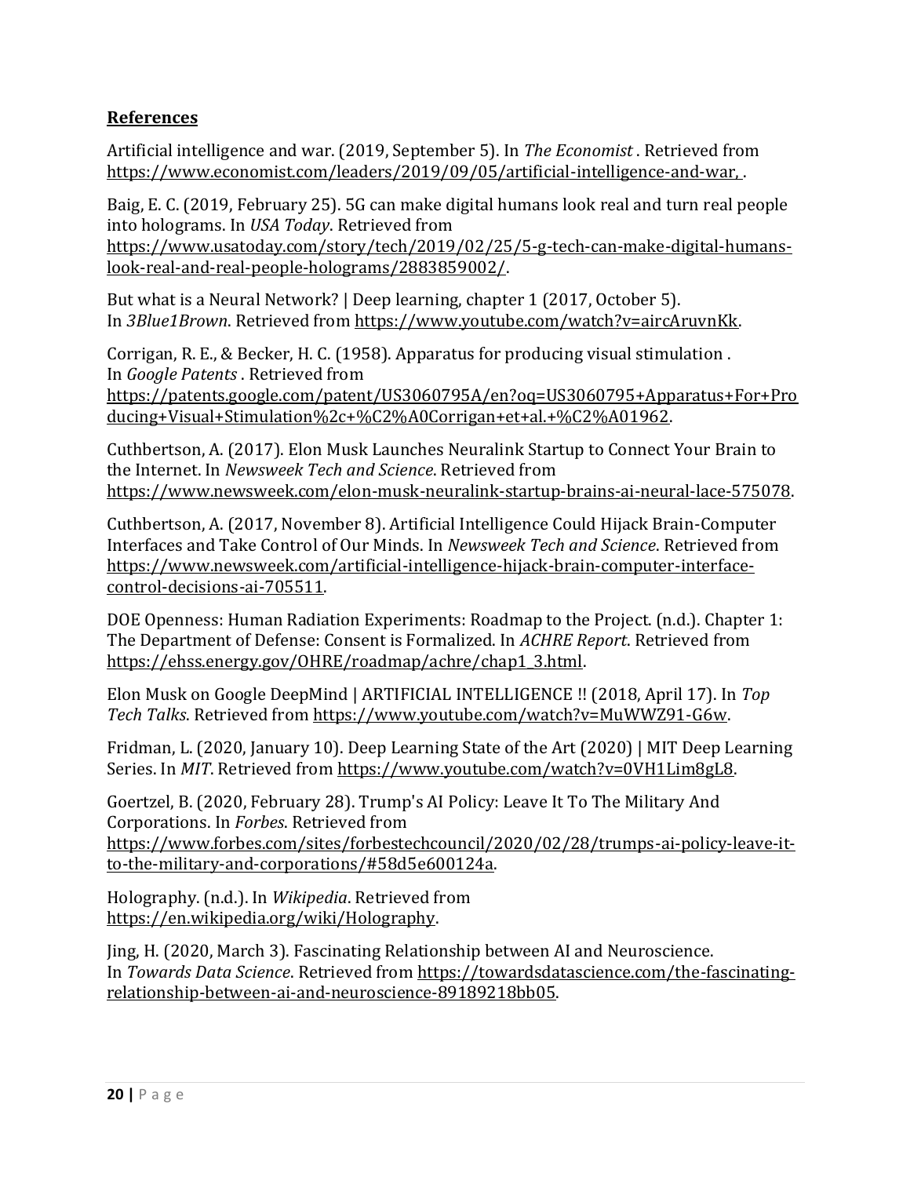**References**

Artificial intelligence and war. (2019, September 5). In *The Economist* . Retrieved from https://www.economist.com/leaders/2019/09/05/artificial-intelligence-and-war, .

Baig, E. C. (2019, February 25). 5G can make digital humans look real and turn real people into holograms. In *USA Today*. Retrieved from https://www.usatoday.com/story/tech/2019/02/25/5-g-tech-can-make-digital-humans-look-real-and-real-people-holograms/2883859002/.

But what is a Neural Network? | Deep learning, chapter 1 (2017, October 5). In *3Blue1Brown*. Retrieved from https://www.youtube.com/watch?v=aircAruvnKk.

Corrigan, R. E., & Becker, H. C. (1958). Apparatus for producing visual stimulation . In *Google Patents* . Retrieved from https://patents.google.com/patent/US3060795A/en?oq=US3060795+Apparatus+For+Producing+Visual+Stimulation%2c+%C2%A0Corrigan+et+al.+%C2%A01962.

Cuthbertson, A. (2017). Elon Musk Launches Neuralink Startup to Connect Your Brain to the Internet. In *Newsweek Tech and Science*. Retrieved from https://www.newsweek.com/elon-musk-neuralink-startup-brains-ai-neural-lace-575078.

Cuthbertson, A. (2017, November 8). Artificial Intelligence Could Hijack Brain-Computer Interfaces and Take Control of Our Minds. In *Newsweek Tech and Science*. Retrieved from https://www.newsweek.com/artificial-intelligence-hijack-brain-computer-interface-control-decisions-ai-705511.

DOE Openness: Human Radiation Experiments: Roadmap to the Project. (n.d.). Chapter 1: The Department of Defense: Consent is Formalized. In *ACHRE Report*. Retrieved from https://ehss.energy.gov/OHRE/roadmap/achre/chap1_3.html.

Elon Musk on Google DeepMind | ARTIFICIAL INTELLIGENCE !! (2018, April 17). In *Top Tech Talks*. Retrieved from https://www.youtube.com/watch?v=MuWWZ91-G6w.

Fridman, L. (2020, January 10). Deep Learning State of the Art (2020) | MIT Deep Learning Series. In *MIT*. Retrieved from https://www.youtube.com/watch?v=0VH1Lim8gL8.

Goertzel, B. (2020, February 28). Trump's AI Policy: Leave It To The Military And Corporations. In *Forbes*. Retrieved from https://www.forbes.com/sites/forbestechcouncil/2020/02/28/trumps-ai-policy-leave-it-to-the-military-and-corporations/#58d5e600124a.

Holography. (n.d.). In *Wikipedia*. Retrieved from https://en.wikipedia.org/wiki/Holography.

Jing, H. (2020, March 3). Fascinating Relationship between AI and Neuroscience. In *Towards Data Science*. Retrieved from https://towardsdatascience.com/the-fascinating-relationship-between-ai-and-neuroscience-89189218bb05.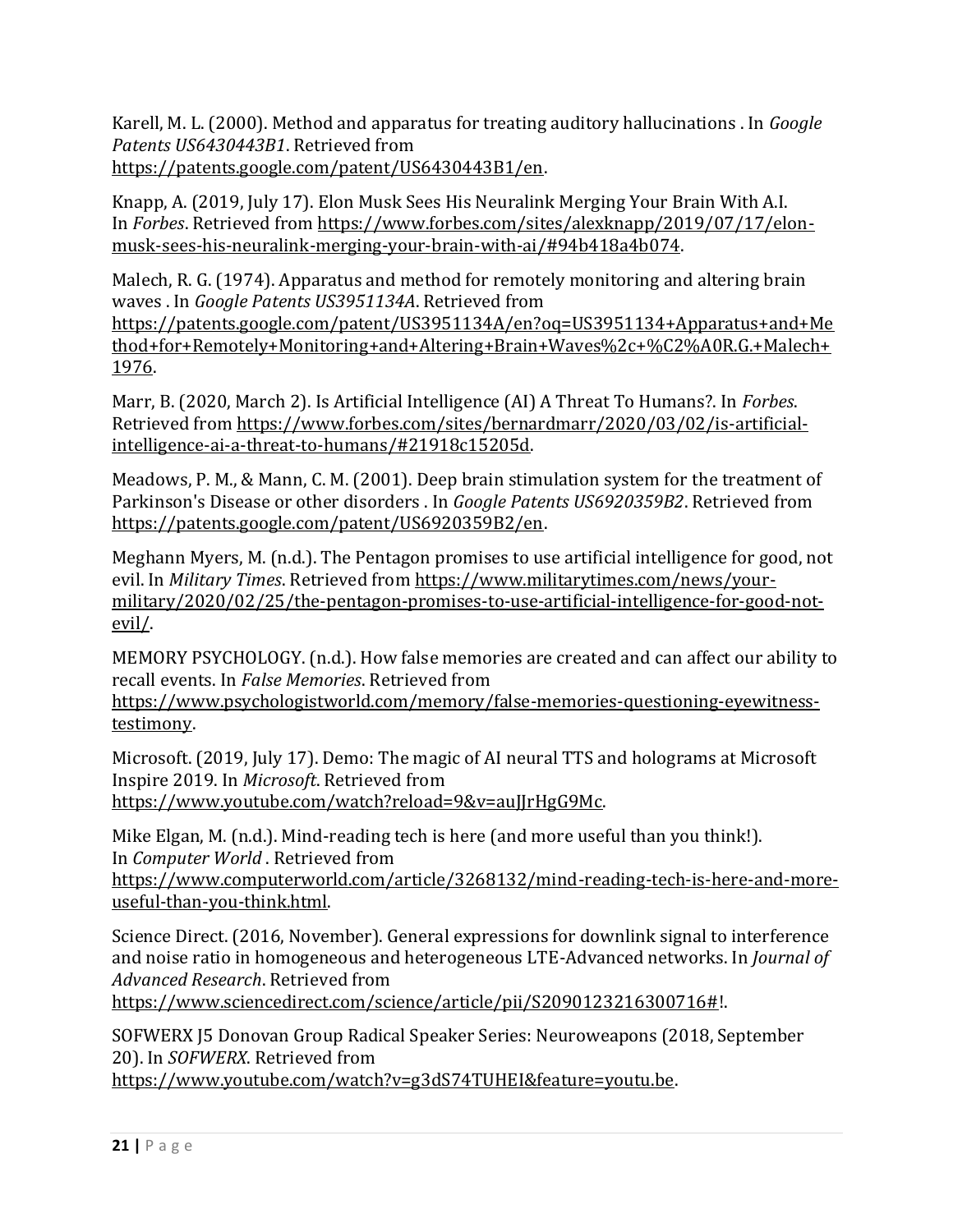Karell, M. L. (2000). Method and apparatus for treating auditory hallucinations . In *Google Patents US6430443B1*. Retrieved from https://patents.google.com/patent/US6430443B1/en.

Knapp, A. (2019, July 17). Elon Musk Sees His Neuralink Merging Your Brain With A.I. In *Forbes*. Retrieved from https://www.forbes.com/sites/alexknapp/2019/07/17/elon-musk-sees-his-neuralink-merging-your-brain-with-ai/#94b418a4b074.

Malech, R. G. (1974). Apparatus and method for remotely monitoring and altering brain waves . In *Google Patents US3951134A*. Retrieved from https://patents.google.com/patent/US3951134A/en?oq=US3951134+Apparatus+and+Method+for+Remotely+Monitoring+and+Altering+Brain+Waves%2c+%C2%A0R.G.+Malech+1976.

Marr, B. (2020, March 2). Is Artificial Intelligence (AI) A Threat To Humans?. In *Forbes*. Retrieved from https://www.forbes.com/sites/bernardmarr/2020/03/02/is-artificial-intelligence-ai-a-threat-to-humans/#21918c15205d.

Meadows, P. M., & Mann, C. M. (2001). Deep brain stimulation system for the treatment of Parkinson's Disease or other disorders . In *Google Patents US6920359B2*. Retrieved from https://patents.google.com/patent/US6920359B2/en.

Meghann Myers, M. (n.d.). The Pentagon promises to use artificial intelligence for good, not evil. In *Military Times*. Retrieved from https://www.militarytimes.com/news/your-military/2020/02/25/the-pentagon-promises-to-use-artificial-intelligence-for-good-not-evil/.

MEMORY PSYCHOLOGY. (n.d.). How false memories are created and can affect our ability to recall events. In *False Memories*. Retrieved from https://www.psychologistworld.com/memory/false-memories-questioning-eyewitness-testimony.

Microsoft. (2019, July 17). Demo: The magic of AI neural TTS and holograms at Microsoft Inspire 2019. In *Microsoft*. Retrieved from https://www.youtube.com/watch?reload=9&v=auJJrHgG9Mc.

Mike Elgan, M. (n.d.). Mind-reading tech is here (and more useful than you think!). In *Computer World* . Retrieved from https://www.computerworld.com/article/3268132/mind-reading-tech-is-here-and-more-useful-than-you-think.html.

Science Direct. (2016, November). General expressions for downlink signal to interference and noise ratio in homogeneous and heterogeneous LTE-Advanced networks. In *Journal of Advanced Research*. Retrieved from https://www.sciencedirect.com/science/article/pii/S2090123216300716#!.

SOFWERX J5 Donovan Group Radical Speaker Series: Neuroweapons (2018, September 20). In *SOFWERX*. Retrieved from https://www.youtube.com/watch?v=g3dS74TUHEI&feature=youtu.be.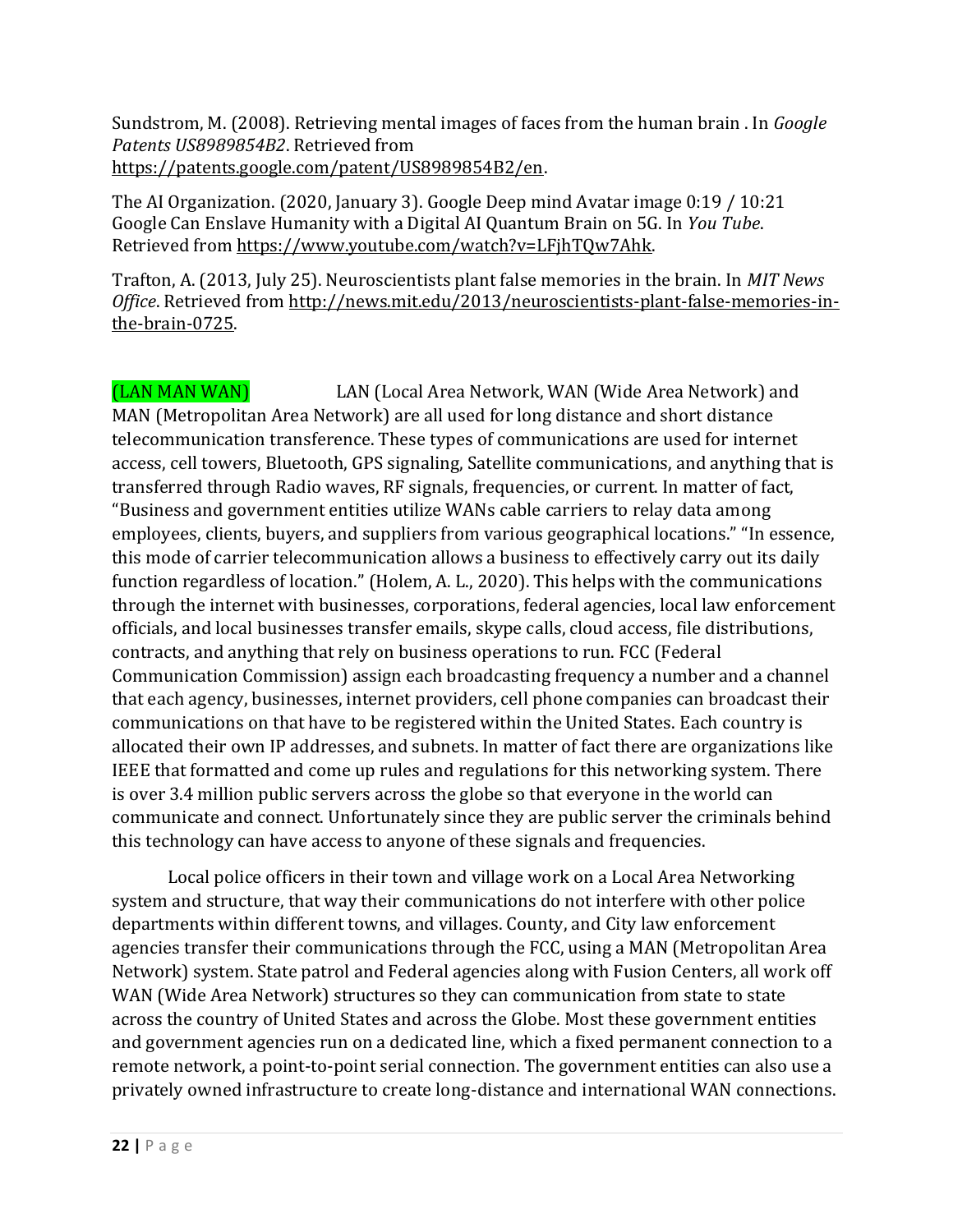Sundstrom, M. (2008). Retrieving mental images of faces from the human brain . In *Google Patents US8989854B2*. Retrieved from https://patents.google.com/patent/US8989854B2/en.

The AI Organization. (2020, January 3). Google Deep mind Avatar image 0:19 / 10:21 Google Can Enslave Humanity with a Digital AI Quantum Brain on 5G. In *You Tube*. Retrieved from https://www.youtube.com/watch?v=LFjhTQw7Ahk.

Trafton, A. (2013, July 25). Neuroscientists plant false memories in the brain. In *MIT News Office*. Retrieved from http://news.mit.edu/2013/neuroscientists-plant-false-memories-in-the-brain-0725.

(LAN MAN WAN) LAN (Local Area Network, WAN (Wide Area Network) and MAN (Metropolitan Area Network) are all used for long distance and short distance telecommunication transference. These types of communications are used for internet access, cell towers, Bluetooth, GPS signaling, Satellite communications, and anything that is transferred through Radio waves, RF signals, frequencies, or current. In matter of fact, "Business and government entities utilize WANs cable carriers to relay data among employees, clients, buyers, and suppliers from various geographical locations." "In essence, this mode of carrier telecommunication allows a business to effectively carry out its daily function regardless of location." (Holem, A. L., 2020). This helps with the communications through the internet with businesses, corporations, federal agencies, local law enforcement officials, and local businesses transfer emails, skype calls, cloud access, file distributions, contracts, and anything that rely on business operations to run. FCC (Federal Communication Commission) assign each broadcasting frequency a number and a channel that each agency, businesses, internet providers, cell phone companies can broadcast their communications on that have to be registered within the United States. Each country is allocated their own IP addresses, and subnets. In matter of fact there are organizations like IEEE that formatted and come up rules and regulations for this networking system. There is over 3.4 million public servers across the globe so that everyone in the world can communicate and connect. Unfortunately since they are public server the criminals behind this technology can have access to anyone of these signals and frequencies.

Local police officers in their town and village work on a Local Area Networking system and structure, that way their communications do not interfere with other police departments within different towns, and villages. County, and City law enforcement agencies transfer their communications through the FCC, using a MAN (Metropolitan Area Network) system. State patrol and Federal agencies along with Fusion Centers, all work off WAN (Wide Area Network) structures so they can communication from state to state across the country of United States and across the Globe. Most these government entities and government agencies run on a dedicated line, which a fixed permanent connection to a remote network, a point-to-point serial connection. The government entities can also use a privately owned infrastructure to create long-distance and international WAN connections.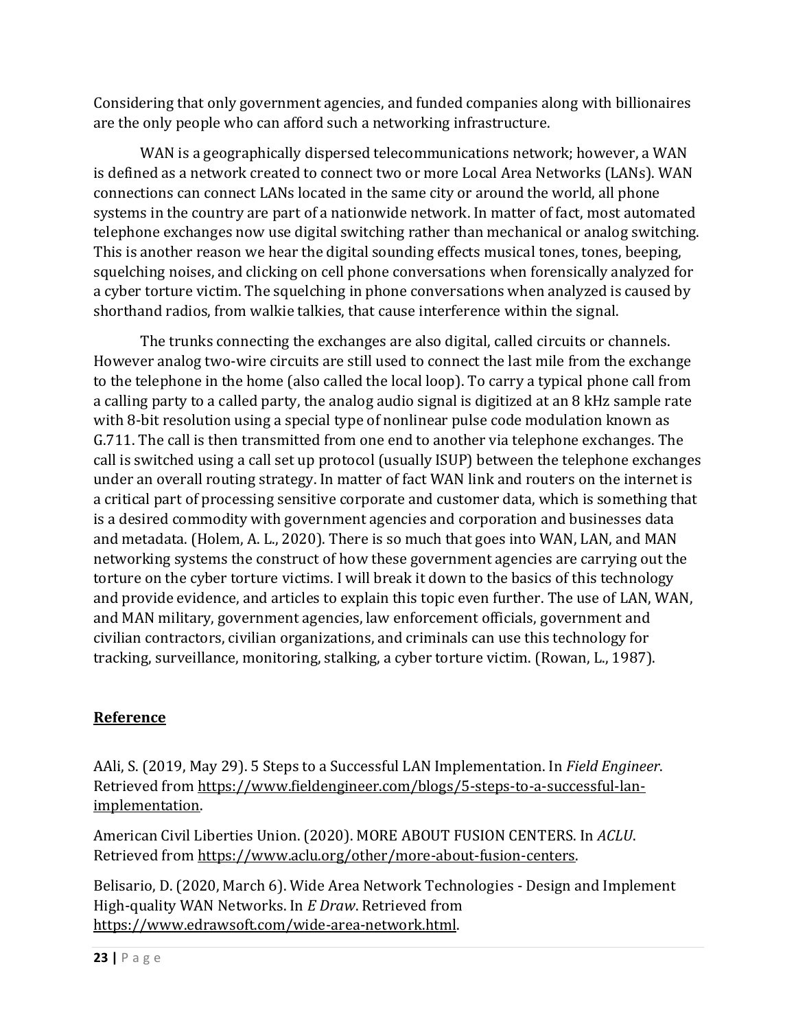Considering that only government agencies, and funded companies along with billionaires are the only people who can afford such a networking infrastructure.

WAN is a geographically dispersed telecommunications network; however, a WAN is defined as a network created to connect two or more Local Area Networks (LANs). WAN connections can connect LANs located in the same city or around the world, all phone systems in the country are part of a nationwide network. In matter of fact, most automated telephone exchanges now use digital switching rather than mechanical or analog switching. This is another reason we hear the digital sounding effects musical tones, tones, beeping, squelching noises, and clicking on cell phone conversations when forensically analyzed for a cyber torture victim. The squelching in phone conversations when analyzed is caused by shorthand radios, from walkie talkies, that cause interference within the signal.

The trunks connecting the exchanges are also digital, called circuits or channels. However analog two-wire circuits are still used to connect the last mile from the exchange to the telephone in the home (also called the local loop). To carry a typical phone call from a calling party to a called party, the analog audio signal is digitized at an 8 kHz sample rate with 8-bit resolution using a special type of nonlinear pulse code modulation known as G.711. The call is then transmitted from one end to another via telephone exchanges. The call is switched using a call set up protocol (usually ISUP) between the telephone exchanges under an overall routing strategy. In matter of fact WAN link and routers on the internet is a critical part of processing sensitive corporate and customer data, which is something that is a desired commodity with government agencies and corporation and businesses data and metadata. (Holem, A. L., 2020). There is so much that goes into WAN, LAN, and MAN networking systems the construct of how these government agencies are carrying out the torture on the cyber torture victims. I will break it down to the basics of this technology and provide evidence, and articles to explain this topic even further. The use of LAN, WAN, and MAN military, government agencies, law enforcement officials, government and civilian contractors, civilian organizations, and criminals can use this technology for tracking, surveillance, monitoring, stalking, a cyber torture victim. (Rowan, L., 1987).

## Reference

AAli, S. (2019, May 29). 5 Steps to a Successful LAN Implementation. In *Field Engineer*. Retrieved from https://www.fieldengineer.com/blogs/5-steps-to-a-successful-lan-implementation.

American Civil Liberties Union. (2020). MORE ABOUT FUSION CENTERS. In *ACLU*. Retrieved from https://www.aclu.org/other/more-about-fusion-centers.

Belisario, D. (2020, March 6). Wide Area Network Technologies - Design and Implement High-quality WAN Networks. In *E Draw*. Retrieved from https://www.edrawsoft.com/wide-area-network.html.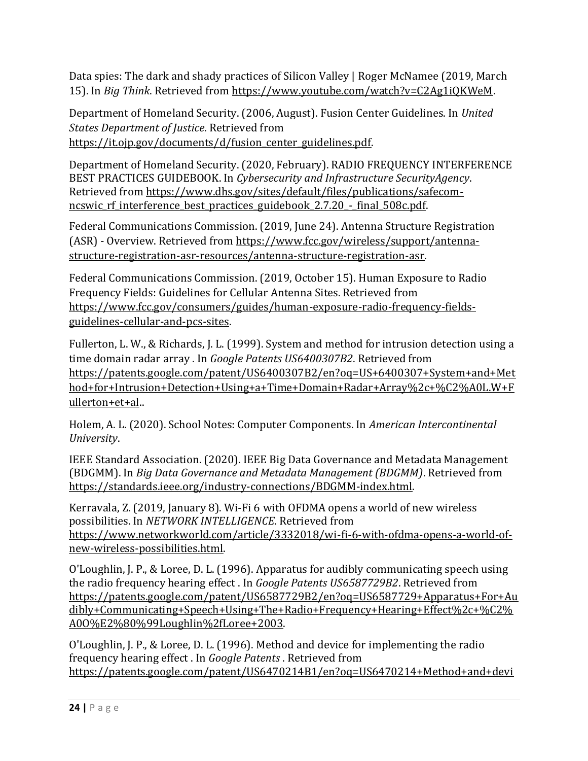Data spies: The dark and shady practices of Silicon Valley | Roger McNamee (2019, March 15). In *Big Think*. Retrieved from https://www.youtube.com/watch?v=C2Ag1iQKWeM.

Department of Homeland Security. (2006, August). Fusion Center Guidelines. In *United States Department of Justice*. Retrieved from https://it.ojp.gov/documents/d/fusion_center_guidelines.pdf.

Department of Homeland Security. (2020, February). RADIO FREQUENCY INTERFERENCE BEST PRACTICES GUIDEBOOK. In *Cybersecurity and Infrastructure SecurityAgency*. Retrieved from https://www.dhs.gov/sites/default/files/publications/safecom-ncswic_rf_interference_best_practices_guidebook_2.7.20_-_final_508c.pdf.

Federal Communications Commission. (2019, June 24). Antenna Structure Registration (ASR) - Overview. Retrieved from https://www.fcc.gov/wireless/support/antenna-structure-registration-asr-resources/antenna-structure-registration-asr.

Federal Communications Commission. (2019, October 15). Human Exposure to Radio Frequency Fields: Guidelines for Cellular Antenna Sites. Retrieved from https://www.fcc.gov/consumers/guides/human-exposure-radio-frequency-fields-guidelines-cellular-and-pcs-sites.

Fullerton, L. W., & Richards, J. L. (1999). System and method for intrusion detection using a time domain radar array . In *Google Patents US6400307B2*. Retrieved from https://patents.google.com/patent/US6400307B2/en?oq=US+6400307+System+and+Method+for+Intrusion+Detection+Using+a+Time+Domain+Radar+Array%2c+%C2%A0L.W+Fullerton+et+al..

Holem, A. L. (2020). School Notes: Computer Components. In *American Intercontinental University*.

IEEE Standard Association. (2020). IEEE Big Data Governance and Metadata Management (BDGMM). In *Big Data Governance and Metadata Management (BDGMM)*. Retrieved from https://standards.ieee.org/industry-connections/BDGMM-index.html.

Kerravala, Z. (2019, January 8). Wi-Fi 6 with OFDMA opens a world of new wireless possibilities. In *NETWORK INTELLIGENCE*. Retrieved from https://www.networkworld.com/article/3332018/wi-fi-6-with-ofdma-opens-a-world-of-new-wireless-possibilities.html.

O'Loughlin, J. P., & Loree, D. L. (1996). Apparatus for audibly communicating speech using the radio frequency hearing effect . In *Google Patents US6587729B2*. Retrieved from https://patents.google.com/patent/US6587729B2/en?oq=US6587729+Apparatus+For+Audibly+Communicating+Speech+Using+The+Radio+Frequency+Hearing+Effect%2c+%C2%A0O%E2%80%99Loughlin%2fLoree+2003.

O'Loughlin, J. P., & Loree, D. L. (1996). Method and device for implementing the radio frequency hearing effect . In *Google Patents* . Retrieved from https://patents.google.com/patent/US6470214B1/en?oq=US6470214+Method+and+devi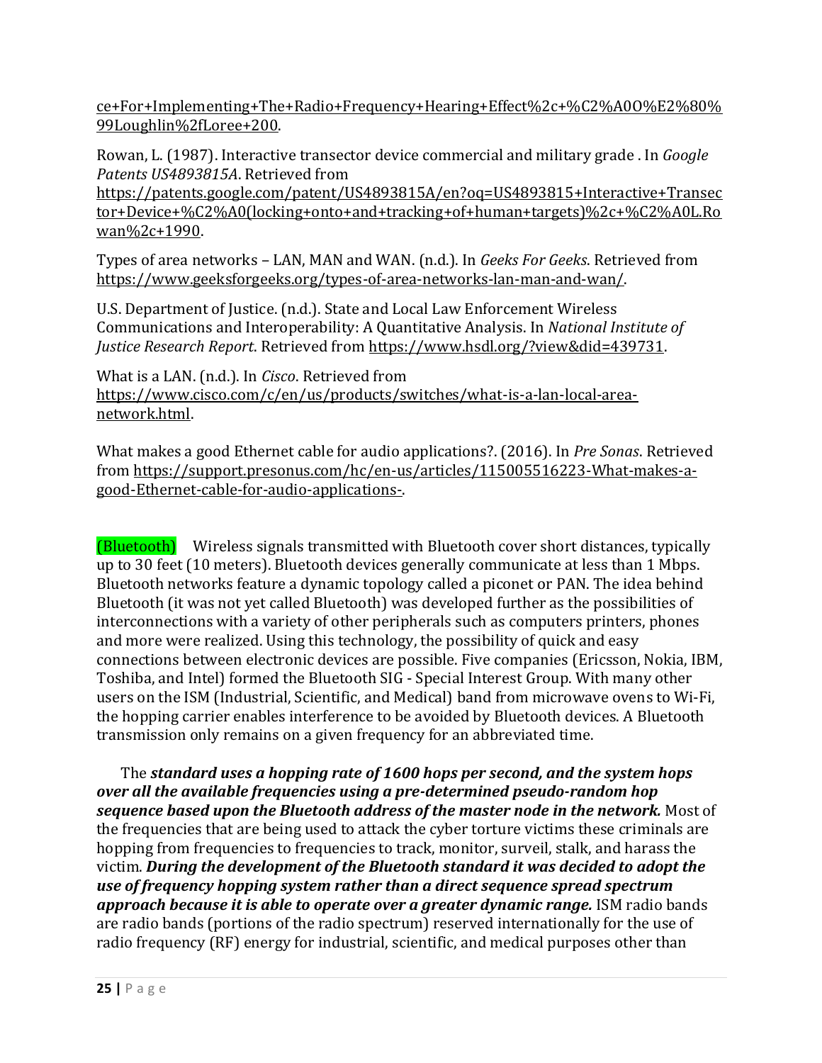ce+For+Implementing+The+Radio+Frequency+Hearing+Effect%2c+%C2%A0O%E2%80%99Loughlin%2fLoree+200.

Rowan, L. (1987). Interactive transector device commercial and military grade . In *Google Patents US4893815A*. Retrieved from https://patents.google.com/patent/US4893815A/en?oq=US4893815+Interactive+Transector+Device+%C2%A0(locking+onto+and+tracking+of+human+targets)%2c+%C2%A0L.Rowan%2c+1990.

Types of area networks – LAN, MAN and WAN. (n.d.). In *Geeks For Geeks*. Retrieved from https://www.geeksforgeeks.org/types-of-area-networks-lan-man-and-wan/.

U.S. Department of Justice. (n.d.). State and Local Law Enforcement Wireless Communications and Interoperability: A Quantitative Analysis. In *National Institute of Justice Research Report*. Retrieved from https://www.hsdl.org/?view&did=439731.

What is a LAN. (n.d.). In *Cisco*. Retrieved from https://www.cisco.com/c/en/us/products/switches/what-is-a-lan-local-area-network.html.

What makes a good Ethernet cable for audio applications?. (2016). In *Pre Sonas*. Retrieved from https://support.presonus.com/hc/en-us/articles/115005516223-What-makes-a-good-Ethernet-cable-for-audio-applications-.

(Bluetooth) Wireless signals transmitted with Bluetooth cover short distances, typically up to 30 feet (10 meters). Bluetooth devices generally communicate at less than 1 Mbps. Bluetooth networks feature a dynamic topology called a piconet or PAN. The idea behind Bluetooth (it was not yet called Bluetooth) was developed further as the possibilities of interconnections with a variety of other peripherals such as computers printers, phones and more were realized. Using this technology, the possibility of quick and easy connections between electronic devices are possible. Five companies (Ericsson, Nokia, IBM, Toshiba, and Intel) formed the Bluetooth SIG - Special Interest Group. With many other users on the ISM (Industrial, Scientific, and Medical) band from microwave ovens to Wi-Fi, the hopping carrier enables interference to be avoided by Bluetooth devices. A Bluetooth transmission only remains on a given frequency for an abbreviated time.

The ***standard uses a hopping rate of 1600 hops per second, and the system hops over all the available frequencies using a pre-determined pseudo-random hop sequence based upon the Bluetooth address of the master node in the network.*** Most of the frequencies that are being used to attack the cyber torture victims these criminals are hopping from frequencies to frequencies to track, monitor, surveil, stalk, and harass the victim. ***During the development of the Bluetooth standard it was decided to adopt the use of frequency hopping system rather than a direct sequence spread spectrum approach because it is able to operate over a greater dynamic range.*** ISM radio bands are radio bands (portions of the radio spectrum) reserved internationally for the use of radio frequency (RF) energy for industrial, scientific, and medical purposes other than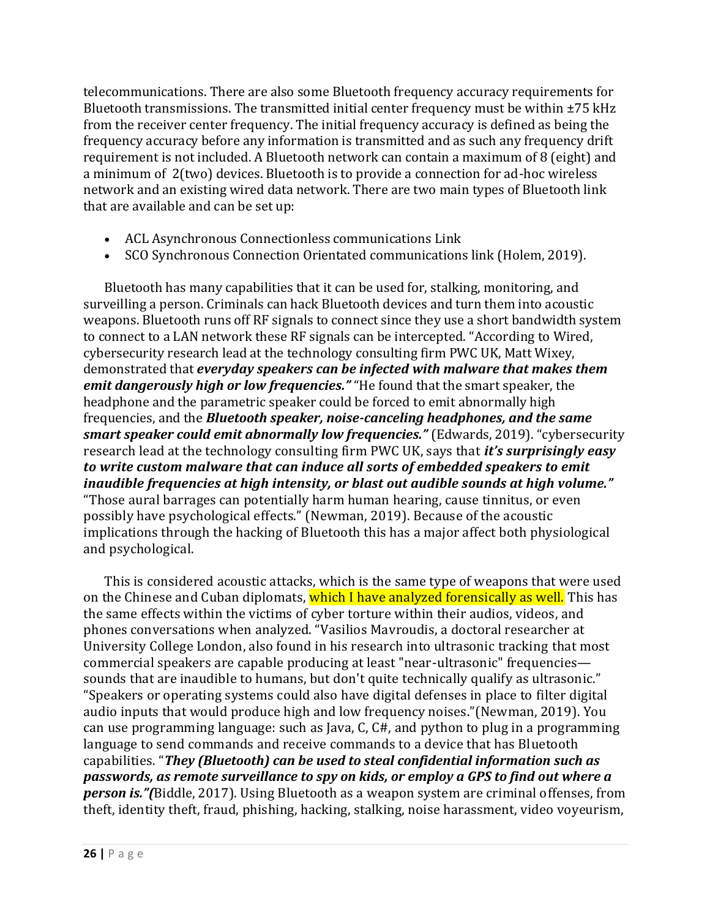telecommunications. There are also some Bluetooth frequency accuracy requirements for Bluetooth transmissions. The transmitted initial center frequency must be within ±75 kHz from the receiver center frequency. The initial frequency accuracy is defined as being the frequency accuracy before any information is transmitted and as such any frequency drift requirement is not included. A Bluetooth network can contain a maximum of 8 (eight) and a minimum of 2(two) devices. Bluetooth is to provide a connection for ad-hoc wireless network and an existing wired data network. There are two main types of Bluetooth link that are available and can be set up:

- ACL Asynchronous Connectionless communications Link
- SCO Synchronous Connection Orientated communications link (Holem, 2019).

Bluetooth has many capabilities that it can be used for, stalking, monitoring, and surveilling a person. Criminals can hack Bluetooth devices and turn them into acoustic weapons. Bluetooth runs off RF signals to connect since they use a short bandwidth system to connect to a LAN network these RF signals can be intercepted. "According to Wired, cybersecurity research lead at the technology consulting firm PWC UK, Matt Wixey, demonstrated that ***everyday speakers can be infected with malware that makes them emit dangerously high or low frequencies."*** "He found that the smart speaker, the headphone and the parametric speaker could be forced to emit abnormally high frequencies, and the ***Bluetooth speaker, noise-canceling headphones, and the same smart speaker could emit abnormally low frequencies."*** (Edwards, 2019). "cybersecurity research lead at the technology consulting firm PWC UK, says that ***it's surprisingly easy to write custom malware that can induce all sorts of embedded speakers to emit inaudible frequencies at high intensity, or blast out audible sounds at high volume."*** "Those aural barrages can potentially harm human hearing, cause tinnitus, or even possibly have psychological effects." (Newman, 2019). Because of the acoustic implications through the hacking of Bluetooth this has a major affect both physiological and psychological.

This is considered acoustic attacks, which is the same type of weapons that were used on the Chinese and Cuban diplomats, which I have analyzed forensically as well. This has the same effects within the victims of cyber torture within their audios, videos, and phones conversations when analyzed. "Vasilios Mavroudis, a doctoral researcher at University College London, also found in his research into ultrasonic tracking that most commercial speakers are capable producing at least "near-ultrasonic" frequencies—sounds that are inaudible to humans, but don't quite technically qualify as ultrasonic." "Speakers or operating systems could also have digital defenses in place to filter digital audio inputs that would produce high and low frequency noises."(Newman, 2019). You can use programming language: such as Java, C, C#, and python to plug in a programming language to send commands and receive commands to a device that has Bluetooth capabilities. "***They (Bluetooth) can be used to steal confidential information such as passwords, as remote surveillance to spy on kids, or employ a GPS to find out where a person is."(***Biddle, 2017). Using Bluetooth as a weapon system are criminal offenses, from theft, identity theft, fraud, phishing, hacking, stalking, noise harassment, video voyeurism,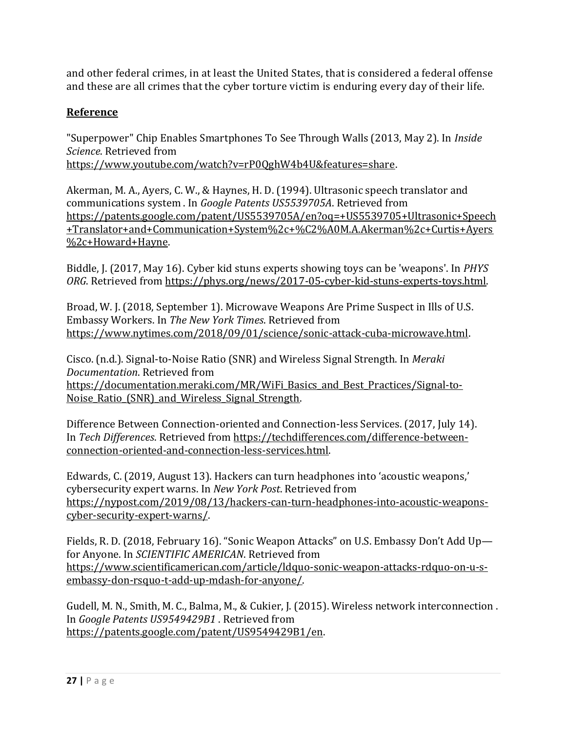and other federal crimes, in at least the United States, that is considered a federal offense and these are all crimes that the cyber torture victim is enduring every day of their life.

## **Reference**

"Superpower" Chip Enables Smartphones To See Through Walls (2013, May 2). In *Inside Science*. Retrieved from https://www.youtube.com/watch?v=rP0QghW4b4U&features=share.

Akerman, M. A., Ayers, C. W., & Haynes, H. D. (1994). Ultrasonic speech translator and communications system . In *Google Patents US5539705A*. Retrieved from https://patents.google.com/patent/US5539705A/en?oq=+US5539705+Ultrasonic+Speech+Translator+and+Communication+System%2c+%C2%A0M.A.Akerman%2c+Curtis+Ayers%2c+Howard+Hayne.

Biddle, J. (2017, May 16). Cyber kid stuns experts showing toys can be 'weapons'. In *PHYS ORG*. Retrieved from https://phys.org/news/2017-05-cyber-kid-stuns-experts-toys.html.

Broad, W. J. (2018, September 1). Microwave Weapons Are Prime Suspect in Ills of U.S. Embassy Workers. In *The New York Times*. Retrieved from https://www.nytimes.com/2018/09/01/science/sonic-attack-cuba-microwave.html.

Cisco. (n.d.). Signal-to-Noise Ratio (SNR) and Wireless Signal Strength. In *Meraki Documentation*. Retrieved from https://documentation.meraki.com/MR/WiFi_Basics_and_Best_Practices/Signal-to-Noise_Ratio_(SNR)_and_Wireless_Signal_Strength.

Difference Between Connection-oriented and Connection-less Services. (2017, July 14). In *Tech Differences*. Retrieved from https://techdifferences.com/difference-between-connection-oriented-and-connection-less-services.html.

Edwards, C. (2019, August 13). Hackers can turn headphones into 'acoustic weapons,' cybersecurity expert warns. In *New York Post*. Retrieved from https://nypost.com/2019/08/13/hackers-can-turn-headphones-into-acoustic-weapons-cyber-security-expert-warns/.

Fields, R. D. (2018, February 16). "Sonic Weapon Attacks" on U.S. Embassy Don't Add Up—for Anyone. In *SCIENTIFIC AMERICAN*. Retrieved from https://www.scientificamerican.com/article/ldquo-sonic-weapon-attacks-rdquo-on-u-s-embassy-don-rsquo-t-add-up-mdash-for-anyone/.

Gudell, M. N., Smith, M. C., Balma, M., & Cukier, J. (2015). Wireless network interconnection . In *Google Patents US9549429B1* . Retrieved from https://patents.google.com/patent/US9549429B1/en.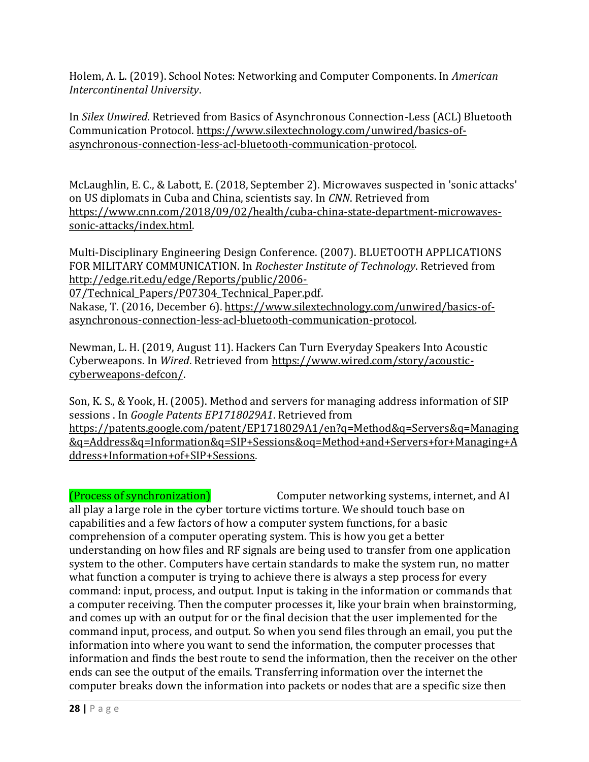Holem, A. L. (2019). School Notes: Networking and Computer Components. In *American Intercontinental University*.

In *Silex Unwired*. Retrieved from Basics of Asynchronous Connection-Less (ACL) Bluetooth Communication Protocol. https://www.silextechnology.com/unwired/basics-of-asynchronous-connection-less-acl-bluetooth-communication-protocol.

McLaughlin, E. C., & Labott, E. (2018, September 2). Microwaves suspected in 'sonic attacks' on US diplomats in Cuba and China, scientists say. In *CNN*. Retrieved from https://www.cnn.com/2018/09/02/health/cuba-china-state-department-microwaves-sonic-attacks/index.html.

Multi-Disciplinary Engineering Design Conference. (2007). BLUETOOTH APPLICATIONS FOR MILITARY COMMUNICATION. In *Rochester Institute of Technology*. Retrieved from http://edge.rit.edu/edge/Reports/public/2006-07/Technical_Papers/P07304_Technical_Paper.pdf.
Nakase, T. (2016, December 6). https://www.silextechnology.com/unwired/basics-of-asynchronous-connection-less-acl-bluetooth-communication-protocol.

Newman, L. H. (2019, August 11). Hackers Can Turn Everyday Speakers Into Acoustic Cyberweapons. In *Wired*. Retrieved from https://www.wired.com/story/acoustic-cyberweapons-defcon/.

Son, K. S., & Yook, H. (2005). Method and servers for managing address information of SIP sessions . In *Google Patents EP1718029A1*. Retrieved from https://patents.google.com/patent/EP1718029A1/en?q=Method&q=Servers&q=Managing&q=Address&q=Information&q=SIP+Sessions&oq=Method+and+Servers+for+Managing+Address+Information+of+SIP+Sessions.

(Process of synchronization) Computer networking systems, internet, and AI all play a large role in the cyber torture victims torture. We should touch base on capabilities and a few factors of how a computer system functions, for a basic comprehension of a computer operating system. This is how you get a better understanding on how files and RF signals are being used to transfer from one application system to the other. Computers have certain standards to make the system run, no matter what function a computer is trying to achieve there is always a step process for every command: input, process, and output. Input is taking in the information or commands that a computer receiving. Then the computer processes it, like your brain when brainstorming, and comes up with an output for or the final decision that the user implemented for the command input, process, and output. So when you send files through an email, you put the information into where you want to send the information, the computer processes that information and finds the best route to send the information, then the receiver on the other ends can see the output of the emails. Transferring information over the internet the computer breaks down the information into packets or nodes that are a specific size then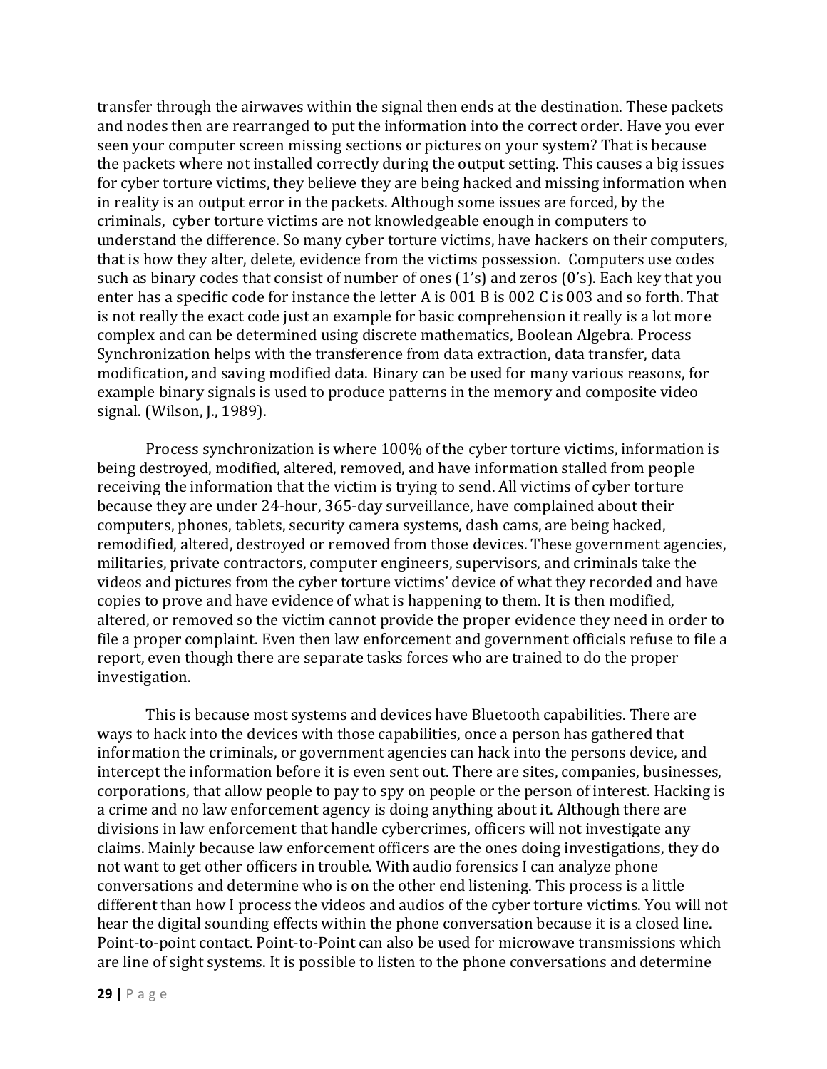transfer through the airwaves within the signal then ends at the destination. These packets and nodes then are rearranged to put the information into the correct order. Have you ever seen your computer screen missing sections or pictures on your system? That is because the packets where not installed correctly during the output setting. This causes a big issues for cyber torture victims, they believe they are being hacked and missing information when in reality is an output error in the packets. Although some issues are forced, by the criminals, cyber torture victims are not knowledgeable enough in computers to understand the difference. So many cyber torture victims, have hackers on their computers, that is how they alter, delete, evidence from the victims possession. Computers use codes such as binary codes that consist of number of ones (1's) and zeros (0's). Each key that you enter has a specific code for instance the letter A is 001 B is 002 C is 003 and so forth. That is not really the exact code just an example for basic comprehension it really is a lot more complex and can be determined using discrete mathematics, Boolean Algebra. Process Synchronization helps with the transference from data extraction, data transfer, data modification, and saving modified data. Binary can be used for many various reasons, for example binary signals is used to produce patterns in the memory and composite video signal. (Wilson, J., 1989).

Process synchronization is where 100% of the cyber torture victims, information is being destroyed, modified, altered, removed, and have information stalled from people receiving the information that the victim is trying to send. All victims of cyber torture because they are under 24-hour, 365-day surveillance, have complained about their computers, phones, tablets, security camera systems, dash cams, are being hacked, remodified, altered, destroyed or removed from those devices. These government agencies, militaries, private contractors, computer engineers, supervisors, and criminals take the videos and pictures from the cyber torture victims' device of what they recorded and have copies to prove and have evidence of what is happening to them. It is then modified, altered, or removed so the victim cannot provide the proper evidence they need in order to file a proper complaint. Even then law enforcement and government officials refuse to file a report, even though there are separate tasks forces who are trained to do the proper investigation.

This is because most systems and devices have Bluetooth capabilities. There are ways to hack into the devices with those capabilities, once a person has gathered that information the criminals, or government agencies can hack into the persons device, and intercept the information before it is even sent out. There are sites, companies, businesses, corporations, that allow people to pay to spy on people or the person of interest. Hacking is a crime and no law enforcement agency is doing anything about it. Although there are divisions in law enforcement that handle cybercrimes, officers will not investigate any claims. Mainly because law enforcement officers are the ones doing investigations, they do not want to get other officers in trouble. With audio forensics I can analyze phone conversations and determine who is on the other end listening. This process is a little different than how I process the videos and audios of the cyber torture victims. You will not hear the digital sounding effects within the phone conversation because it is a closed line. Point-to-point contact. Point-to-Point can also be used for microwave transmissions which are line of sight systems. It is possible to listen to the phone conversations and determine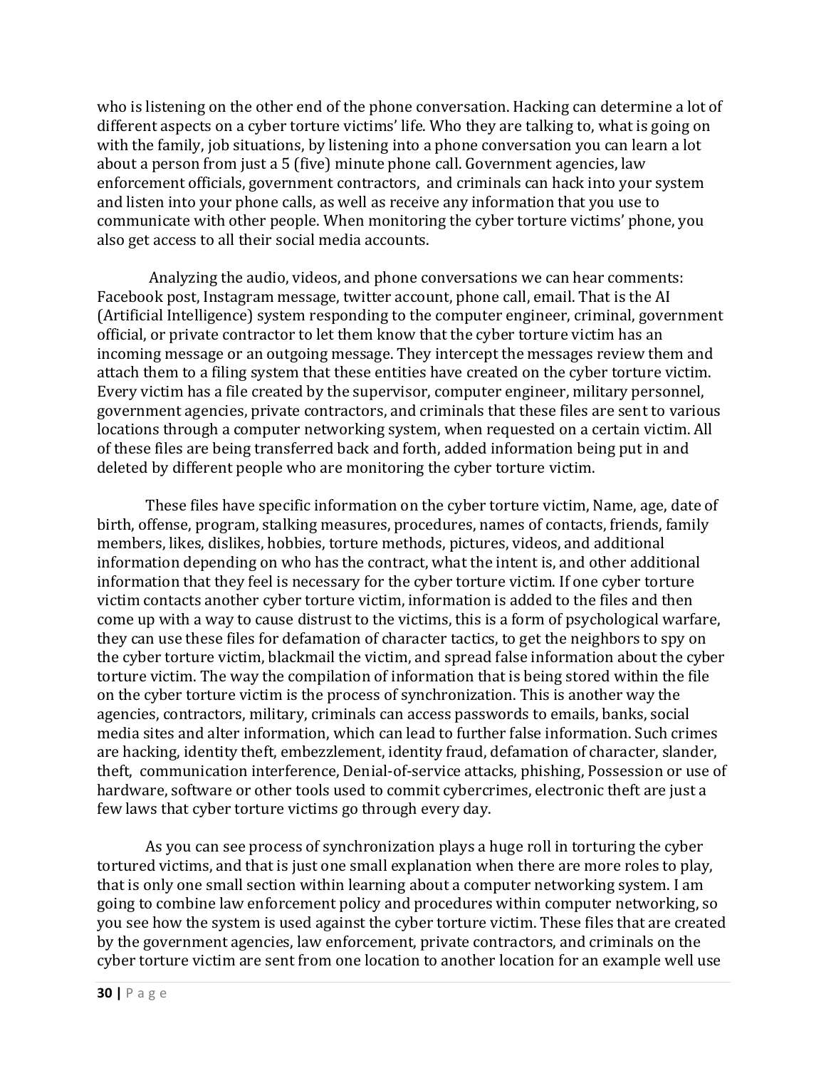who is listening on the other end of the phone conversation. Hacking can determine a lot of different aspects on a cyber torture victims' life. Who they are talking to, what is going on with the family, job situations, by listening into a phone conversation you can learn a lot about a person from just a 5 (five) minute phone call. Government agencies, law enforcement officials, government contractors, and criminals can hack into your system and listen into your phone calls, as well as receive any information that you use to communicate with other people. When monitoring the cyber torture victims' phone, you also get access to all their social media accounts.

Analyzing the audio, videos, and phone conversations we can hear comments: Facebook post, Instagram message, twitter account, phone call, email. That is the AI (Artificial Intelligence) system responding to the computer engineer, criminal, government official, or private contractor to let them know that the cyber torture victim has an incoming message or an outgoing message. They intercept the messages review them and attach them to a filing system that these entities have created on the cyber torture victim. Every victim has a file created by the supervisor, computer engineer, military personnel, government agencies, private contractors, and criminals that these files are sent to various locations through a computer networking system, when requested on a certain victim. All of these files are being transferred back and forth, added information being put in and deleted by different people who are monitoring the cyber torture victim.

These files have specific information on the cyber torture victim, Name, age, date of birth, offense, program, stalking measures, procedures, names of contacts, friends, family members, likes, dislikes, hobbies, torture methods, pictures, videos, and additional information depending on who has the contract, what the intent is, and other additional information that they feel is necessary for the cyber torture victim. If one cyber torture victim contacts another cyber torture victim, information is added to the files and then come up with a way to cause distrust to the victims, this is a form of psychological warfare, they can use these files for defamation of character tactics, to get the neighbors to spy on the cyber torture victim, blackmail the victim, and spread false information about the cyber torture victim. The way the compilation of information that is being stored within the file on the cyber torture victim is the process of synchronization. This is another way the agencies, contractors, military, criminals can access passwords to emails, banks, social media sites and alter information, which can lead to further false information. Such crimes are hacking, identity theft, embezzlement, identity fraud, defamation of character, slander, theft, communication interference, Denial-of-service attacks, phishing, Possession or use of hardware, software or other tools used to commit cybercrimes, electronic theft are just a few laws that cyber torture victims go through every day.

As you can see process of synchronization plays a huge roll in torturing the cyber tortured victims, and that is just one small explanation when there are more roles to play, that is only one small section within learning about a computer networking system. I am going to combine law enforcement policy and procedures within computer networking, so you see how the system is used against the cyber torture victim. These files that are created by the government agencies, law enforcement, private contractors, and criminals on the cyber torture victim are sent from one location to another location for an example well use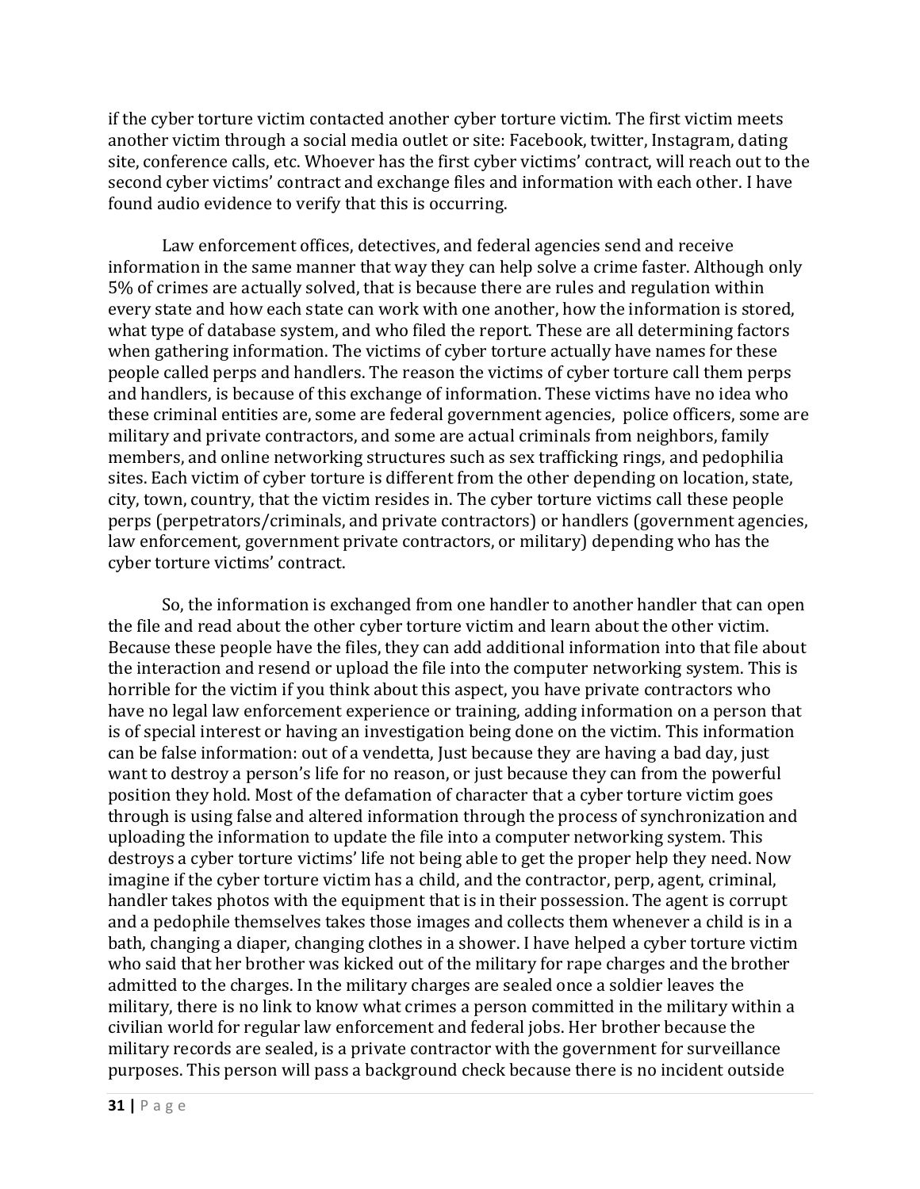if the cyber torture victim contacted another cyber torture victim. The first victim meets another victim through a social media outlet or site: Facebook, twitter, Instagram, dating site, conference calls, etc. Whoever has the first cyber victims' contract, will reach out to the second cyber victims' contract and exchange files and information with each other. I have found audio evidence to verify that this is occurring.

Law enforcement offices, detectives, and federal agencies send and receive information in the same manner that way they can help solve a crime faster. Although only 5% of crimes are actually solved, that is because there are rules and regulation within every state and how each state can work with one another, how the information is stored, what type of database system, and who filed the report. These are all determining factors when gathering information. The victims of cyber torture actually have names for these people called perps and handlers. The reason the victims of cyber torture call them perps and handlers, is because of this exchange of information. These victims have no idea who these criminal entities are, some are federal government agencies, police officers, some are military and private contractors, and some are actual criminals from neighbors, family members, and online networking structures such as sex trafficking rings, and pedophilia sites. Each victim of cyber torture is different from the other depending on location, state, city, town, country, that the victim resides in. The cyber torture victims call these people perps (perpetrators/criminals, and private contractors) or handlers (government agencies, law enforcement, government private contractors, or military) depending who has the cyber torture victims' contract.

So, the information is exchanged from one handler to another handler that can open the file and read about the other cyber torture victim and learn about the other victim. Because these people have the files, they can add additional information into that file about the interaction and resend or upload the file into the computer networking system. This is horrible for the victim if you think about this aspect, you have private contractors who have no legal law enforcement experience or training, adding information on a person that is of special interest or having an investigation being done on the victim. This information can be false information: out of a vendetta, Just because they are having a bad day, just want to destroy a person's life for no reason, or just because they can from the powerful position they hold. Most of the defamation of character that a cyber torture victim goes through is using false and altered information through the process of synchronization and uploading the information to update the file into a computer networking system. This destroys a cyber torture victims' life not being able to get the proper help they need. Now imagine if the cyber torture victim has a child, and the contractor, perp, agent, criminal, handler takes photos with the equipment that is in their possession. The agent is corrupt and a pedophile themselves takes those images and collects them whenever a child is in a bath, changing a diaper, changing clothes in a shower. I have helped a cyber torture victim who said that her brother was kicked out of the military for rape charges and the brother admitted to the charges. In the military charges are sealed once a soldier leaves the military, there is no link to know what crimes a person committed in the military within a civilian world for regular law enforcement and federal jobs. Her brother because the military records are sealed, is a private contractor with the government for surveillance purposes. This person will pass a background check because there is no incident outside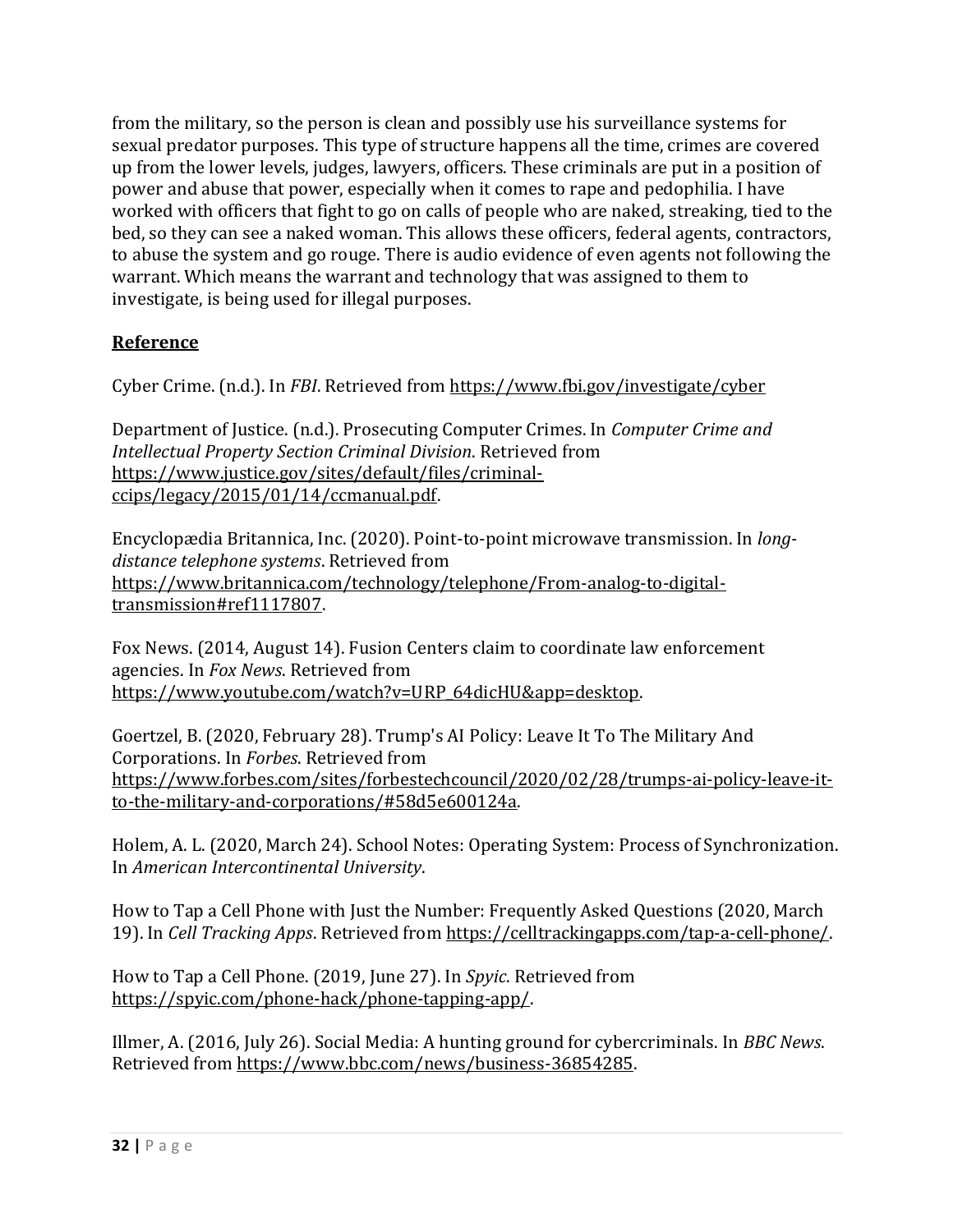from the military, so the person is clean and possibly use his surveillance systems for sexual predator purposes. This type of structure happens all the time, crimes are covered up from the lower levels, judges, lawyers, officers. These criminals are put in a position of power and abuse that power, especially when it comes to rape and pedophilia. I have worked with officers that fight to go on calls of people who are naked, streaking, tied to the bed, so they can see a naked woman. This allows these officers, federal agents, contractors, to abuse the system and go rouge. There is audio evidence of even agents not following the warrant. Which means the warrant and technology that was assigned to them to investigate, is being used for illegal purposes.

**<u>Reference</u>**

Cyber Crime. (n.d.). In *FBI*. Retrieved from https://www.fbi.gov/investigate/cyber

Department of Justice. (n.d.). Prosecuting Computer Crimes. In *Computer Crime and Intellectual Property Section Criminal Division*. Retrieved from https://www.justice.gov/sites/default/files/criminal-ccips/legacy/2015/01/14/ccmanual.pdf.

Encyclopædia Britannica, Inc. (2020). Point-to-point microwave transmission. In *long-distance telephone systems*. Retrieved from https://www.britannica.com/technology/telephone/From-analog-to-digital-transmission#ref1117807.

Fox News. (2014, August 14). Fusion Centers claim to coordinate law enforcement agencies. In *Fox News*. Retrieved from https://www.youtube.com/watch?v=URP_64dicHU&app=desktop.

Goertzel, B. (2020, February 28). Trump's AI Policy: Leave It To The Military And Corporations. In *Forbes*. Retrieved from https://www.forbes.com/sites/forbestechcouncil/2020/02/28/trumps-ai-policy-leave-it-to-the-military-and-corporations/#58d5e600124a.

Holem, A. L. (2020, March 24). School Notes: Operating System: Process of Synchronization. In *American Intercontinental University*.

How to Tap a Cell Phone with Just the Number: Frequently Asked Questions (2020, March 19). In *Cell Tracking Apps*. Retrieved from https://celltrackingapps.com/tap-a-cell-phone/.

How to Tap a Cell Phone. (2019, June 27). In *Spyic*. Retrieved from https://spyic.com/phone-hack/phone-tapping-app/.

Illmer, A. (2016, July 26). Social Media: A hunting ground for cybercriminals. In *BBC News*. Retrieved from https://www.bbc.com/news/business-36854285.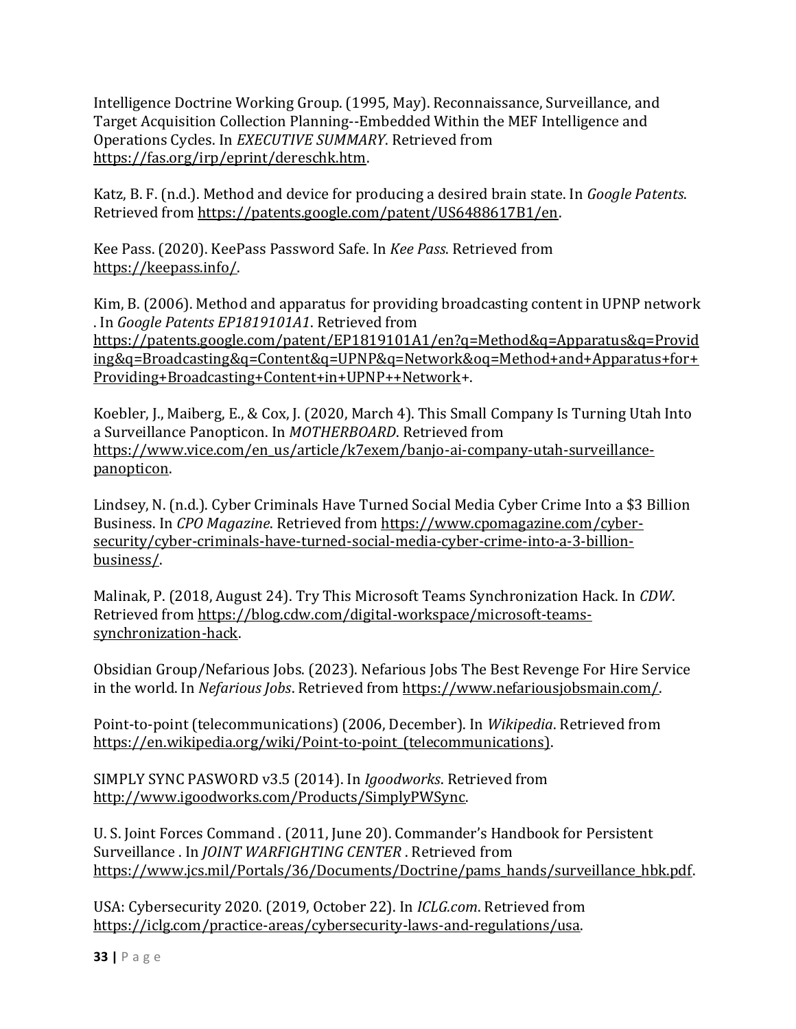Intelligence Doctrine Working Group. (1995, May). Reconnaissance, Surveillance, and Target Acquisition Collection Planning--Embedded Within the MEF Intelligence and Operations Cycles. In *EXECUTIVE SUMMARY*. Retrieved from https://fas.org/irp/eprint/dereschk.htm.

Katz, B. F. (n.d.). Method and device for producing a desired brain state. In *Google Patents*. Retrieved from https://patents.google.com/patent/US6488617B1/en.

Kee Pass. (2020). KeePass Password Safe. In *Kee Pass*. Retrieved from https://keepass.info/.

Kim, B. (2006). Method and apparatus for providing broadcasting content in UPNP network . In *Google Patents EP1819101A1*. Retrieved from https://patents.google.com/patent/EP1819101A1/en?q=Method&q=Apparatus&q=Providing&q=Broadcasting&q=Content&q=UPNP&q=Network&oq=Method+and+Apparatus+for+Providing+Broadcasting+Content+in+UPNP++Network+.

Koebler, J., Maiberg, E., & Cox, J. (2020, March 4). This Small Company Is Turning Utah Into a Surveillance Panopticon. In *MOTHERBOARD*. Retrieved from https://www.vice.com/en_us/article/k7exem/banjo-ai-company-utah-surveillance-panopticon.

Lindsey, N. (n.d.). Cyber Criminals Have Turned Social Media Cyber Crime Into a $3 Billion Business. In *CPO Magazine*. Retrieved from https://www.cpomagazine.com/cyber-security/cyber-criminals-have-turned-social-media-cyber-crime-into-a-3-billion-business/.

Malinak, P. (2018, August 24). Try This Microsoft Teams Synchronization Hack. In *CDW*. Retrieved from https://blog.cdw.com/digital-workspace/microsoft-teams-synchronization-hack.

Obsidian Group/Nefarious Jobs. (2023). Nefarious Jobs The Best Revenge For Hire Service in the world. In *Nefarious Jobs*. Retrieved from https://www.nefariousjobsmain.com/.

Point-to-point (telecommunications) (2006, December). In *Wikipedia*. Retrieved from https://en.wikipedia.org/wiki/Point-to-point_(telecommunications).

SIMPLY SYNC PASWORD v3.5 (2014). In *Igoodworks*. Retrieved from http://www.igoodworks.com/Products/SimplyPWSync.

U. S. Joint Forces Command . (2011, June 20). Commander's Handbook for Persistent Surveillance . In *JOINT WARFIGHTING CENTER* . Retrieved from https://www.jcs.mil/Portals/36/Documents/Doctrine/pams_hands/surveillance_hbk.pdf.

USA: Cybersecurity 2020. (2019, October 22). In *ICLG.com*. Retrieved from https://iclg.com/practice-areas/cybersecurity-laws-and-regulations/usa.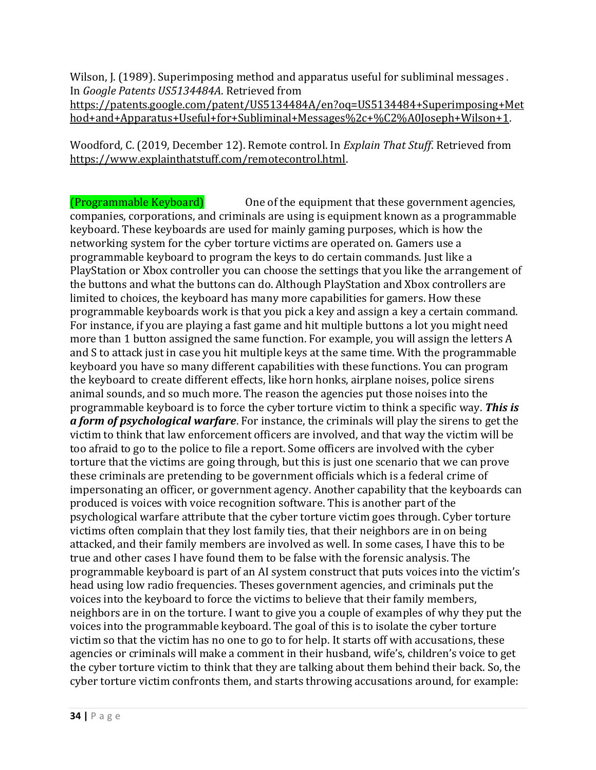Wilson, J. (1989). Superimposing method and apparatus useful for subliminal messages . In *Google Patents US5134484A*. Retrieved from https://patents.google.com/patent/US5134484A/en?oq=US5134484+Superimposing+Method+and+Apparatus+Useful+for+Subliminal+Messages%2c+%C2%A0Joseph+Wilson+1.

Woodford, C. (2019, December 12). Remote control. In *Explain That Stuff*. Retrieved from https://www.explainthatstuff.com/remotecontrol.html.

(Programmable Keyboard) One of the equipment that these government agencies, companies, corporations, and criminals are using is equipment known as a programmable keyboard. These keyboards are used for mainly gaming purposes, which is how the networking system for the cyber torture victims are operated on. Gamers use a programmable keyboard to program the keys to do certain commands. Just like a PlayStation or Xbox controller you can choose the settings that you like the arrangement of the buttons and what the buttons can do. Although PlayStation and Xbox controllers are limited to choices, the keyboard has many more capabilities for gamers. How these programmable keyboards work is that you pick a key and assign a key a certain command. For instance, if you are playing a fast game and hit multiple buttons a lot you might need more than 1 button assigned the same function. For example, you will assign the letters A and S to attack just in case you hit multiple keys at the same time. With the programmable keyboard you have so many different capabilities with these functions. You can program the keyboard to create different effects, like horn honks, airplane noises, police sirens animal sounds, and so much more. The reason the agencies put those noises into the programmable keyboard is to force the cyber torture victim to think a specific way. ***This is a form of psychological warfare***. For instance, the criminals will play the sirens to get the victim to think that law enforcement officers are involved, and that way the victim will be too afraid to go to the police to file a report. Some officers are involved with the cyber torture that the victims are going through, but this is just one scenario that we can prove these criminals are pretending to be government officials which is a federal crime of impersonating an officer, or government agency. Another capability that the keyboards can produced is voices with voice recognition software. This is another part of the psychological warfare attribute that the cyber torture victim goes through. Cyber torture victims often complain that they lost family ties, that their neighbors are in on being attacked, and their family members are involved as well. In some cases, I have this to be true and other cases I have found them to be false with the forensic analysis. The programmable keyboard is part of an AI system construct that puts voices into the victim's head using low radio frequencies. Theses government agencies, and criminals put the voices into the keyboard to force the victims to believe that their family members, neighbors are in on the torture. I want to give you a couple of examples of why they put the voices into the programmable keyboard. The goal of this is to isolate the cyber torture victim so that the victim has no one to go to for help. It starts off with accusations, these agencies or criminals will make a comment in their husband, wife's, children's voice to get the cyber torture victim to think that they are talking about them behind their back. So, the cyber torture victim confronts them, and starts throwing accusations around, for example: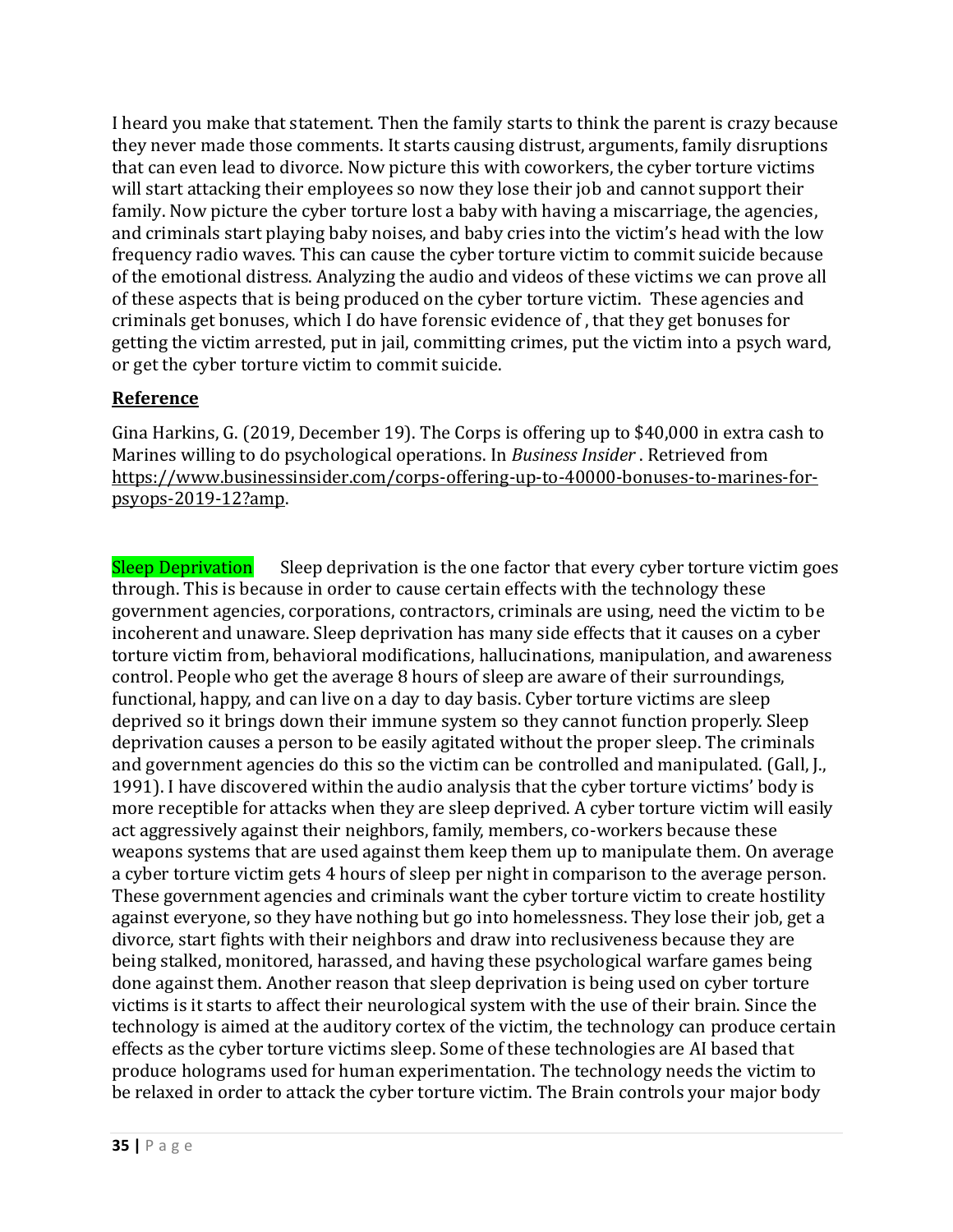I heard you make that statement. Then the family starts to think the parent is crazy because they never made those comments. It starts causing distrust, arguments, family disruptions that can even lead to divorce. Now picture this with coworkers, the cyber torture victims will start attacking their employees so now they lose their job and cannot support their family. Now picture the cyber torture lost a baby with having a miscarriage, the agencies, and criminals start playing baby noises, and baby cries into the victim's head with the low frequency radio waves. This can cause the cyber torture victim to commit suicide because of the emotional distress. Analyzing the audio and videos of these victims we can prove all of these aspects that is being produced on the cyber torture victim. These agencies and criminals get bonuses, which I do have forensic evidence of , that they get bonuses for getting the victim arrested, put in jail, committing crimes, put the victim into a psych ward, or get the cyber torture victim to commit suicide.

**Reference**

Gina Harkins, G. (2019, December 19). The Corps is offering up to $40,000 in extra cash to Marines willing to do psychological operations. In *Business Insider* . Retrieved from https://www.businessinsider.com/corps-offering-up-to-40000-bonuses-to-marines-for-psyops-2019-12?amp.

Sleep Deprivation Sleep deprivation is the one factor that every cyber torture victim goes through. This is because in order to cause certain effects with the technology these government agencies, corporations, contractors, criminals are using, need the victim to be incoherent and unaware. Sleep deprivation has many side effects that it causes on a cyber torture victim from, behavioral modifications, hallucinations, manipulation, and awareness control. People who get the average 8 hours of sleep are aware of their surroundings, functional, happy, and can live on a day to day basis. Cyber torture victims are sleep deprived so it brings down their immune system so they cannot function properly. Sleep deprivation causes a person to be easily agitated without the proper sleep. The criminals and government agencies do this so the victim can be controlled and manipulated. (Gall, J., 1991). I have discovered within the audio analysis that the cyber torture victims' body is more receptible for attacks when they are sleep deprived. A cyber torture victim will easily act aggressively against their neighbors, family, members, co-workers because these weapons systems that are used against them keep them up to manipulate them. On average a cyber torture victim gets 4 hours of sleep per night in comparison to the average person. These government agencies and criminals want the cyber torture victim to create hostility against everyone, so they have nothing but go into homelessness. They lose their job, get a divorce, start fights with their neighbors and draw into reclusiveness because they are being stalked, monitored, harassed, and having these psychological warfare games being done against them. Another reason that sleep deprivation is being used on cyber torture victims is it starts to affect their neurological system with the use of their brain. Since the technology is aimed at the auditory cortex of the victim, the technology can produce certain effects as the cyber torture victims sleep. Some of these technologies are AI based that produce holograms used for human experimentation. The technology needs the victim to be relaxed in order to attack the cyber torture victim. The Brain controls your major body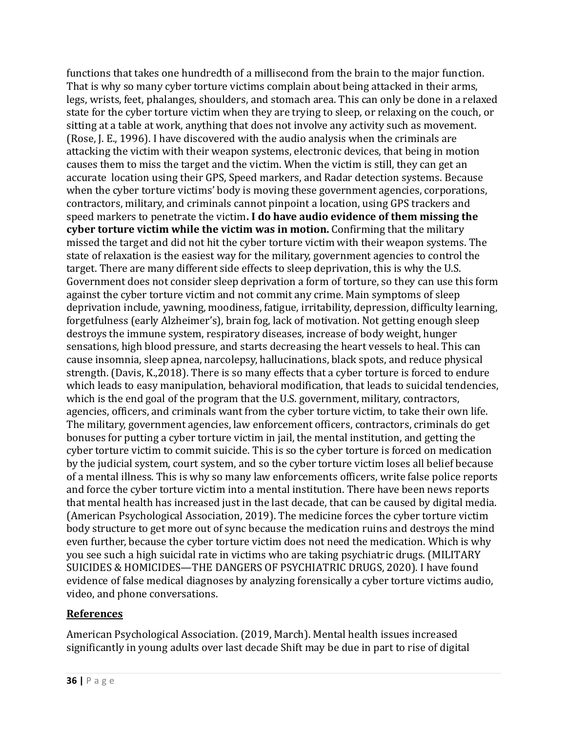functions that takes one hundredth of a millisecond from the brain to the major function. That is why so many cyber torture victims complain about being attacked in their arms, legs, wrists, feet, phalanges, shoulders, and stomach area. This can only be done in a relaxed state for the cyber torture victim when they are trying to sleep, or relaxing on the couch, or sitting at a table at work, anything that does not involve any activity such as movement. (Rose, J. E., 1996). I have discovered with the audio analysis when the criminals are attacking the victim with their weapon systems, electronic devices, that being in motion causes them to miss the target and the victim. When the victim is still, they can get an accurate location using their GPS, Speed markers, and Radar detection systems. Because when the cyber torture victims' body is moving these government agencies, corporations, contractors, military, and criminals cannot pinpoint a location, using GPS trackers and speed markers to penetrate the victim**. I do have audio evidence of them missing the cyber torture victim while the victim was in motion.** Confirming that the military missed the target and did not hit the cyber torture victim with their weapon systems. The state of relaxation is the easiest way for the military, government agencies to control the target. There are many different side effects to sleep deprivation, this is why the U.S. Government does not consider sleep deprivation a form of torture, so they can use this form against the cyber torture victim and not commit any crime. Main symptoms of sleep deprivation include, yawning, moodiness, fatigue, irritability, depression, difficulty learning, forgetfulness (early Alzheimer's), brain fog, lack of motivation. Not getting enough sleep destroys the immune system, respiratory diseases, increase of body weight, hunger sensations, high blood pressure, and starts decreasing the heart vessels to heal. This can cause insomnia, sleep apnea, narcolepsy, hallucinations, black spots, and reduce physical strength. (Davis, K.,2018). There is so many effects that a cyber torture is forced to endure which leads to easy manipulation, behavioral modification, that leads to suicidal tendencies, which is the end goal of the program that the U.S. government, military, contractors, agencies, officers, and criminals want from the cyber torture victim, to take their own life. The military, government agencies, law enforcement officers, contractors, criminals do get bonuses for putting a cyber torture victim in jail, the mental institution, and getting the cyber torture victim to commit suicide. This is so the cyber torture is forced on medication by the judicial system, court system, and so the cyber torture victim loses all belief because of a mental illness. This is why so many law enforcements officers, write false police reports and force the cyber torture victim into a mental institution. There have been news reports that mental health has increased just in the last decade, that can be caused by digital media. (American Psychological Association, 2019). The medicine forces the cyber torture victim body structure to get more out of sync because the medication ruins and destroys the mind even further, because the cyber torture victim does not need the medication. Which is why you see such a high suicidal rate in victims who are taking psychiatric drugs. (MILITARY SUICIDES & HOMICIDES—THE DANGERS OF PSYCHIATRIC DRUGS, 2020). I have found evidence of false medical diagnoses by analyzing forensically a cyber torture victims audio, video, and phone conversations.

## References

American Psychological Association. (2019, March). Mental health issues increased significantly in young adults over last decade Shift may be due in part to rise of digital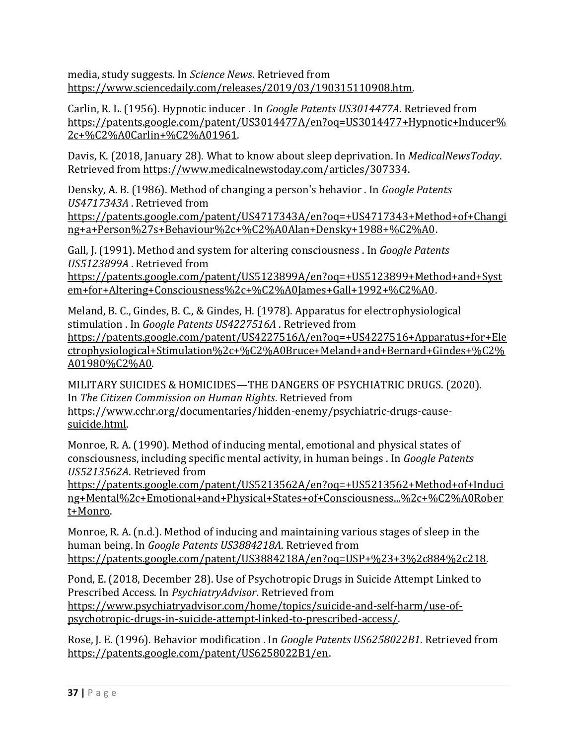media, study suggests. In *Science News*. Retrieved from https://www.sciencedaily.com/releases/2019/03/190315110908.htm.

Carlin, R. L. (1956). Hypnotic inducer . In *Google Patents US3014477A*. Retrieved from https://patents.google.com/patent/US3014477A/en?oq=US3014477+Hypnotic+Inducer%2c+%C2%A0Carlin+%C2%A01961.

Davis, K. (2018, January 28). What to know about sleep deprivation. In *MedicalNewsToday*. Retrieved from https://www.medicalnewstoday.com/articles/307334.

Densky, A. B. (1986). Method of changing a person's behavior . In *Google Patents US4717343A* . Retrieved from https://patents.google.com/patent/US4717343A/en?oq=+US4717343+Method+of+Changing+a+Person%27s+Behaviour%2c+%C2%A0Alan+Densky+1988+%C2%A0.

Gall, J. (1991). Method and system for altering consciousness . In *Google Patents US5123899A* . Retrieved from https://patents.google.com/patent/US5123899A/en?oq=+US5123899+Method+and+System+for+Altering+Consciousness%2c+%C2%A0James+Gall+1992+%C2%A0.

Meland, B. C., Gindes, B. C., & Gindes, H. (1978). Apparatus for electrophysiological stimulation . In *Google Patents US4227516A* . Retrieved from https://patents.google.com/patent/US4227516A/en?oq=+US4227516+Apparatus+for+Electrophysiological+Stimulation%2c+%C2%A0Bruce+Meland+and+Bernard+Gindes+%C2%A01980%C2%A0.

MILITARY SUICIDES & HOMICIDES—THE DANGERS OF PSYCHIATRIC DRUGS. (2020). In *The Citizen Commission on Human Rights*. Retrieved from https://www.cchr.org/documentaries/hidden-enemy/psychiatric-drugs-cause-suicide.html.

Monroe, R. A. (1990). Method of inducing mental, emotional and physical states of consciousness, including specific mental activity, in human beings . In *Google Patents US5213562A*. Retrieved from https://patents.google.com/patent/US5213562A/en?oq=+US5213562+Method+of+Inducing+Mental%2c+Emotional+and+Physical+States+of+Consciousness...%2c+%C2%A0Robert+Monro.

Monroe, R. A. (n.d.). Method of inducing and maintaining various stages of sleep in the human being. In *Google Patents US3884218A*. Retrieved from https://patents.google.com/patent/US3884218A/en?oq=USP+%23+3%2c884%2c218.

Pond, E. (2018, December 28). Use of Psychotropic Drugs in Suicide Attempt Linked to Prescribed Access. In *PsychiatryAdvisor*. Retrieved from https://www.psychiatryadvisor.com/home/topics/suicide-and-self-harm/use-of-psychotropic-drugs-in-suicide-attempt-linked-to-prescribed-access/.

Rose, J. E. (1996). Behavior modification . In *Google Patents US6258022B1*. Retrieved from https://patents.google.com/patent/US6258022B1/en.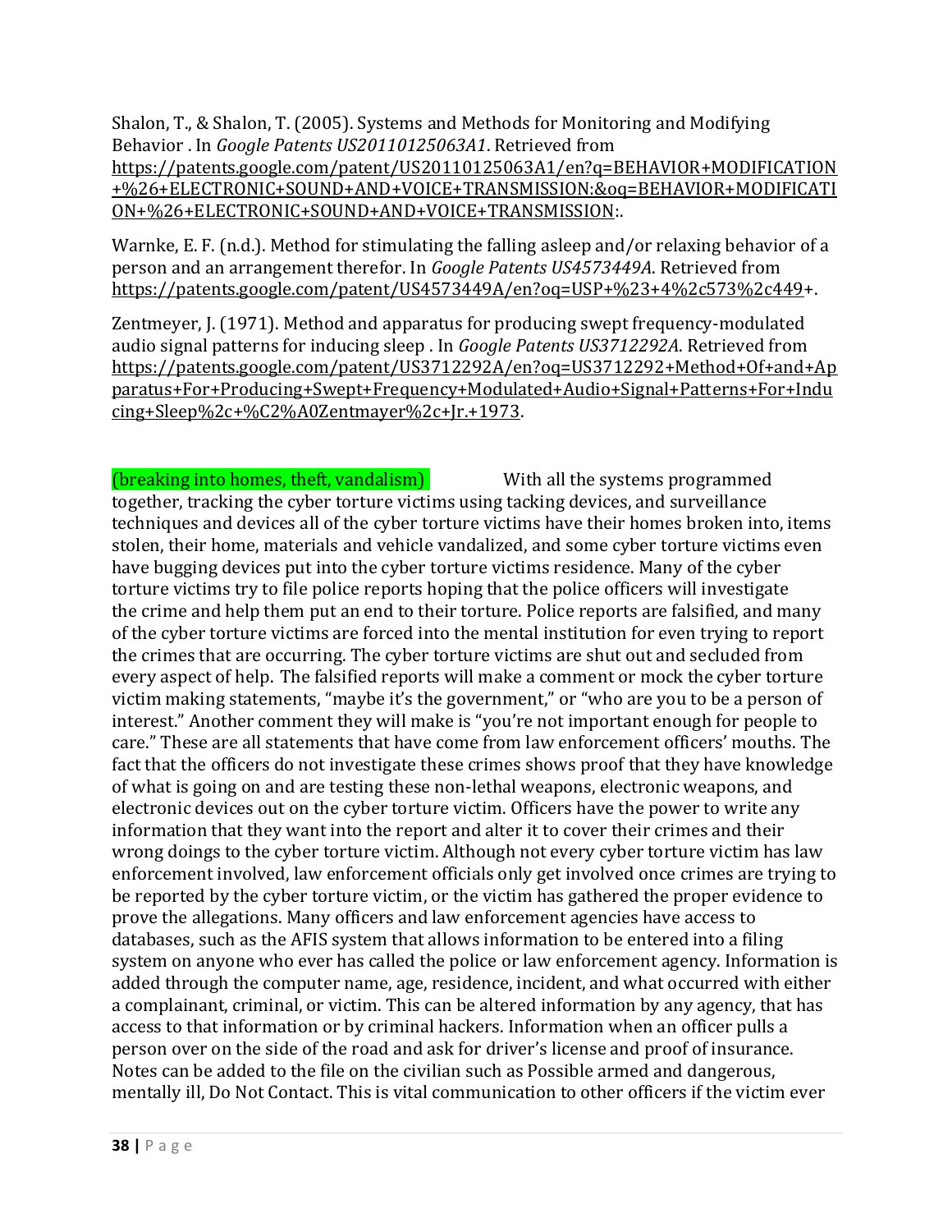Shalon, T., & Shalon, T. (2005). Systems and Methods for Monitoring and Modifying Behavior . In *Google Patents US20110125063A1*. Retrieved from https://patents.google.com/patent/US20110125063A1/en?q=BEHAVIOR+MODIFICATION+%26+ELECTRONIC+SOUND+AND+VOICE+TRANSMISSION:&oq=BEHAVIOR+MODIFICATION+%26+ELECTRONIC+SOUND+AND+VOICE+TRANSMISSION:.

Warnke, E. F. (n.d.). Method for stimulating the falling asleep and/or relaxing behavior of a person and an arrangement therefor. In *Google Patents US4573449A*. Retrieved from https://patents.google.com/patent/US4573449A/en?oq=USP+%23+4%2c573%2c449+.

Zentmeyer, J. (1971). Method and apparatus for producing swept frequency-modulated audio signal patterns for inducing sleep . In *Google Patents US3712292A*. Retrieved from https://patents.google.com/patent/US3712292A/en?oq=US3712292+Method+Of+and+Apparatus+For+Producing+Swept+Frequency+Modulated+Audio+Signal+Patterns+For+Inducing+Sleep%2c+%C2%A0Zentmayer%2c+Jr.+1973.

(breaking into homes, theft, vandalism) With all the systems programmed together, tracking the cyber torture victims using tacking devices, and surveillance techniques and devices all of the cyber torture victims have their homes broken into, items stolen, their home, materials and vehicle vandalized, and some cyber torture victims even have bugging devices put into the cyber torture victims residence. Many of the cyber torture victims try to file police reports hoping that the police officers will investigate the crime and help them put an end to their torture. Police reports are falsified, and many of the cyber torture victims are forced into the mental institution for even trying to report the crimes that are occurring. The cyber torture victims are shut out and secluded from every aspect of help. The falsified reports will make a comment or mock the cyber torture victim making statements, "maybe it's the government," or "who are you to be a person of interest." Another comment they will make is "you're not important enough for people to care." These are all statements that have come from law enforcement officers' mouths. The fact that the officers do not investigate these crimes shows proof that they have knowledge of what is going on and are testing these non-lethal weapons, electronic weapons, and electronic devices out on the cyber torture victim. Officers have the power to write any information that they want into the report and alter it to cover their crimes and their wrong doings to the cyber torture victim. Although not every cyber torture victim has law enforcement involved, law enforcement officials only get involved once crimes are trying to be reported by the cyber torture victim, or the victim has gathered the proper evidence to prove the allegations. Many officers and law enforcement agencies have access to databases, such as the AFIS system that allows information to be entered into a filing system on anyone who ever has called the police or law enforcement agency. Information is added through the computer name, age, residence, incident, and what occurred with either a complainant, criminal, or victim. This can be altered information by any agency, that has access to that information or by criminal hackers. Information when an officer pulls a person over on the side of the road and ask for driver's license and proof of insurance. Notes can be added to the file on the civilian such as Possible armed and dangerous, mentally ill, Do Not Contact. This is vital communication to other officers if the victim ever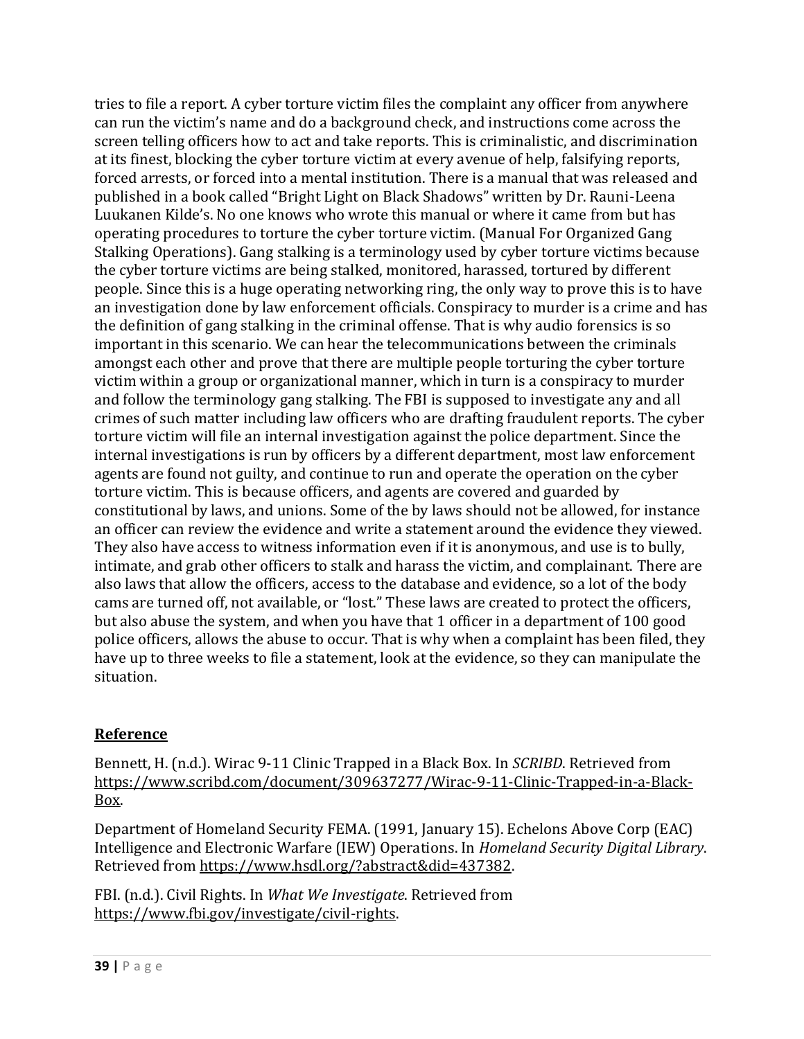tries to file a report. A cyber torture victim files the complaint any officer from anywhere can run the victim's name and do a background check, and instructions come across the screen telling officers how to act and take reports. This is criminalistic, and discrimination at its finest, blocking the cyber torture victim at every avenue of help, falsifying reports, forced arrests, or forced into a mental institution. There is a manual that was released and published in a book called "Bright Light on Black Shadows" written by Dr. Rauni-Leena Luukanen Kilde's. No one knows who wrote this manual or where it came from but has operating procedures to torture the cyber torture victim. (Manual For Organized Gang Stalking Operations). Gang stalking is a terminology used by cyber torture victims because the cyber torture victims are being stalked, monitored, harassed, tortured by different people. Since this is a huge operating networking ring, the only way to prove this is to have an investigation done by law enforcement officials. Conspiracy to murder is a crime and has the definition of gang stalking in the criminal offense. That is why audio forensics is so important in this scenario. We can hear the telecommunications between the criminals amongst each other and prove that there are multiple people torturing the cyber torture victim within a group or organizational manner, which in turn is a conspiracy to murder and follow the terminology gang stalking. The FBI is supposed to investigate any and all crimes of such matter including law officers who are drafting fraudulent reports. The cyber torture victim will file an internal investigation against the police department. Since the internal investigations is run by officers by a different department, most law enforcement agents are found not guilty, and continue to run and operate the operation on the cyber torture victim. This is because officers, and agents are covered and guarded by constitutional by laws, and unions. Some of the by laws should not be allowed, for instance an officer can review the evidence and write a statement around the evidence they viewed. They also have access to witness information even if it is anonymous, and use is to bully, intimate, and grab other officers to stalk and harass the victim, and complainant. There are also laws that allow the officers, access to the database and evidence, so a lot of the body cams are turned off, not available, or "lost." These laws are created to protect the officers, but also abuse the system, and when you have that 1 officer in a department of 100 good police officers, allows the abuse to occur. That is why when a complaint has been filed, they have up to three weeks to file a statement, look at the evidence, so they can manipulate the situation.

## Reference

Bennett, H. (n.d.). Wirac 9-11 Clinic Trapped in a Black Box. In *SCRIBD*. Retrieved from https://www.scribd.com/document/309637277/Wirac-9-11-Clinic-Trapped-in-a-Black-Box.

Department of Homeland Security FEMA. (1991, January 15). Echelons Above Corp (EAC) Intelligence and Electronic Warfare (IEW) Operations. In *Homeland Security Digital Library*. Retrieved from https://www.hsdl.org/?abstract&did=437382.

FBI. (n.d.). Civil Rights. In *What We Investigate*. Retrieved from https://www.fbi.gov/investigate/civil-rights.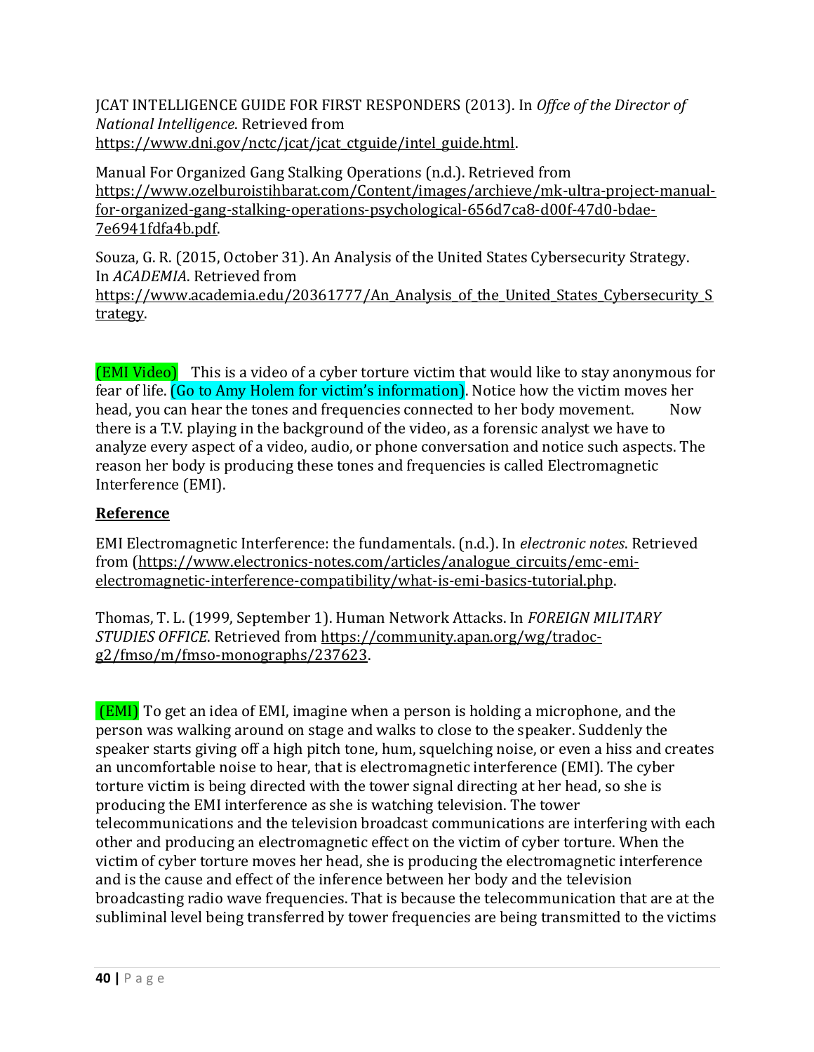JCAT INTELLIGENCE GUIDE FOR FIRST RESPONDERS (2013). In *Offce of the Director of National Intelligence*. Retrieved from https://www.dni.gov/nctc/jcat/jcat_ctguide/intel_guide.html.

Manual For Organized Gang Stalking Operations (n.d.). Retrieved from https://www.ozelburoistihbarat.com/Content/images/archieve/mk-ultra-project-manual-for-organized-gang-stalking-operations-psychological-656d7ca8-d00f-47d0-bdae-7e6941fdfa4b.pdf.

Souza, G. R. (2015, October 31). An Analysis of the United States Cybersecurity Strategy. In *ACADEMIA*. Retrieved from https://www.academia.edu/20361777/An_Analysis_of_the_United_States_Cybersecurity_Strategy.

(EMI Video) This is a video of a cyber torture victim that would like to stay anonymous for fear of life. (Go to Amy Holem for victim's information). Notice how the victim moves her head, you can hear the tones and frequencies connected to her body movement. Now there is a T.V. playing in the background of the video, as a forensic analyst we have to analyze every aspect of a video, audio, or phone conversation and notice such aspects. The reason her body is producing these tones and frequencies is called Electromagnetic Interference (EMI).

**Reference**

EMI Electromagnetic Interference: the fundamentals. (n.d.). In *electronic notes*. Retrieved from (https://www.electronics-notes.com/articles/analogue_circuits/emc-emi-electromagnetic-interference-compatibility/what-is-emi-basics-tutorial.php.

Thomas, T. L. (1999, September 1). Human Network Attacks. In *FOREIGN MILITARY STUDIES OFFICE*. Retrieved from https://community.apan.org/wg/tradoc-g2/fmso/m/fmso-monographs/237623.

(EMI) To get an idea of EMI, imagine when a person is holding a microphone, and the person was walking around on stage and walks to close to the speaker. Suddenly the speaker starts giving off a high pitch tone, hum, squelching noise, or even a hiss and creates an uncomfortable noise to hear, that is electromagnetic interference (EMI). The cyber torture victim is being directed with the tower signal directing at her head, so she is producing the EMI interference as she is watching television. The tower telecommunications and the television broadcast communications are interfering with each other and producing an electromagnetic effect on the victim of cyber torture. When the victim of cyber torture moves her head, she is producing the electromagnetic interference and is the cause and effect of the inference between her body and the television broadcasting radio wave frequencies. That is because the telecommunication that are at the subliminal level being transferred by tower frequencies are being transmitted to the victims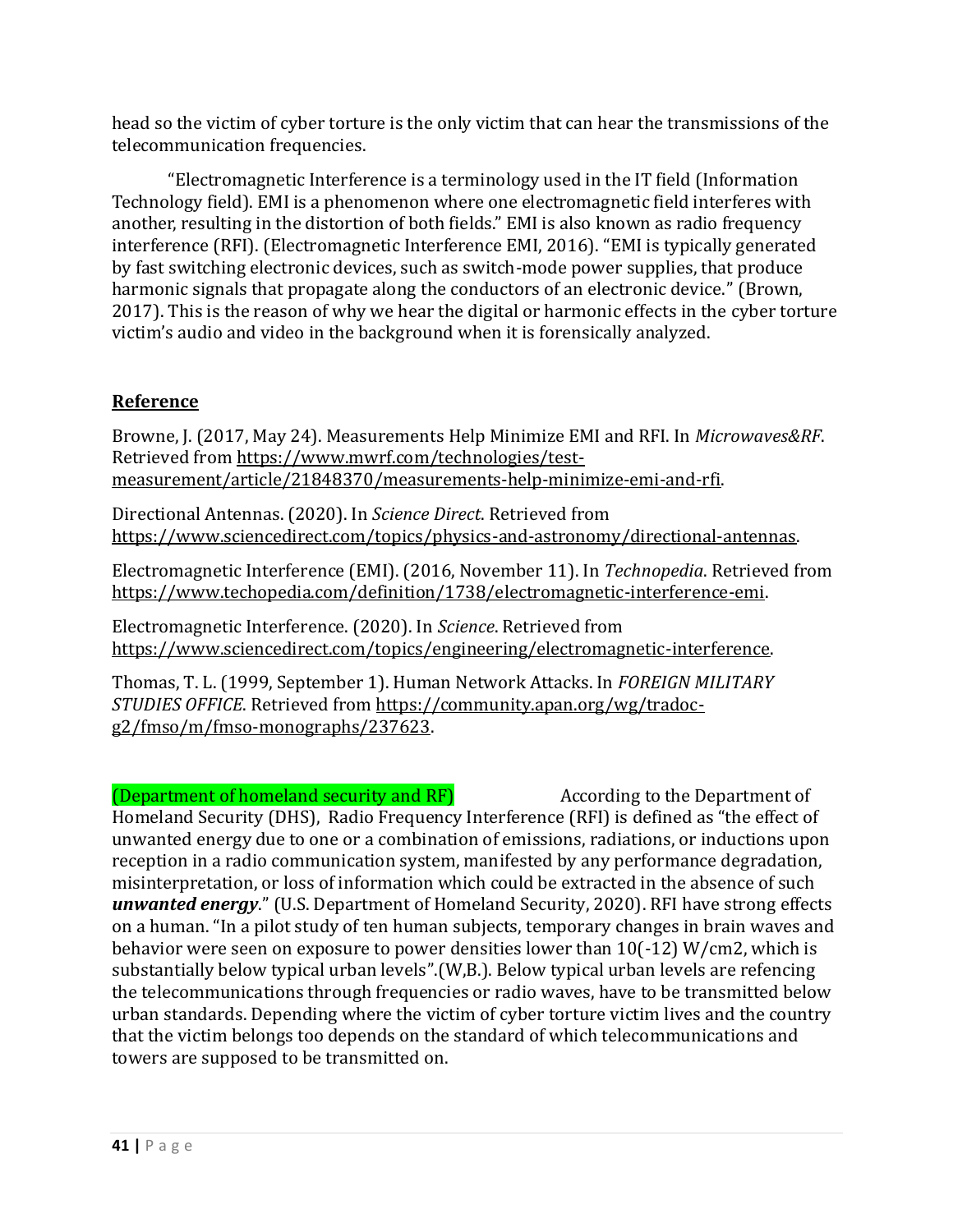head so the victim of cyber torture is the only victim that can hear the transmissions of the telecommunication frequencies.

"Electromagnetic Interference is a terminology used in the IT field (Information Technology field). EMI is a phenomenon where one electromagnetic field interferes with another, resulting in the distortion of both fields." EMI is also known as radio frequency interference (RFI). (Electromagnetic Interference EMI, 2016). "EMI is typically generated by fast switching electronic devices, such as switch-mode power supplies, that produce harmonic signals that propagate along the conductors of an electronic device." (Brown, 2017). This is the reason of why we hear the digital or harmonic effects in the cyber torture victim's audio and video in the background when it is forensically analyzed.

## **Reference**

Browne, J. (2017, May 24). Measurements Help Minimize EMI and RFI. In *Microwaves&RF*. Retrieved from https://www.mwrf.com/technologies/test-measurement/article/21848370/measurements-help-minimize-emi-and-rfi.

Directional Antennas. (2020). In *Science Direct*. Retrieved from https://www.sciencedirect.com/topics/physics-and-astronomy/directional-antennas.

Electromagnetic Interference (EMI). (2016, November 11). In *Technopedia*. Retrieved from https://www.techopedia.com/definition/1738/electromagnetic-interference-emi.

Electromagnetic Interference. (2020). In *Science*. Retrieved from https://www.sciencedirect.com/topics/engineering/electromagnetic-interference.

Thomas, T. L. (1999, September 1). Human Network Attacks. In *FOREIGN MILITARY STUDIES OFFICE*. Retrieved from https://community.apan.org/wg/tradoc-g2/fmso/m/fmso-monographs/237623.

(Department of homeland security and RF) According to the Department of Homeland Security (DHS), Radio Frequency Interference (RFI) is defined as "the effect of unwanted energy due to one or a combination of emissions, radiations, or inductions upon reception in a radio communication system, manifested by any performance degradation, misinterpretation, or loss of information which could be extracted in the absence of such ***unwanted energy***." (U.S. Department of Homeland Security, 2020). RFI have strong effects on a human. "In a pilot study of ten human subjects, temporary changes in brain waves and behavior were seen on exposure to power densities lower than 10(-12) W/cm2, which is substantially below typical urban levels".(W,B.). Below typical urban levels are refencing the telecommunications through frequencies or radio waves, have to be transmitted below urban standards. Depending where the victim of cyber torture victim lives and the country that the victim belongs too depends on the standard of which telecommunications and towers are supposed to be transmitted on.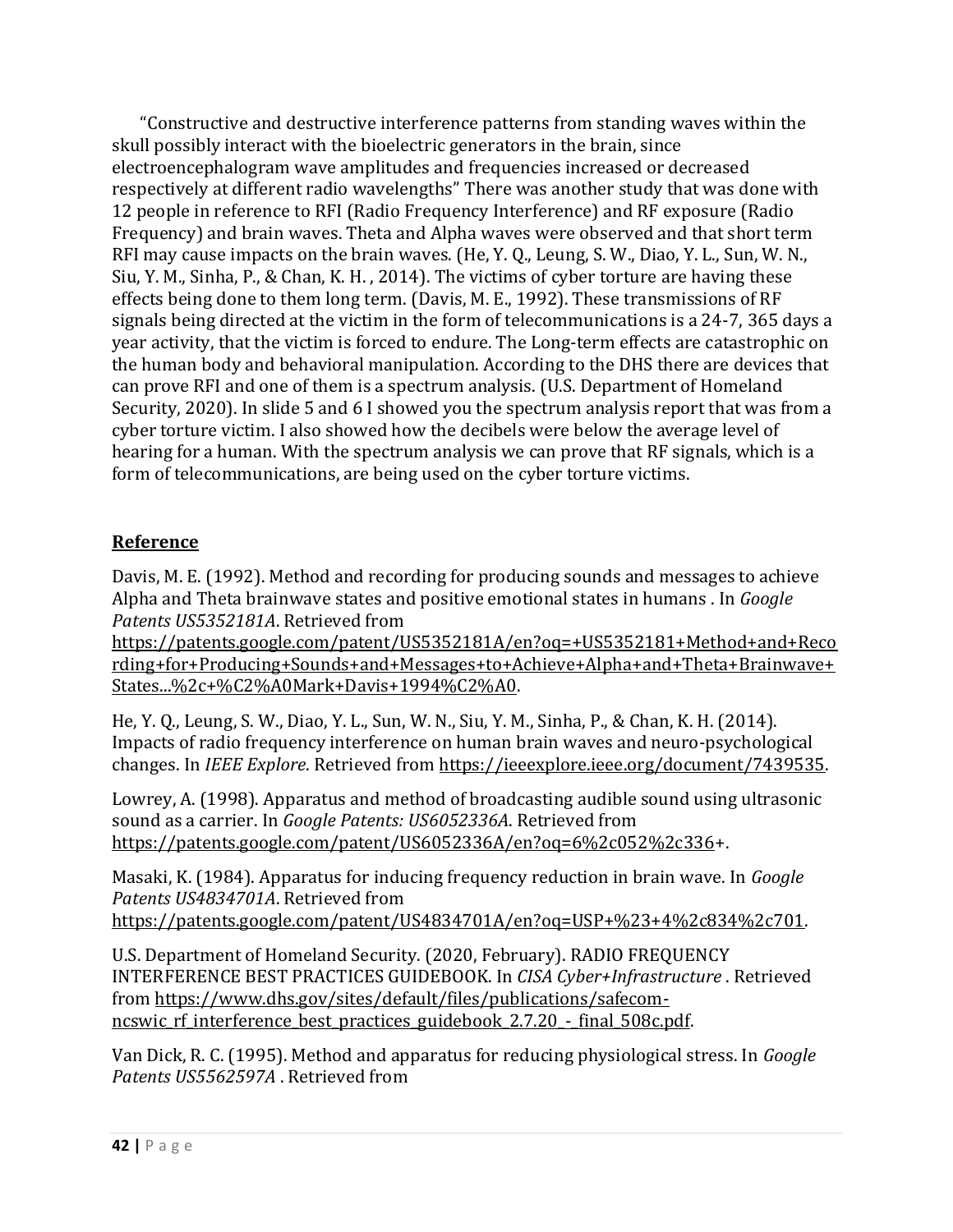“Constructive and destructive interference patterns from standing waves within the skull possibly interact with the bioelectric generators in the brain, since electroencephalogram wave amplitudes and frequencies increased or decreased respectively at different radio wavelengths” There was another study that was done with 12 people in reference to RFI (Radio Frequency Interference) and RF exposure (Radio Frequency) and brain waves. Theta and Alpha waves were observed and that short term RFI may cause impacts on the brain waves. (He, Y. Q., Leung, S. W., Diao, Y. L., Sun, W. N., Siu, Y. M., Sinha, P., & Chan, K. H. , 2014). The victims of cyber torture are having these effects being done to them long term. (Davis, M. E., 1992). These transmissions of RF signals being directed at the victim in the form of telecommunications is a 24-7, 365 days a year activity, that the victim is forced to endure. The Long-term effects are catastrophic on the human body and behavioral manipulation. According to the DHS there are devices that can prove RFI and one of them is a spectrum analysis. (U.S. Department of Homeland Security, 2020). In slide 5 and 6 I showed you the spectrum analysis report that was from a cyber torture victim. I also showed how the decibels were below the average level of hearing for a human. With the spectrum analysis we can prove that RF signals, which is a form of telecommunications, are being used on the cyber torture victims.

## Reference

Davis, M. E. (1992). Method and recording for producing sounds and messages to achieve Alpha and Theta brainwave states and positive emotional states in humans . In *Google Patents US5352181A*. Retrieved from https://patents.google.com/patent/US5352181A/en?oq=+US5352181+Method+and+Recording+for+Producing+Sounds+and+Messages+to+Achieve+Alpha+and+Theta+Brainwave+States...%2c+%C2%A0Mark+Davis+1994%C2%A0.

He, Y. Q., Leung, S. W., Diao, Y. L., Sun, W. N., Siu, Y. M., Sinha, P., & Chan, K. H. (2014). Impacts of radio frequency interference on human brain waves and neuro-psychological changes. In *IEEE Explore*. Retrieved from https://ieeexplore.ieee.org/document/7439535.

Lowrey, A. (1998). Apparatus and method of broadcasting audible sound using ultrasonic sound as a carrier. In *Google Patents: US6052336A*. Retrieved from https://patents.google.com/patent/US6052336A/en?oq=6%2c052%2c336+.

Masaki, K. (1984). Apparatus for inducing frequency reduction in brain wave. In *Google Patents US4834701A*. Retrieved from https://patents.google.com/patent/US4834701A/en?oq=USP+%23+4%2c834%2c701.

U.S. Department of Homeland Security. (2020, February). RADIO FREQUENCY INTERFERENCE BEST PRACTICES GUIDEBOOK. In *CISA Cyber+Infrastructure* . Retrieved from https://www.dhs.gov/sites/default/files/publications/safecom-ncswic_rf_interference_best_practices_guidebook_2.7.20_-_final_508c.pdf.

Van Dick, R. C. (1995). Method and apparatus for reducing physiological stress. In *Google Patents US5562597A* . Retrieved from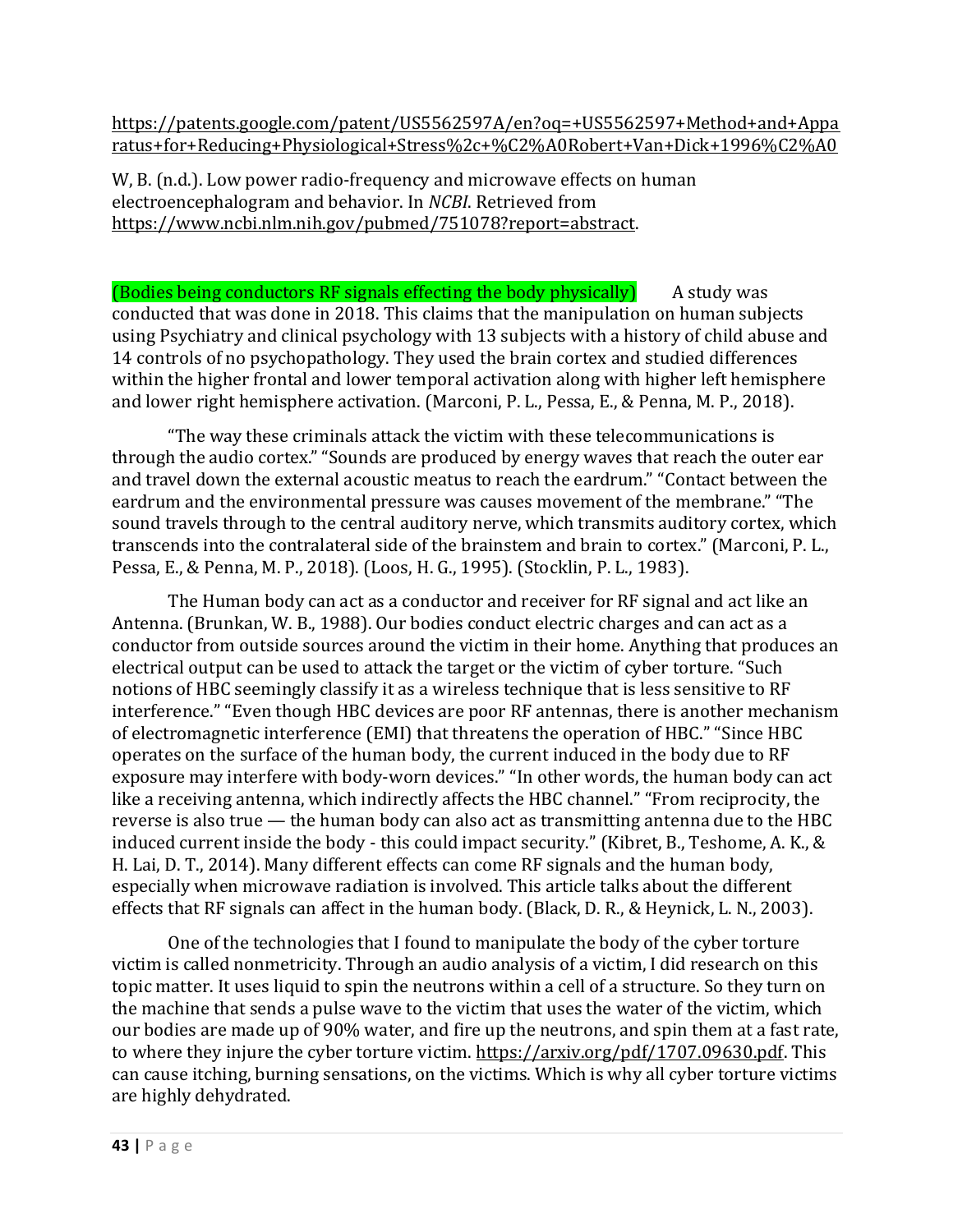https://patents.google.com/patent/US5562597A/en?oq=+US5562597+Method+and+Apparatus+for+Reducing+Physiological+Stress%2c+%C2%A0Robert+Van+Dick+1996%C2%A0

W, B. (n.d.). Low power radio-frequency and microwave effects on human electroencephalogram and behavior. In *NCBI*. Retrieved from https://www.ncbi.nlm.nih.gov/pubmed/751078?report=abstract.

(Bodies being conductors RF signals effecting the body physically) A study was conducted that was done in 2018. This claims that the manipulation on human subjects using Psychiatry and clinical psychology with 13 subjects with a history of child abuse and 14 controls of no psychopathology. They used the brain cortex and studied differences within the higher frontal and lower temporal activation along with higher left hemisphere and lower right hemisphere activation. (Marconi, P. L., Pessa, E., & Penna, M. P., 2018).

"The way these criminals attack the victim with these telecommunications is through the audio cortex." "Sounds are produced by energy waves that reach the outer ear and travel down the external acoustic meatus to reach the eardrum." "Contact between the eardrum and the environmental pressure was causes movement of the membrane." "The sound travels through to the central auditory nerve, which transmits auditory cortex, which transcends into the contralateral side of the brainstem and brain to cortex." (Marconi, P. L., Pessa, E., & Penna, M. P., 2018). (Loos, H. G., 1995). (Stocklin, P. L., 1983).

The Human body can act as a conductor and receiver for RF signal and act like an Antenna. (Brunkan, W. B., 1988). Our bodies conduct electric charges and can act as a conductor from outside sources around the victim in their home. Anything that produces an electrical output can be used to attack the target or the victim of cyber torture. "Such notions of HBC seemingly classify it as a wireless technique that is less sensitive to RF interference." "Even though HBC devices are poor RF antennas, there is another mechanism of electromagnetic interference (EMI) that threatens the operation of HBC." "Since HBC operates on the surface of the human body, the current induced in the body due to RF exposure may interfere with body-worn devices." "In other words, the human body can act like a receiving antenna, which indirectly affects the HBC channel." "From reciprocity, the reverse is also true — the human body can also act as transmitting antenna due to the HBC induced current inside the body - this could impact security." (Kibret, B., Teshome, A. K., & H. Lai, D. T., 2014). Many different effects can come RF signals and the human body, especially when microwave radiation is involved. This article talks about the different effects that RF signals can affect in the human body. (Black, D. R., & Heynick, L. N., 2003).

One of the technologies that I found to manipulate the body of the cyber torture victim is called nonmetricity. Through an audio analysis of a victim, I did research on this topic matter. It uses liquid to spin the neutrons within a cell of a structure. So they turn on the machine that sends a pulse wave to the victim that uses the water of the victim, which our bodies are made up of 90% water, and fire up the neutrons, and spin them at a fast rate, to where they injure the cyber torture victim. https://arxiv.org/pdf/1707.09630.pdf. This can cause itching, burning sensations, on the victims. Which is why all cyber torture victims are highly dehydrated.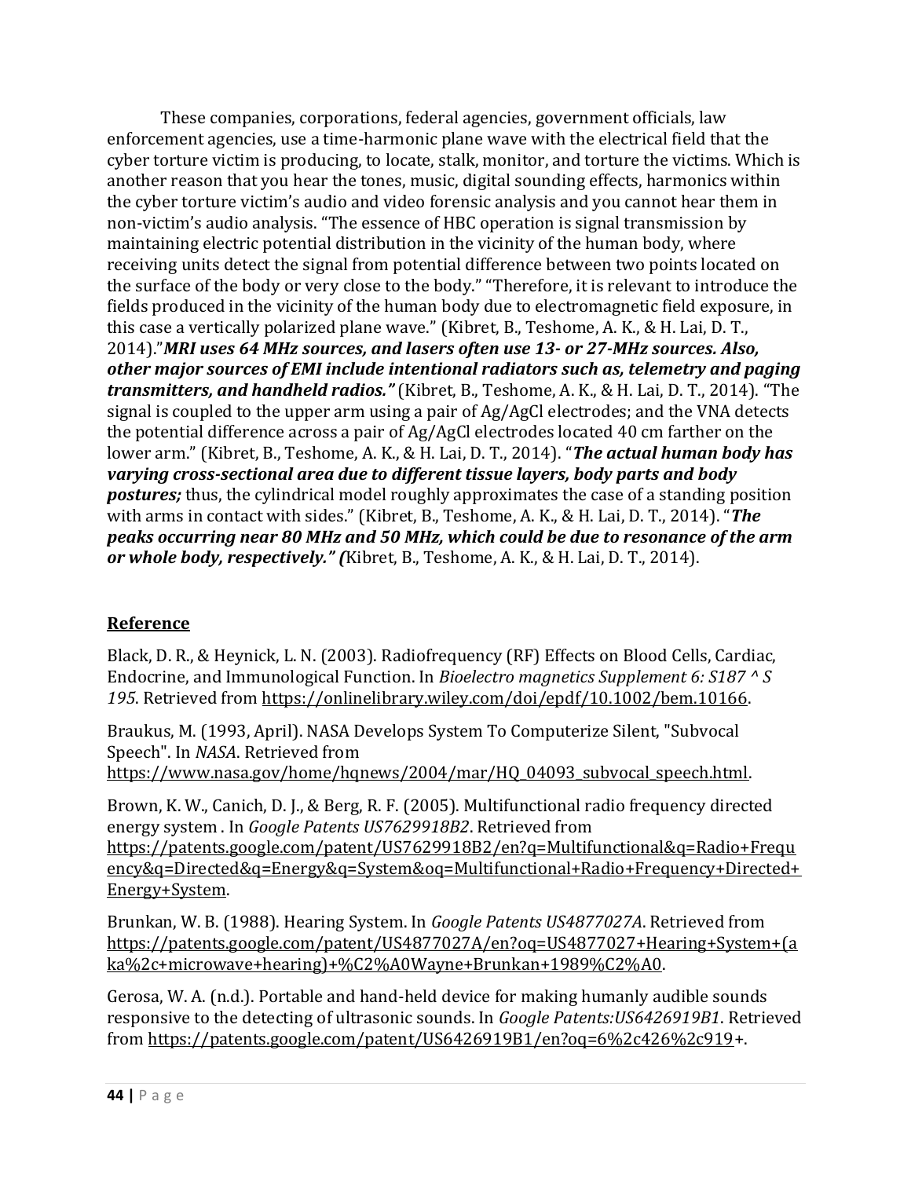These companies, corporations, federal agencies, government officials, law enforcement agencies, use a time-harmonic plane wave with the electrical field that the cyber torture victim is producing, to locate, stalk, monitor, and torture the victims. Which is another reason that you hear the tones, music, digital sounding effects, harmonics within the cyber torture victim's audio and video forensic analysis and you cannot hear them in non-victim's audio analysis. "The essence of HBC operation is signal transmission by maintaining electric potential distribution in the vicinity of the human body, where receiving units detect the signal from potential difference between two points located on the surface of the body or very close to the body." "Therefore, it is relevant to introduce the fields produced in the vicinity of the human body due to electromagnetic field exposure, in this case a vertically polarized plane wave." (Kibret, B., Teshome, A. K., & H. Lai, D. T., 2014)."***MRI uses 64 MHz sources, and lasers often use 13- or 27-MHz sources. Also, other major sources of EMI include intentional radiators such as, telemetry and paging transmitters, and handheld radios."*** (Kibret, B., Teshome, A. K., & H. Lai, D. T., 2014). "The signal is coupled to the upper arm using a pair of Ag/AgCl electrodes; and the VNA detects the potential difference across a pair of Ag/AgCl electrodes located 40 cm farther on the lower arm." (Kibret, B., Teshome, A. K., & H. Lai, D. T., 2014). "***The actual human body has varying cross-sectional area due to different tissue layers, body parts and body postures;*** thus, the cylindrical model roughly approximates the case of a standing position with arms in contact with sides." (Kibret, B., Teshome, A. K., & H. Lai, D. T., 2014). "***The peaks occurring near 80 MHz and 50 MHz, which could be due to resonance of the arm or whole body, respectively." (***Kibret, B., Teshome, A. K., & H. Lai, D. T., 2014).

## Reference

Black, D. R., & Heynick, L. N. (2003). Radiofrequency (RF) Effects on Blood Cells, Cardiac, Endocrine, and Immunological Function. In *Bioelectro magnetics Supplement 6: S187 ^ S 195*. Retrieved from https://onlinelibrary.wiley.com/doi/epdf/10.1002/bem.10166.

Braukus, M. (1993, April). NASA Develops System To Computerize Silent, "Subvocal Speech". In *NASA*. Retrieved from https://www.nasa.gov/home/hqnews/2004/mar/HQ_04093_subvocal_speech.html.

Brown, K. W., Canich, D. J., & Berg, R. F. (2005). Multifunctional radio frequency directed energy system . In *Google Patents US7629918B2*. Retrieved from https://patents.google.com/patent/US7629918B2/en?q=Multifunctional&q=Radio+Frequency&q=Directed&q=Energy&q=System&oq=Multifunctional+Radio+Frequency+Directed+Energy+System.

Brunkan, W. B. (1988). Hearing System. In *Google Patents US4877027A*. Retrieved from https://patents.google.com/patent/US4877027A/en?oq=US4877027+Hearing+System+(aka%2c+microwave+hearing)+%C2%A0Wayne+Brunkan+1989%C2%A0.

Gerosa, W. A. (n.d.). Portable and hand-held device for making humanly audible sounds responsive to the detecting of ultrasonic sounds. In *Google Patents:US6426919B1*. Retrieved from https://patents.google.com/patent/US6426919B1/en?oq=6%2c426%2c919+.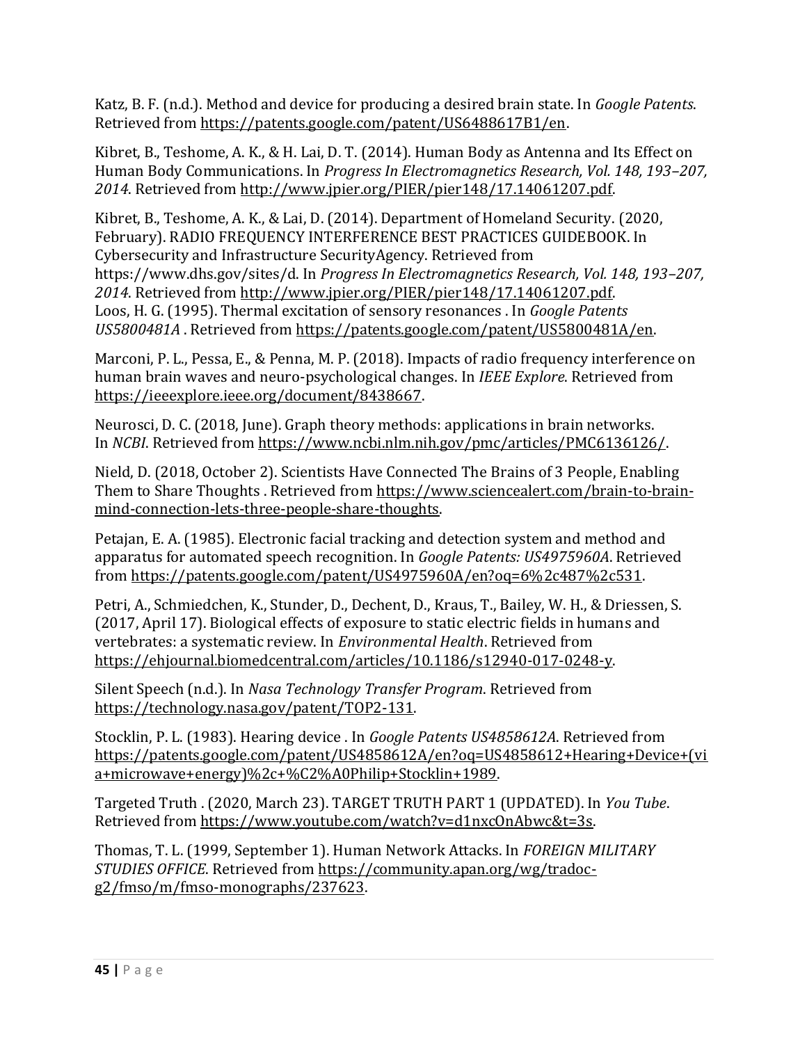Katz, B. F. (n.d.). Method and device for producing a desired brain state. In *Google Patents*. Retrieved from https://patents.google.com/patent/US6488617B1/en.

Kibret, B., Teshome, A. K., & H. Lai, D. T. (2014). Human Body as Antenna and Its Effect on Human Body Communications. In *Progress In Electromagnetics Research, Vol. 148, 193–207, 2014*. Retrieved from http://www.jpier.org/PIER/pier148/17.14061207.pdf.

Kibret, B., Teshome, A. K., & Lai, D. (2014). Department of Homeland Security. (2020, February). RADIO FREQUENCY INTERFERENCE BEST PRACTICES GUIDEBOOK. In Cybersecurity and Infrastructure SecurityAgency. Retrieved from https://www.dhs.gov/sites/d. In *Progress In Electromagnetics Research, Vol. 148, 193–207, 2014*. Retrieved from http://www.jpier.org/PIER/pier148/17.14061207.pdf.
Loos, H. G. (1995). Thermal excitation of sensory resonances . In *Google Patents US5800481A* . Retrieved from https://patents.google.com/patent/US5800481A/en.

Marconi, P. L., Pessa, E., & Penna, M. P. (2018). Impacts of radio frequency interference on human brain waves and neuro-psychological changes. In *IEEE Explore*. Retrieved from https://ieeexplore.ieee.org/document/8438667.

Neurosci, D. C. (2018, June). Graph theory methods: applications in brain networks. In *NCBI*. Retrieved from https://www.ncbi.nlm.nih.gov/pmc/articles/PMC6136126/.

Nield, D. (2018, October 2). Scientists Have Connected The Brains of 3 People, Enabling Them to Share Thoughts . Retrieved from https://www.sciencealert.com/brain-to-brain-mind-connection-lets-three-people-share-thoughts.

Petajan, E. A. (1985). Electronic facial tracking and detection system and method and apparatus for automated speech recognition. In *Google Patents: US4975960A*. Retrieved from https://patents.google.com/patent/US4975960A/en?oq=6%2c487%2c531.

Petri, A., Schmiedchen, K., Stunder, D., Dechent, D., Kraus, T., Bailey, W. H., & Driessen, S. (2017, April 17). Biological effects of exposure to static electric fields in humans and vertebrates: a systematic review. In *Environmental Health*. Retrieved from https://ehjournal.biomedcentral.com/articles/10.1186/s12940-017-0248-y.

Silent Speech (n.d.). In *Nasa Technology Transfer Program*. Retrieved from https://technology.nasa.gov/patent/TOP2-131.

Stocklin, P. L. (1983). Hearing device . In *Google Patents US4858612A*. Retrieved from https://patents.google.com/patent/US4858612A/en?oq=US4858612+Hearing+Device+(via+microwave+energy)%2c+%C2%A0Philip+Stocklin+1989.

Targeted Truth . (2020, March 23). TARGET TRUTH PART 1 (UPDATED). In *You Tube*. Retrieved from https://www.youtube.com/watch?v=d1nxcOnAbwc&t=3s.

Thomas, T. L. (1999, September 1). Human Network Attacks. In *FOREIGN MILITARY STUDIES OFFICE*. Retrieved from https://community.apan.org/wg/tradoc-g2/fmso/m/fmso-monographs/237623.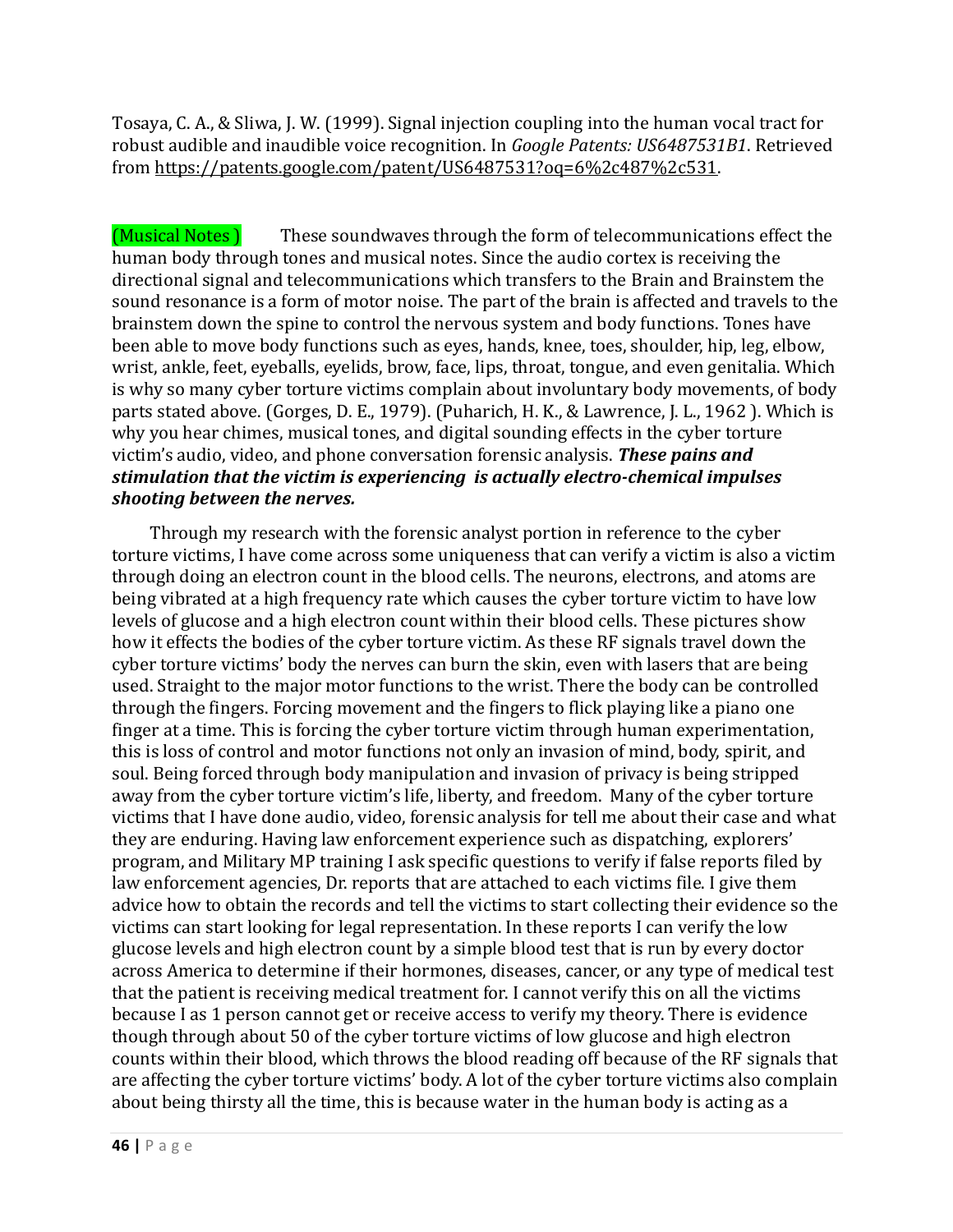Tosaya, C. A., & Sliwa, J. W. (1999). Signal injection coupling into the human vocal tract for robust audible and inaudible voice recognition. In *Google Patents: US6487531B1*. Retrieved from https://patents.google.com/patent/US6487531?oq=6%2c487%2c531.

(Musical Notes ) These soundwaves through the form of telecommunications effect the human body through tones and musical notes. Since the audio cortex is receiving the directional signal and telecommunications which transfers to the Brain and Brainstem the sound resonance is a form of motor noise. The part of the brain is affected and travels to the brainstem down the spine to control the nervous system and body functions. Tones have been able to move body functions such as eyes, hands, knee, toes, shoulder, hip, leg, elbow, wrist, ankle, feet, eyeballs, eyelids, brow, face, lips, throat, tongue, and even genitalia. Which is why so many cyber torture victims complain about involuntary body movements, of body parts stated above. (Gorges, D. E., 1979). (Puharich, H. K., & Lawrence, J. L., 1962 ). Which is why you hear chimes, musical tones, and digital sounding effects in the cyber torture victim's audio, video, and phone conversation forensic analysis. ***These pains and stimulation that the victim is experiencing is actually electro-chemical impulses shooting between the nerves.***

Through my research with the forensic analyst portion in reference to the cyber torture victims, I have come across some uniqueness that can verify a victim is also a victim through doing an electron count in the blood cells. The neurons, electrons, and atoms are being vibrated at a high frequency rate which causes the cyber torture victim to have low levels of glucose and a high electron count within their blood cells. These pictures show how it effects the bodies of the cyber torture victim. As these RF signals travel down the cyber torture victims' body the nerves can burn the skin, even with lasers that are being used. Straight to the major motor functions to the wrist. There the body can be controlled through the fingers. Forcing movement and the fingers to flick playing like a piano one finger at a time. This is forcing the cyber torture victim through human experimentation, this is loss of control and motor functions not only an invasion of mind, body, spirit, and soul. Being forced through body manipulation and invasion of privacy is being stripped away from the cyber torture victim's life, liberty, and freedom. Many of the cyber torture victims that I have done audio, video, forensic analysis for tell me about their case and what they are enduring. Having law enforcement experience such as dispatching, explorers' program, and Military MP training I ask specific questions to verify if false reports filed by law enforcement agencies, Dr. reports that are attached to each victims file. I give them advice how to obtain the records and tell the victims to start collecting their evidence so the victims can start looking for legal representation. In these reports I can verify the low glucose levels and high electron count by a simple blood test that is run by every doctor across America to determine if their hormones, diseases, cancer, or any type of medical test that the patient is receiving medical treatment for. I cannot verify this on all the victims because I as 1 person cannot get or receive access to verify my theory. There is evidence though through about 50 of the cyber torture victims of low glucose and high electron counts within their blood, which throws the blood reading off because of the RF signals that are affecting the cyber torture victims' body. A lot of the cyber torture victims also complain about being thirsty all the time, this is because water in the human body is acting as a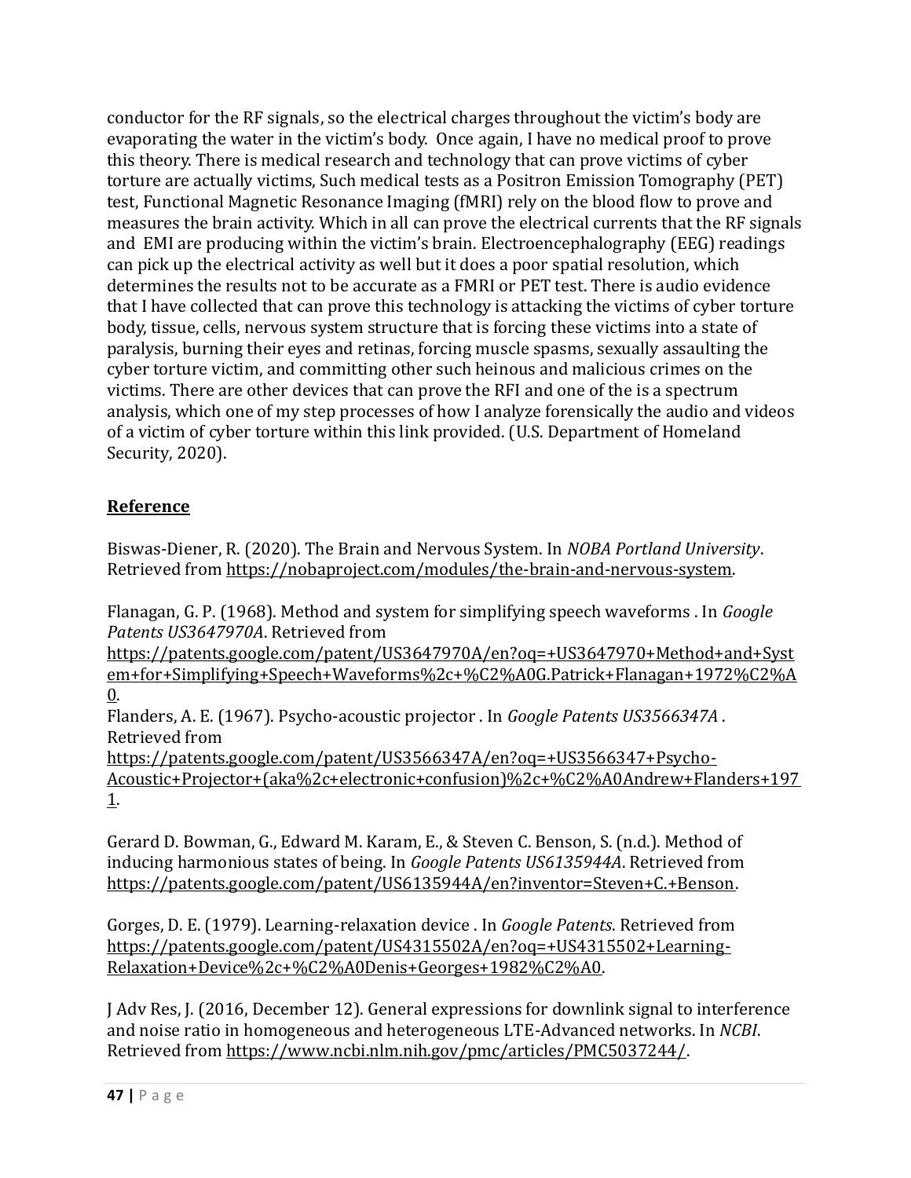conductor for the RF signals, so the electrical charges throughout the victim's body are evaporating the water in the victim's body. Once again, I have no medical proof to prove this theory. There is medical research and technology that can prove victims of cyber torture are actually victims, Such medical tests as a Positron Emission Tomography (PET) test, Functional Magnetic Resonance Imaging (fMRI) rely on the blood flow to prove and measures the brain activity. Which in all can prove the electrical currents that the RF signals and EMI are producing within the victim's brain. Electroencephalography (EEG) readings can pick up the electrical activity as well but it does a poor spatial resolution, which determines the results not to be accurate as a FMRI or PET test. There is audio evidence that I have collected that can prove this technology is attacking the victims of cyber torture body, tissue, cells, nervous system structure that is forcing these victims into a state of paralysis, burning their eyes and retinas, forcing muscle spasms, sexually assaulting the cyber torture victim, and committing other such heinous and malicious crimes on the victims. There are other devices that can prove the RFI and one of the is a spectrum analysis, which one of my step processes of how I analyze forensically the audio and videos of a victim of cyber torture within this link provided. (U.S. Department of Homeland Security, 2020).

## **Reference**

Biswas-Diener, R. (2020). The Brain and Nervous System. In *NOBA Portland University*. Retrieved from https://nobaproject.com/modules/the-brain-and-nervous-system.

Flanagan, G. P. (1968). Method and system for simplifying speech waveforms . In *Google Patents US3647970A*. Retrieved from https://patents.google.com/patent/US3647970A/en?oq=+US3647970+Method+and+System+for+Simplifying+Speech+Waveforms%2c+%C2%A0G.Patrick+Flanagan+1972%C2%A0.

Flanders, A. E. (1967). Psycho-acoustic projector . In *Google Patents US3566347A* . Retrieved from https://patents.google.com/patent/US3566347A/en?oq=+US3566347+Psycho-Acoustic+Projector+(aka%2c+electronic+confusion)%2c+%C2%A0Andrew+Flanders+1971.

Gerard D. Bowman, G., Edward M. Karam, E., & Steven C. Benson, S. (n.d.). Method of inducing harmonious states of being. In *Google Patents US6135944A*. Retrieved from https://patents.google.com/patent/US6135944A/en?inventor=Steven+C.+Benson.

Gorges, D. E. (1979). Learning-relaxation device . In *Google Patents*. Retrieved from https://patents.google.com/patent/US4315502A/en?oq=+US4315502+Learning-Relaxation+Device%2c+%C2%A0Denis+Georges+1982%C2%A0.

J Adv Res, J. (2016, December 12). General expressions for downlink signal to interference and noise ratio in homogeneous and heterogeneous LTE-Advanced networks. In *NCBI*. Retrieved from https://www.ncbi.nlm.nih.gov/pmc/articles/PMC5037244/.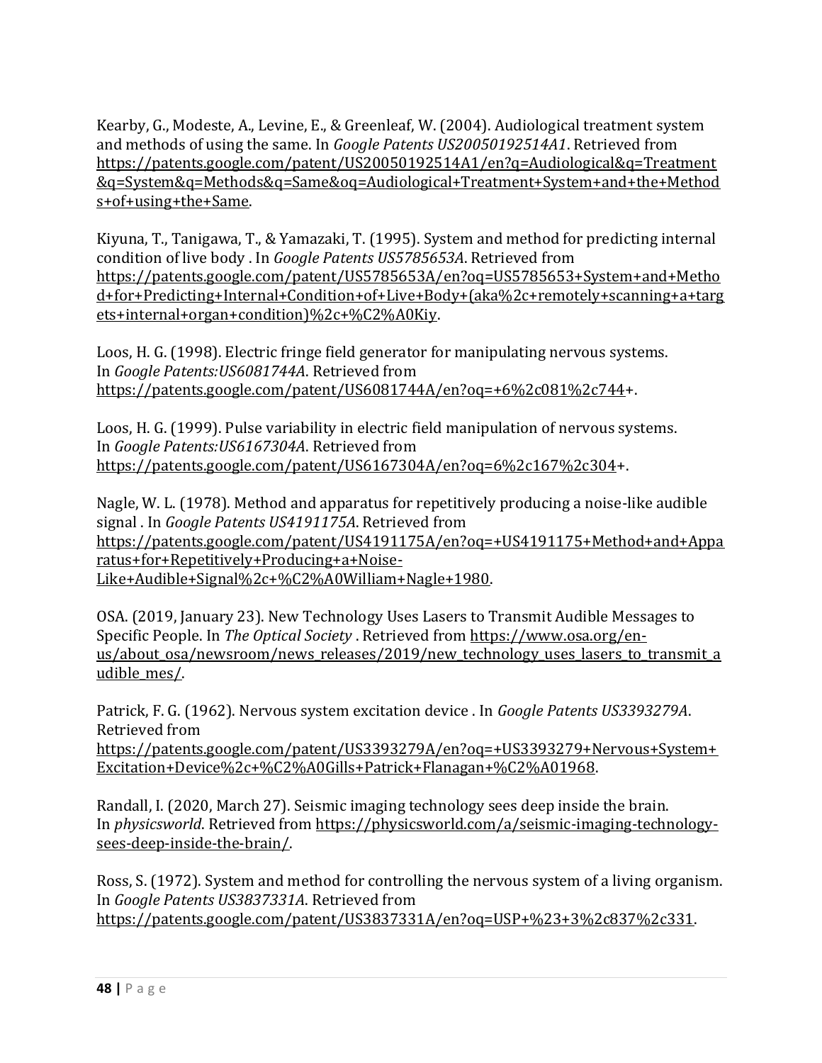Kearby, G., Modeste, A., Levine, E., & Greenleaf, W. (2004). Audiological treatment system and methods of using the same. In *Google Patents US20050192514A1*. Retrieved from https://patents.google.com/patent/US20050192514A1/en?q=Audiological&q=Treatment&q=System&q=Methods&q=Same&oq=Audiological+Treatment+System+and+the+Methods+of+using+the+Same.

Kiyuna, T., Tanigawa, T., & Yamazaki, T. (1995). System and method for predicting internal condition of live body . In *Google Patents US5785653A*. Retrieved from https://patents.google.com/patent/US5785653A/en?oq=US5785653+System+and+Method+for+Predicting+Internal+Condition+of+Live+Body+(aka%2c+remotely+scanning+a+targets+internal+organ+condition)%2c+%C2%A0Kiy.

Loos, H. G. (1998). Electric fringe field generator for manipulating nervous systems. In *Google Patents:US6081744A*. Retrieved from https://patents.google.com/patent/US6081744A/en?oq=+6%2c081%2c744+.

Loos, H. G. (1999). Pulse variability in electric field manipulation of nervous systems. In *Google Patents:US6167304A*. Retrieved from https://patents.google.com/patent/US6167304A/en?oq=6%2c167%2c304+.

Nagle, W. L. (1978). Method and apparatus for repetitively producing a noise-like audible signal . In *Google Patents US4191175A*. Retrieved from https://patents.google.com/patent/US4191175A/en?oq=+US4191175+Method+and+Apparatus+for+Repetitively+Producing+a+Noise-Like+Audible+Signal%2c+%C2%A0William+Nagle+1980.

OSA. (2019, January 23). New Technology Uses Lasers to Transmit Audible Messages to Specific People. In *The Optical Society* . Retrieved from https://www.osa.org/en-us/about_osa/newsroom/news_releases/2019/new_technology_uses_lasers_to_transmit_audible_mes/.

Patrick, F. G. (1962). Nervous system excitation device . In *Google Patents US3393279A*. Retrieved from https://patents.google.com/patent/US3393279A/en?oq=+US3393279+Nervous+System+Excitation+Device%2c+%C2%A0Gills+Patrick+Flanagan+%C2%A01968.

Randall, I. (2020, March 27). Seismic imaging technology sees deep inside the brain. In *physicsworld*. Retrieved from https://physicsworld.com/a/seismic-imaging-technology-sees-deep-inside-the-brain/.

Ross, S. (1972). System and method for controlling the nervous system of a living organism. In *Google Patents US3837331A*. Retrieved from https://patents.google.com/patent/US3837331A/en?oq=USP+%23+3%2c837%2c331.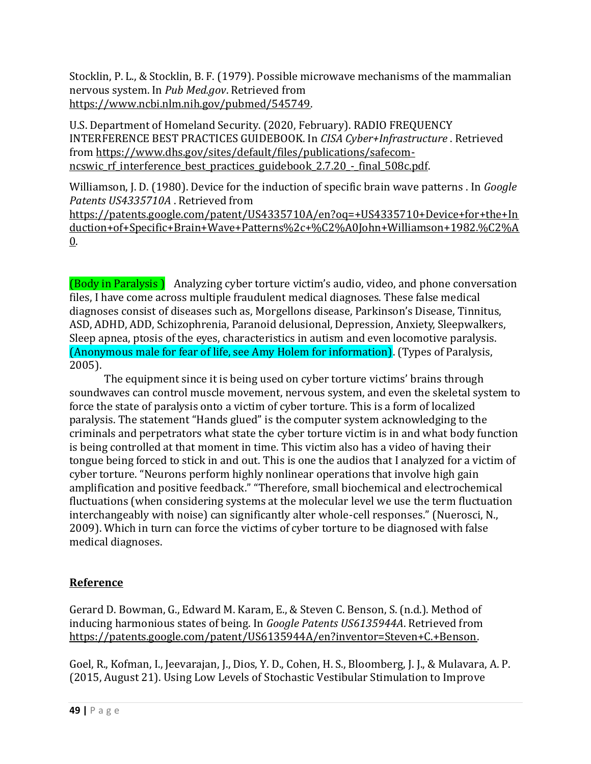Stocklin, P. L., & Stocklin, B. F. (1979). Possible microwave mechanisms of the mammalian nervous system. In *Pub Med.gov*. Retrieved from https://www.ncbi.nlm.nih.gov/pubmed/545749.

U.S. Department of Homeland Security. (2020, February). RADIO FREQUENCY INTERFERENCE BEST PRACTICES GUIDEBOOK. In *CISA Cyber+Infrastructure* . Retrieved from https://www.dhs.gov/sites/default/files/publications/safecom-ncswic_rf_interference_best_practices_guidebook_2.7.20_-_final_508c.pdf.

Williamson, J. D. (1980). Device for the induction of specific brain wave patterns . In *Google Patents US4335710A* . Retrieved from https://patents.google.com/patent/US4335710A/en?oq=+US4335710+Device+for+the+Induction+of+Specific+Brain+Wave+Patterns%2c+%C2%A0John+Williamson+1982.%C2%A0.

(Body in Paralysis ) Analyzing cyber torture victim's audio, video, and phone conversation files, I have come across multiple fraudulent medical diagnoses. These false medical diagnoses consist of diseases such as, Morgellons disease, Parkinson's Disease, Tinnitus, ASD, ADHD, ADD, Schizophrenia, Paranoid delusional, Depression, Anxiety, Sleepwalkers, Sleep apnea, ptosis of the eyes, characteristics in autism and even locomotive paralysis. (Anonymous male for fear of life, see Amy Holem for information). (Types of Paralysis, 2005).

The equipment since it is being used on cyber torture victims' brains through soundwaves can control muscle movement, nervous system, and even the skeletal system to force the state of paralysis onto a victim of cyber torture. This is a form of localized paralysis. The statement "Hands glued" is the computer system acknowledging to the criminals and perpetrators what state the cyber torture victim is in and what body function is being controlled at that moment in time. This victim also has a video of having their tongue being forced to stick in and out. This is one the audios that I analyzed for a victim of cyber torture. "Neurons perform highly nonlinear operations that involve high gain amplification and positive feedback." "Therefore, small biochemical and electrochemical fluctuations (when considering systems at the molecular level we use the term fluctuation interchangeably with noise) can significantly alter whole-cell responses." (Nuerosci, N., 2009). Which in turn can force the victims of cyber torture to be diagnosed with false medical diagnoses.

**Reference**

Gerard D. Bowman, G., Edward M. Karam, E., & Steven C. Benson, S. (n.d.). Method of inducing harmonious states of being. In *Google Patents US6135944A*. Retrieved from https://patents.google.com/patent/US6135944A/en?inventor=Steven+C.+Benson.

Goel, R., Kofman, I., Jeevarajan, J., Dios, Y. D., Cohen, H. S., Bloomberg, J. J., & Mulavara, A. P. (2015, August 21). Using Low Levels of Stochastic Vestibular Stimulation to Improve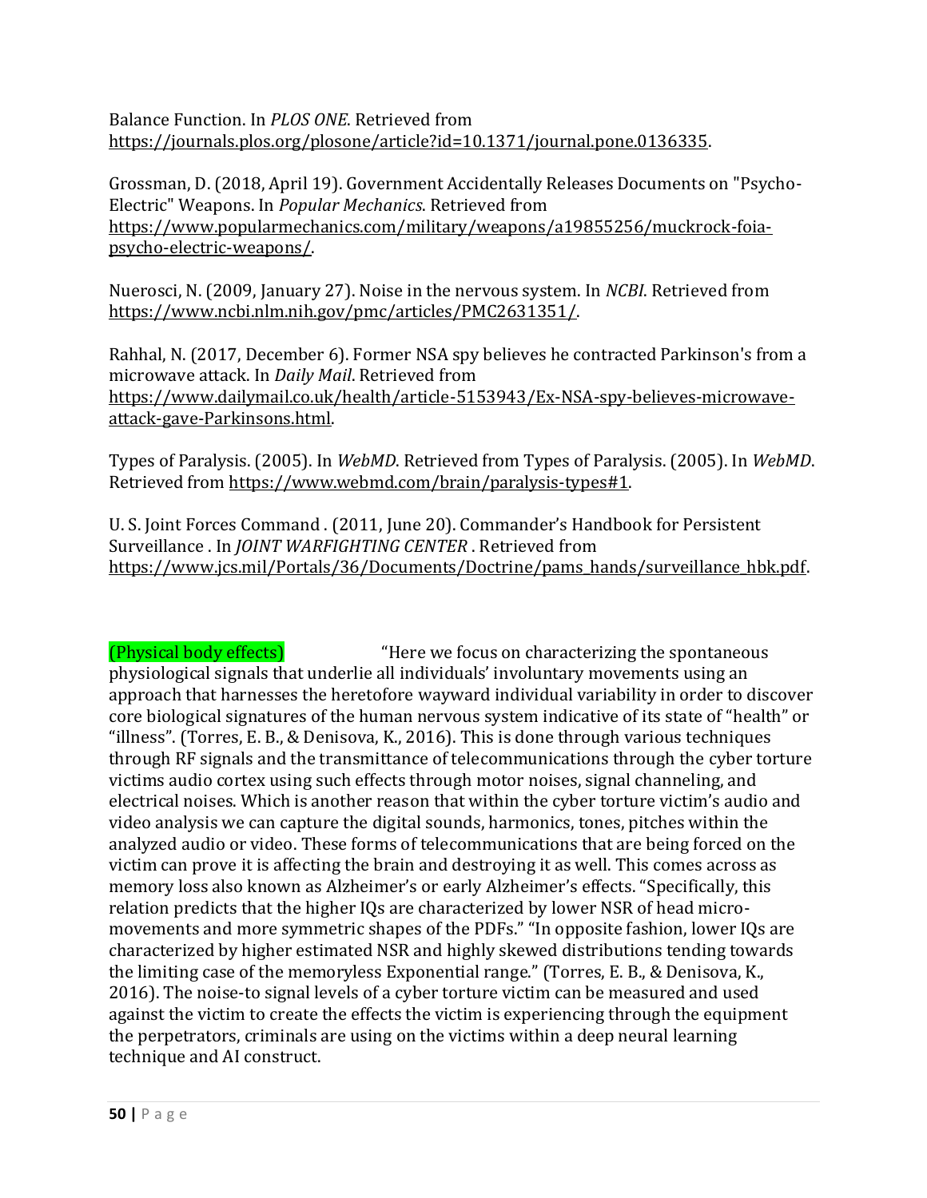Balance Function. In *PLOS ONE*. Retrieved from https://journals.plos.org/plosone/article?id=10.1371/journal.pone.0136335.

Grossman, D. (2018, April 19). Government Accidentally Releases Documents on "Psycho-Electric" Weapons. In *Popular Mechanics*. Retrieved from https://www.popularmechanics.com/military/weapons/a19855256/muckrock-foia-psycho-electric-weapons/.

Nuerosci, N. (2009, January 27). Noise in the nervous system. In *NCBI*. Retrieved from https://www.ncbi.nlm.nih.gov/pmc/articles/PMC2631351/.

Rahhal, N. (2017, December 6). Former NSA spy believes he contracted Parkinson's from a microwave attack. In *Daily Mail*. Retrieved from https://www.dailymail.co.uk/health/article-5153943/Ex-NSA-spy-believes-microwave-attack-gave-Parkinsons.html.

Types of Paralysis. (2005). In *WebMD*. Retrieved from Types of Paralysis. (2005). In *WebMD*. Retrieved from https://www.webmd.com/brain/paralysis-types#1.

U. S. Joint Forces Command . (2011, June 20). Commander's Handbook for Persistent Surveillance . In *JOINT WARFIGHTING CENTER* . Retrieved from https://www.jcs.mil/Portals/36/Documents/Doctrine/pams_hands/surveillance_hbk.pdf.

(Physical body effects) "Here we focus on characterizing the spontaneous physiological signals that underlie all individuals' involuntary movements using an approach that harnesses the heretofore wayward individual variability in order to discover core biological signatures of the human nervous system indicative of its state of "health" or "illness". (Torres, E. B., & Denisova, K., 2016). This is done through various techniques through RF signals and the transmittance of telecommunications through the cyber torture victims audio cortex using such effects through motor noises, signal channeling, and electrical noises. Which is another reason that within the cyber torture victim's audio and video analysis we can capture the digital sounds, harmonics, tones, pitches within the analyzed audio or video. These forms of telecommunications that are being forced on the victim can prove it is affecting the brain and destroying it as well. This comes across as memory loss also known as Alzheimer's or early Alzheimer's effects. "Specifically, this relation predicts that the higher IQs are characterized by lower NSR of head micro-movements and more symmetric shapes of the PDFs." "In opposite fashion, lower IQs are characterized by higher estimated NSR and highly skewed distributions tending towards the limiting case of the memoryless Exponential range." (Torres, E. B., & Denisova, K., 2016). The noise-to signal levels of a cyber torture victim can be measured and used against the victim to create the effects the victim is experiencing through the equipment the perpetrators, criminals are using on the victims within a deep neural learning technique and AI construct.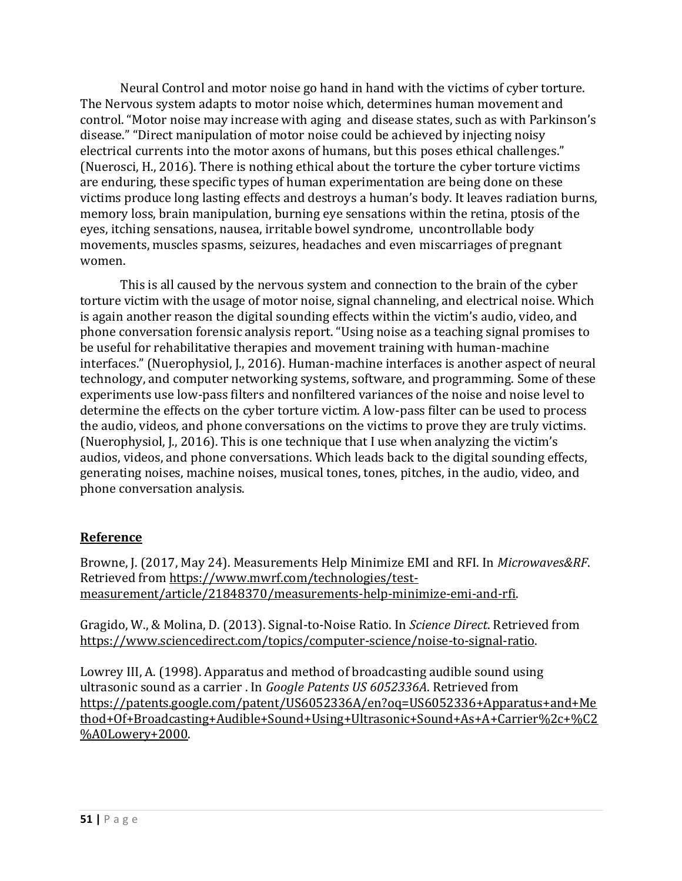Neural Control and motor noise go hand in hand with the victims of cyber torture. The Nervous system adapts to motor noise which, determines human movement and control. "Motor noise may increase with aging and disease states, such as with Parkinson's disease." "Direct manipulation of motor noise could be achieved by injecting noisy electrical currents into the motor axons of humans, but this poses ethical challenges." (Nuerosci, H., 2016). There is nothing ethical about the torture the cyber torture victims are enduring, these specific types of human experimentation are being done on these victims produce long lasting effects and destroys a human's body. It leaves radiation burns, memory loss, brain manipulation, burning eye sensations within the retina, ptosis of the eyes, itching sensations, nausea, irritable bowel syndrome, uncontrollable body movements, muscles spasms, seizures, headaches and even miscarriages of pregnant women.

This is all caused by the nervous system and connection to the brain of the cyber torture victim with the usage of motor noise, signal channeling, and electrical noise. Which is again another reason the digital sounding effects within the victim's audio, video, and phone conversation forensic analysis report. "Using noise as a teaching signal promises to be useful for rehabilitative therapies and movement training with human-machine interfaces." (Nuerophysiol, J., 2016). Human-machine interfaces is another aspect of neural technology, and computer networking systems, software, and programming. Some of these experiments use low-pass filters and nonfiltered variances of the noise and noise level to determine the effects on the cyber torture victim. A low-pass filter can be used to process the audio, videos, and phone conversations on the victims to prove they are truly victims. (Nuerophysiol, J., 2016). This is one technique that I use when analyzing the victim's audios, videos, and phone conversations. Which leads back to the digital sounding effects, generating noises, machine noises, musical tones, tones, pitches, in the audio, video, and phone conversation analysis.

## Reference

Browne, J. (2017, May 24). Measurements Help Minimize EMI and RFI. In *Microwaves&RF*. Retrieved from https://www.mwrf.com/technologies/test-measurement/article/21848370/measurements-help-minimize-emi-and-rfi.

Gragido, W., & Molina, D. (2013). Signal-to-Noise Ratio. In *Science Direct*. Retrieved from https://www.sciencedirect.com/topics/computer-science/noise-to-signal-ratio.

Lowrey III, A. (1998). Apparatus and method of broadcasting audible sound using ultrasonic sound as a carrier . In *Google Patents US 6052336A*. Retrieved from https://patents.google.com/patent/US6052336A/en?oq=US6052336+Apparatus+and+Method+Of+Broadcasting+Audible+Sound+Using+Ultrasonic+Sound+As+A+Carrier%2c+%C2%A0Lowery+2000.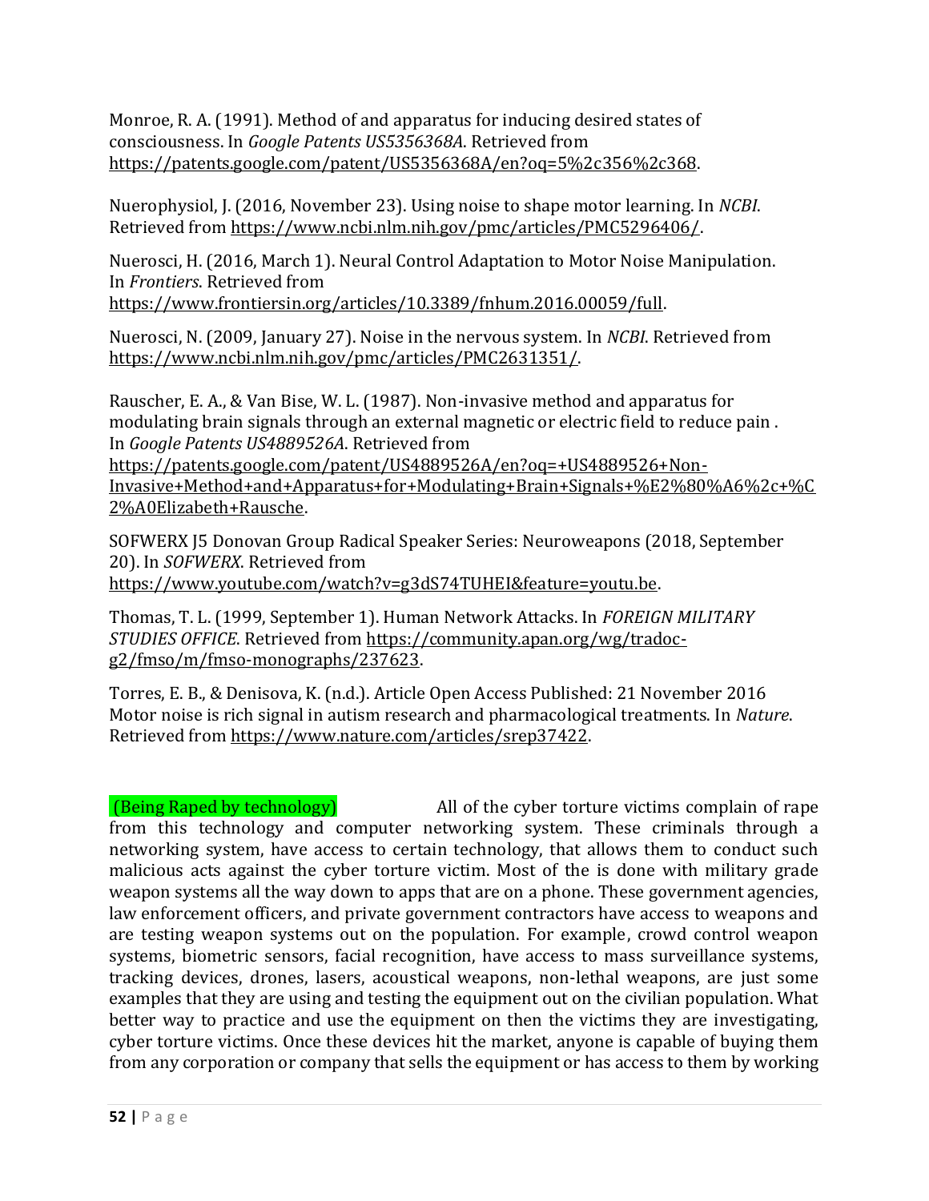Monroe, R. A. (1991). Method of and apparatus for inducing desired states of consciousness. In *Google Patents US5356368A*. Retrieved from https://patents.google.com/patent/US5356368A/en?oq=5%2c356%2c368.

Nuerophysiol, J. (2016, November 23). Using noise to shape motor learning. In *NCBI*. Retrieved from https://www.ncbi.nlm.nih.gov/pmc/articles/PMC5296406/.

Nuerosci, H. (2016, March 1). Neural Control Adaptation to Motor Noise Manipulation. In *Frontiers*. Retrieved from https://www.frontiersin.org/articles/10.3389/fnhum.2016.00059/full.

Nuerosci, N. (2009, January 27). Noise in the nervous system. In *NCBI*. Retrieved from https://www.ncbi.nlm.nih.gov/pmc/articles/PMC2631351/.

Rauscher, E. A., & Van Bise, W. L. (1987). Non-invasive method and apparatus for modulating brain signals through an external magnetic or electric field to reduce pain . In *Google Patents US4889526A*. Retrieved from https://patents.google.com/patent/US4889526A/en?oq=+US4889526+Non-Invasive+Method+and+Apparatus+for+Modulating+Brain+Signals+%E2%80%A6%2c+%C2%A0Elizabeth+Rausche.

SOFWERX J5 Donovan Group Radical Speaker Series: Neuroweapons (2018, September 20). In *SOFWERX*. Retrieved from https://www.youtube.com/watch?v=g3dS74TUHEI&feature=youtu.be.

Thomas, T. L. (1999, September 1). Human Network Attacks. In *FOREIGN MILITARY STUDIES OFFICE*. Retrieved from https://community.apan.org/wg/tradoc-g2/fmso/m/fmso-monographs/237623.

Torres, E. B., & Denisova, K. (n.d.). Article Open Access Published: 21 November 2016 Motor noise is rich signal in autism research and pharmacological treatments. In *Nature*. Retrieved from https://www.nature.com/articles/srep37422.

(Being Raped by technology) All of the cyber torture victims complain of rape from this technology and computer networking system. These criminals through a networking system, have access to certain technology, that allows them to conduct such malicious acts against the cyber torture victim. Most of the is done with military grade weapon systems all the way down to apps that are on a phone. These government agencies, law enforcement officers, and private government contractors have access to weapons and are testing weapon systems out on the population. For example, crowd control weapon systems, biometric sensors, facial recognition, have access to mass surveillance systems, tracking devices, drones, lasers, acoustical weapons, non-lethal weapons, are just some examples that they are using and testing the equipment out on the civilian population. What better way to practice and use the equipment on then the victims they are investigating, cyber torture victims. Once these devices hit the market, anyone is capable of buying them from any corporation or company that sells the equipment or has access to them by working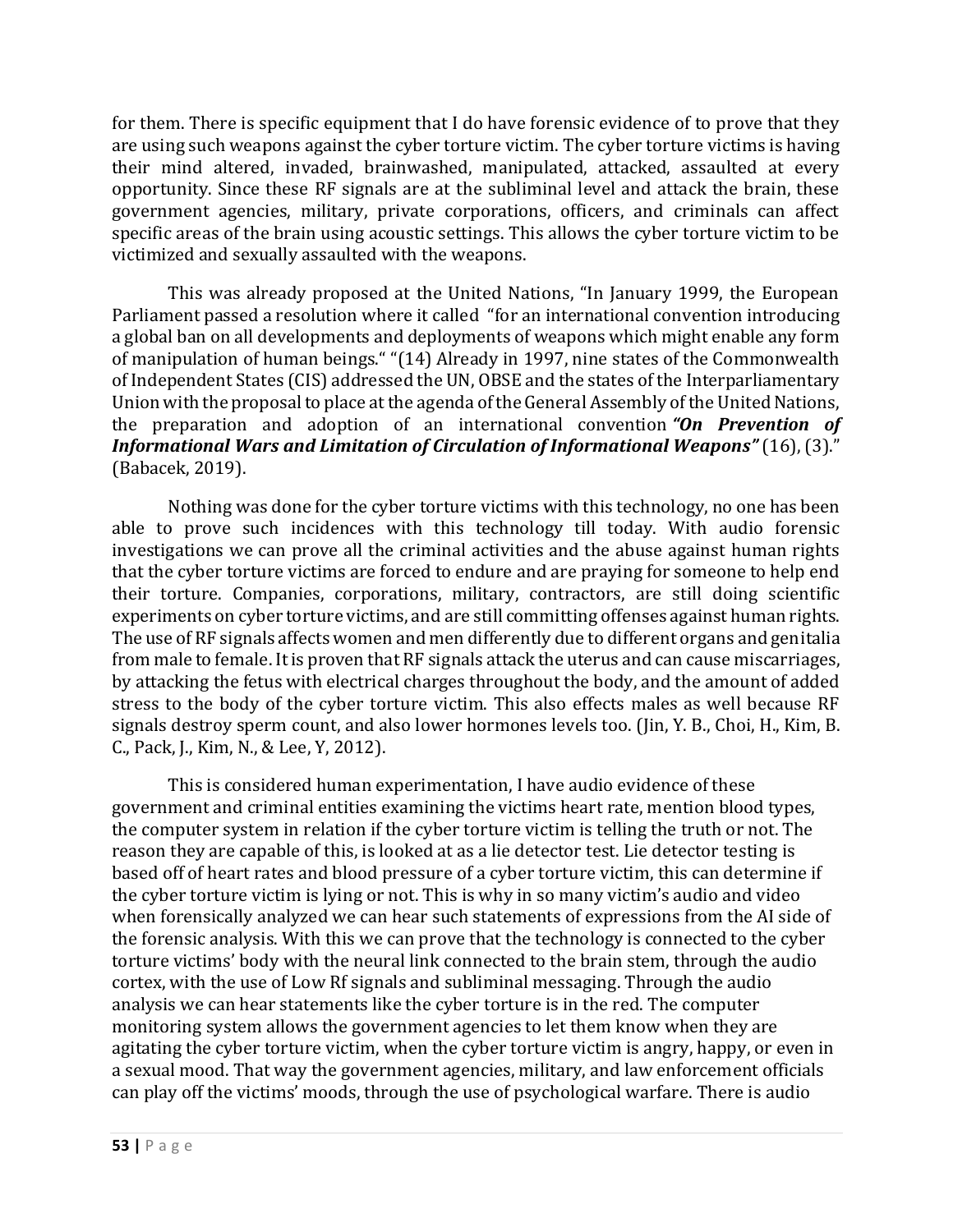for them. There is specific equipment that I do have forensic evidence of to prove that they are using such weapons against the cyber torture victim. The cyber torture victims is having their mind altered, invaded, brainwashed, manipulated, attacked, assaulted at every opportunity. Since these RF signals are at the subliminal level and attack the brain, these government agencies, military, private corporations, officers, and criminals can affect specific areas of the brain using acoustic settings. This allows the cyber torture victim to be victimized and sexually assaulted with the weapons.

This was already proposed at the United Nations, "In January 1999, the European Parliament passed a resolution where it called "for an international convention introducing a global ban on all developments and deployments of weapons which might enable any form of manipulation of human beings." "(14) Already in 1997, nine states of the Commonwealth of Independent States (CIS) addressed the UN, OBSE and the states of the Interparliamentary Union with the proposal to place at the agenda of the General Assembly of the United Nations, the preparation and adoption of an international convention ***"On Prevention of Informational Wars and Limitation of Circulation of Informational Weapons"*** (16), (3)." (Babacek, 2019).

Nothing was done for the cyber torture victims with this technology, no one has been able to prove such incidences with this technology till today. With audio forensic investigations we can prove all the criminal activities and the abuse against human rights that the cyber torture victims are forced to endure and are praying for someone to help end their torture. Companies, corporations, military, contractors, are still doing scientific experiments on cyber torture victims, and are still committing offenses against human rights. The use of RF signals affects women and men differently due to different organs and genitalia from male to female. It is proven that RF signals attack the uterus and can cause miscarriages, by attacking the fetus with electrical charges throughout the body, and the amount of added stress to the body of the cyber torture victim. This also effects males as well because RF signals destroy sperm count, and also lower hormones levels too. (Jin, Y. B., Choi, H., Kim, B. C., Pack, J., Kim, N., & Lee, Y, 2012).

This is considered human experimentation, I have audio evidence of these government and criminal entities examining the victims heart rate, mention blood types, the computer system in relation if the cyber torture victim is telling the truth or not. The reason they are capable of this, is looked at as a lie detector test. Lie detector testing is based off of heart rates and blood pressure of a cyber torture victim, this can determine if the cyber torture victim is lying or not. This is why in so many victim's audio and video when forensically analyzed we can hear such statements of expressions from the AI side of the forensic analysis. With this we can prove that the technology is connected to the cyber torture victims' body with the neural link connected to the brain stem, through the audio cortex, with the use of Low Rf signals and subliminal messaging. Through the audio analysis we can hear statements like the cyber torture is in the red. The computer monitoring system allows the government agencies to let them know when they are agitating the cyber torture victim, when the cyber torture victim is angry, happy, or even in a sexual mood. That way the government agencies, military, and law enforcement officials can play off the victims' moods, through the use of psychological warfare. There is audio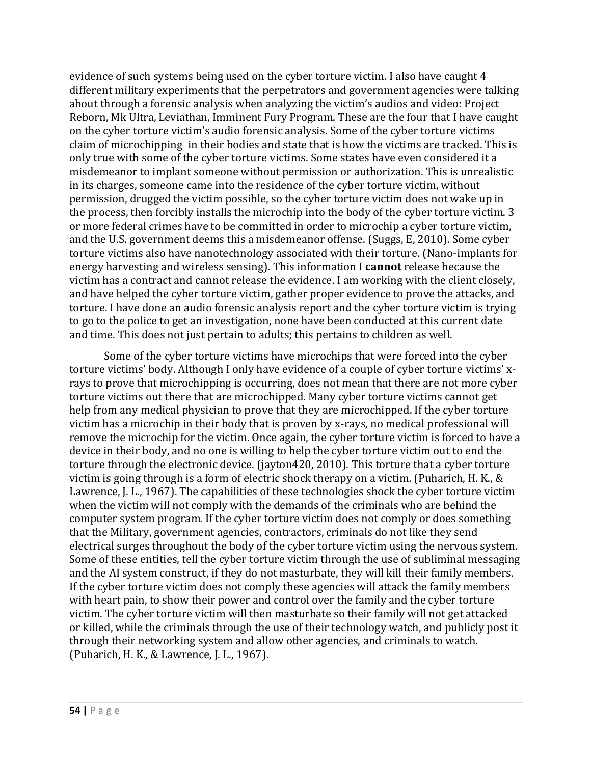evidence of such systems being used on the cyber torture victim. I also have caught 4 different military experiments that the perpetrators and government agencies were talking about through a forensic analysis when analyzing the victim's audios and video: Project Reborn, Mk Ultra, Leviathan, Imminent Fury Program. These are the four that I have caught on the cyber torture victim's audio forensic analysis. Some of the cyber torture victims claim of microchipping in their bodies and state that is how the victims are tracked. This is only true with some of the cyber torture victims. Some states have even considered it a misdemeanor to implant someone without permission or authorization. This is unrealistic in its charges, someone came into the residence of the cyber torture victim, without permission, drugged the victim possible, so the cyber torture victim does not wake up in the process, then forcibly installs the microchip into the body of the cyber torture victim. 3 or more federal crimes have to be committed in order to microchip a cyber torture victim, and the U.S. government deems this a misdemeanor offense. (Suggs, E, 2010). Some cyber torture victims also have nanotechnology associated with their torture. (Nano-implants for energy harvesting and wireless sensing). This information I **cannot** release because the victim has a contract and cannot release the evidence. I am working with the client closely, and have helped the cyber torture victim, gather proper evidence to prove the attacks, and torture. I have done an audio forensic analysis report and the cyber torture victim is trying to go to the police to get an investigation, none have been conducted at this current date and time. This does not just pertain to adults; this pertains to children as well.

Some of the cyber torture victims have microchips that were forced into the cyber torture victims' body. Although I only have evidence of a couple of cyber torture victims' x-rays to prove that microchipping is occurring, does not mean that there are not more cyber torture victims out there that are microchipped. Many cyber torture victims cannot get help from any medical physician to prove that they are microchipped. If the cyber torture victim has a microchip in their body that is proven by x-rays, no medical professional will remove the microchip for the victim. Once again, the cyber torture victim is forced to have a device in their body, and no one is willing to help the cyber torture victim out to end the torture through the electronic device. (jayton420, 2010). This torture that a cyber torture victim is going through is a form of electric shock therapy on a victim. (Puharich, H. K., & Lawrence, J. L., 1967). The capabilities of these technologies shock the cyber torture victim when the victim will not comply with the demands of the criminals who are behind the computer system program. If the cyber torture victim does not comply or does something that the Military, government agencies, contractors, criminals do not like they send electrical surges throughout the body of the cyber torture victim using the nervous system. Some of these entities, tell the cyber torture victim through the use of subliminal messaging and the AI system construct, if they do not masturbate, they will kill their family members. If the cyber torture victim does not comply these agencies will attack the family members with heart pain, to show their power and control over the family and the cyber torture victim. The cyber torture victim will then masturbate so their family will not get attacked or killed, while the criminals through the use of their technology watch, and publicly post it through their networking system and allow other agencies, and criminals to watch. (Puharich, H. K., & Lawrence, J. L., 1967).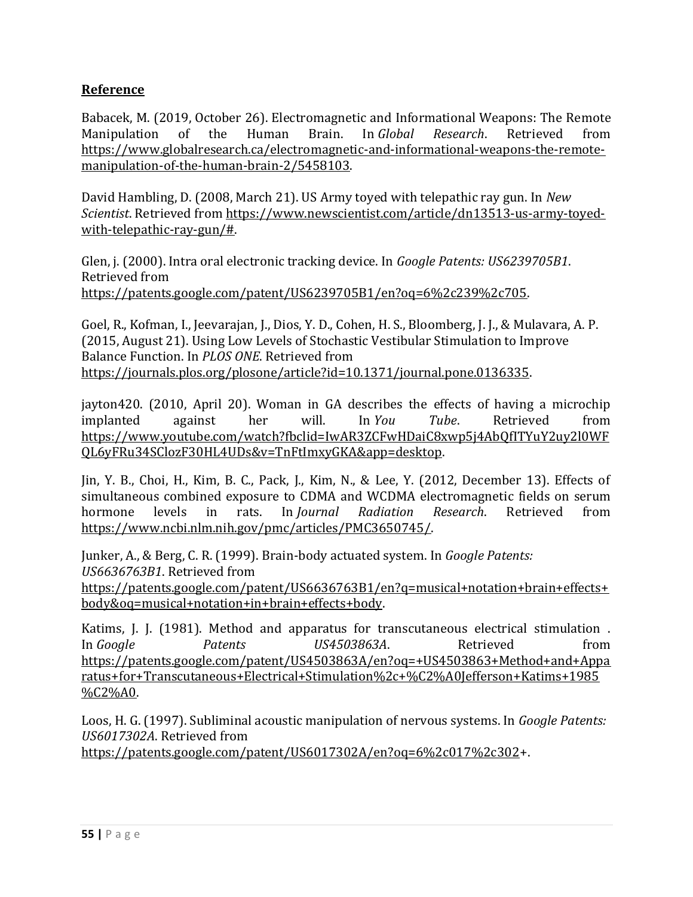**Reference**

Babacek, M. (2019, October 26). Electromagnetic and Informational Weapons: The Remote Manipulation of the Human Brain. In *Global Research*. Retrieved from https://www.globalresearch.ca/electromagnetic-and-informational-weapons-the-remote-manipulation-of-the-human-brain-2/5458103.

David Hambling, D. (2008, March 21). US Army toyed with telepathic ray gun. In *New Scientist*. Retrieved from https://www.newscientist.com/article/dn13513-us-army-toyed-with-telepathic-ray-gun/#.

Glen, j. (2000). Intra oral electronic tracking device. In *Google Patents: US6239705B1*. Retrieved from https://patents.google.com/patent/US6239705B1/en?oq=6%2c239%2c705.

Goel, R., Kofman, I., Jeevarajan, J., Dios, Y. D., Cohen, H. S., Bloomberg, J. J., & Mulavara, A. P. (2015, August 21). Using Low Levels of Stochastic Vestibular Stimulation to Improve Balance Function. In *PLOS ONE*. Retrieved from https://journals.plos.org/plosone/article?id=10.1371/journal.pone.0136335.

jayton420. (2010, April 20). Woman in GA describes the effects of having a microchip implanted against her will. In *You Tube*. Retrieved from https://www.youtube.com/watch?fbclid=IwAR3ZCFwHDaiC8xwp5j4AbQfITYuY2uy2l0WFQL6yFRu34SClozF30HL4UDs&v=TnFtImxyGKA&app=desktop.

Jin, Y. B., Choi, H., Kim, B. C., Pack, J., Kim, N., & Lee, Y. (2012, December 13). Effects of simultaneous combined exposure to CDMA and WCDMA electromagnetic fields on serum hormone levels in rats. In *Journal Radiation Research*. Retrieved from https://www.ncbi.nlm.nih.gov/pmc/articles/PMC3650745/.

Junker, A., & Berg, C. R. (1999). Brain-body actuated system. In *Google Patents: US6636763B1*. Retrieved from https://patents.google.com/patent/US6636763B1/en?q=musical+notation+brain+effects+body&oq=musical+notation+in+brain+effects+body.

Katims, J. J. (1981). Method and apparatus for transcutaneous electrical stimulation . In *Google Patents US4503863A*. Retrieved from https://patents.google.com/patent/US4503863A/en?oq=+US4503863+Method+and+Apparatus+for+Transcutaneous+Electrical+Stimulation%2c+%C2%A0Jefferson+Katims+1985%C2%A0.

Loos, H. G. (1997). Subliminal acoustic manipulation of nervous systems. In *Google Patents: US6017302A*. Retrieved from https://patents.google.com/patent/US6017302A/en?oq=6%2c017%2c302+.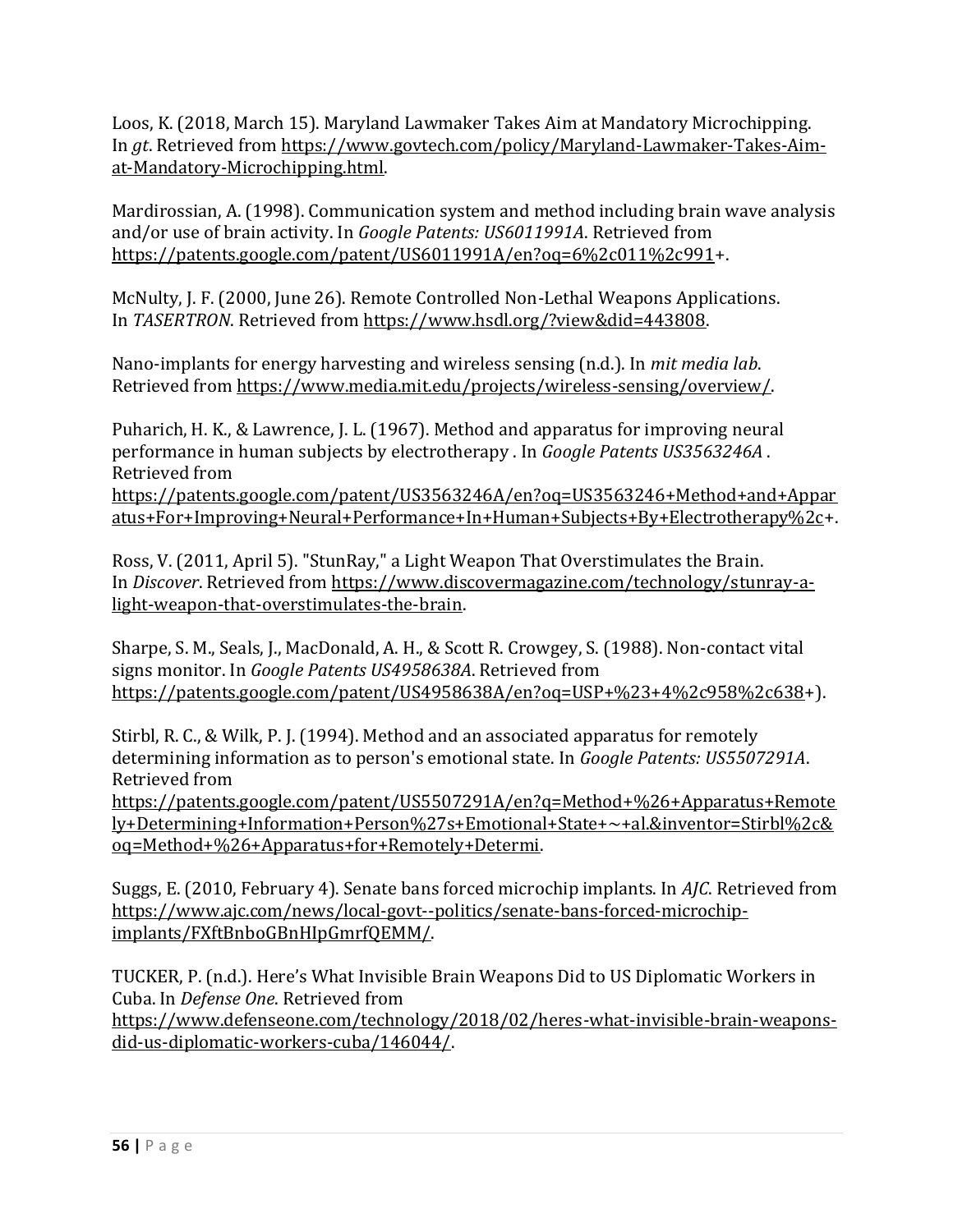Loos, K. (2018, March 15). Maryland Lawmaker Takes Aim at Mandatory Microchipping. In *gt*. Retrieved from https://www.govtech.com/policy/Maryland-Lawmaker-Takes-Aim-at-Mandatory-Microchipping.html.

Mardirossian, A. (1998). Communication system and method including brain wave analysis and/or use of brain activity. In *Google Patents: US6011991A*. Retrieved from https://patents.google.com/patent/US6011991A/en?oq=6%2c011%2c991+.

McNulty, J. F. (2000, June 26). Remote Controlled Non-Lethal Weapons Applications. In *TASERTRON*. Retrieved from https://www.hsdl.org/?view&did=443808.

Nano-implants for energy harvesting and wireless sensing (n.d.). In *mit media lab*. Retrieved from https://www.media.mit.edu/projects/wireless-sensing/overview/.

Puharich, H. K., & Lawrence, J. L. (1967). Method and apparatus for improving neural performance in human subjects by electrotherapy . In *Google Patents US3563246A* . Retrieved from https://patents.google.com/patent/US3563246A/en?oq=US3563246+Method+and+Apparatus+For+Improving+Neural+Performance+In+Human+Subjects+By+Electrotherapy%2c+.

Ross, V. (2011, April 5). "StunRay," a Light Weapon That Overstimulates the Brain. In *Discover*. Retrieved from https://www.discovermagazine.com/technology/stunray-a-light-weapon-that-overstimulates-the-brain.

Sharpe, S. M., Seals, J., MacDonald, A. H., & Scott R. Crowgey, S. (1988). Non-contact vital signs monitor. In *Google Patents US4958638A*. Retrieved from https://patents.google.com/patent/US4958638A/en?oq=USP+%23+4%2c958%2c638+).

Stirbl, R. C., & Wilk, P. J. (1994). Method and an associated apparatus for remotely determining information as to person's emotional state. In *Google Patents: US5507291A*. Retrieved from https://patents.google.com/patent/US5507291A/en?q=Method+%26+Apparatus+Remotely+Determining+Information+Person%27s+Emotional+State+~+al.&inventor=Stirbl%2c&oq=Method+%26+Apparatus+for+Remotely+Determi.

Suggs, E. (2010, February 4). Senate bans forced microchip implants. In *AJC*. Retrieved from https://www.ajc.com/news/local-govt--politics/senate-bans-forced-microchip-implants/FXftBnboGBnHIpGmrfQEMM/.

TUCKER, P. (n.d.). Here's What Invisible Brain Weapons Did to US Diplomatic Workers in Cuba. In *Defense One*. Retrieved from https://www.defenseone.com/technology/2018/02/heres-what-invisible-brain-weapons-did-us-diplomatic-workers-cuba/146044/.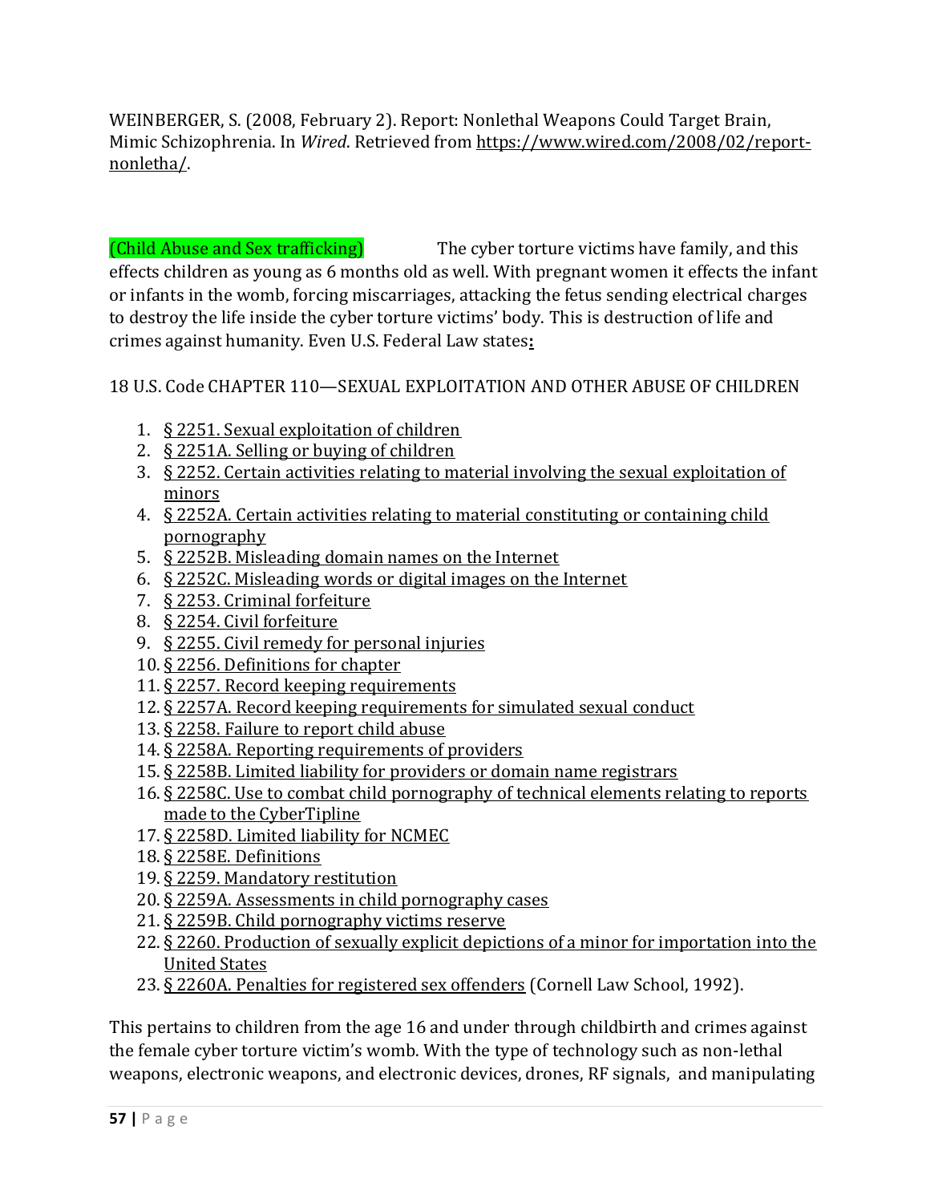WEINBERGER, S. (2008, February 2). Report: Nonlethal Weapons Could Target Brain, Mimic Schizophrenia. In *Wired*. Retrieved from https://www.wired.com/2008/02/report-nonletha/.

(Child Abuse and Sex trafficking) The cyber torture victims have family, and this effects children as young as 6 months old as well. With pregnant women it effects the infant or infants in the womb, forcing miscarriages, attacking the fetus sending electrical charges to destroy the life inside the cyber torture victims' body. This is destruction of life and crimes against humanity. Even U.S. Federal Law states:

18 U.S. Code CHAPTER 110—SEXUAL EXPLOITATION AND OTHER ABUSE OF CHILDREN

1. § 2251. Sexual exploitation of children
2. § 2251A. Selling or buying of children
3. § 2252. Certain activities relating to material involving the sexual exploitation of minors
4. § 2252A. Certain activities relating to material constituting or containing child pornography
5. § 2252B. Misleading domain names on the Internet
6. § 2252C. Misleading words or digital images on the Internet
7. § 2253. Criminal forfeiture
8. § 2254. Civil forfeiture
9. § 2255. Civil remedy for personal injuries
10. § 2256. Definitions for chapter
11. § 2257. Record keeping requirements
12. § 2257A. Record keeping requirements for simulated sexual conduct
13. § 2258. Failure to report child abuse
14. § 2258A. Reporting requirements of providers
15. § 2258B. Limited liability for providers or domain name registrars
16. § 2258C. Use to combat child pornography of technical elements relating to reports made to the CyberTipline
17. § 2258D. Limited liability for NCMEC
18. § 2258E. Definitions
19. § 2259. Mandatory restitution
20. § 2259A. Assessments in child pornography cases
21. § 2259B. Child pornography victims reserve
22. § 2260. Production of sexually explicit depictions of a minor for importation into the United States
23. § 2260A. Penalties for registered sex offenders (Cornell Law School, 1992).

This pertains to children from the age 16 and under through childbirth and crimes against the female cyber torture victim's womb. With the type of technology such as non-lethal weapons, electronic weapons, and electronic devices, drones, RF signals, and manipulating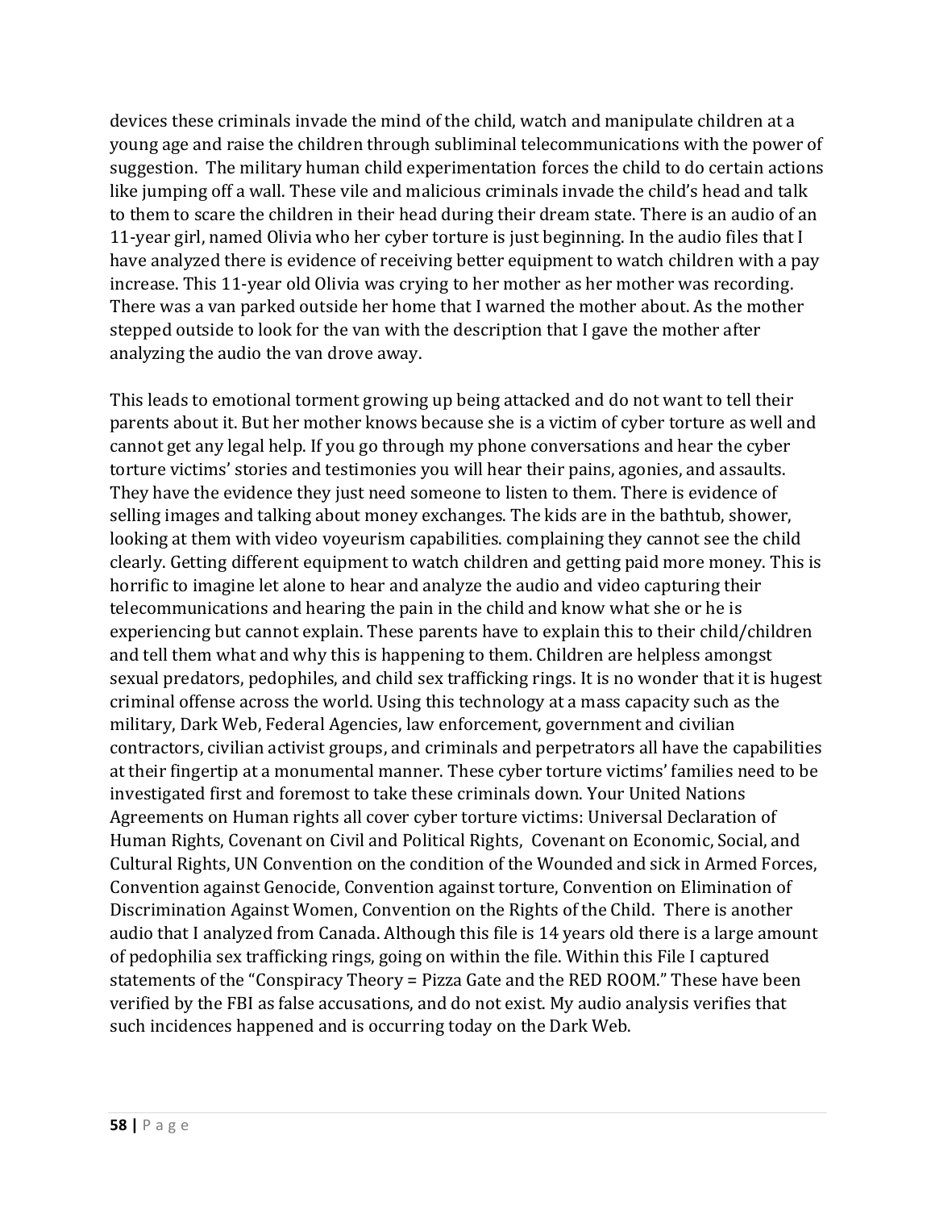devices these criminals invade the mind of the child, watch and manipulate children at a young age and raise the children through subliminal telecommunications with the power of suggestion. The military human child experimentation forces the child to do certain actions like jumping off a wall. These vile and malicious criminals invade the child's head and talk to them to scare the children in their head during their dream state. There is an audio of an 11-year girl, named Olivia who her cyber torture is just beginning. In the audio files that I have analyzed there is evidence of receiving better equipment to watch children with a pay increase. This 11-year old Olivia was crying to her mother as her mother was recording. There was a van parked outside her home that I warned the mother about. As the mother stepped outside to look for the van with the description that I gave the mother after analyzing the audio the van drove away.

This leads to emotional torment growing up being attacked and do not want to tell their parents about it. But her mother knows because she is a victim of cyber torture as well and cannot get any legal help. If you go through my phone conversations and hear the cyber torture victims' stories and testimonies you will hear their pains, agonies, and assaults. They have the evidence they just need someone to listen to them. There is evidence of selling images and talking about money exchanges. The kids are in the bathtub, shower, looking at them with video voyeurism capabilities. complaining they cannot see the child clearly. Getting different equipment to watch children and getting paid more money. This is horrific to imagine let alone to hear and analyze the audio and video capturing their telecommunications and hearing the pain in the child and know what she or he is experiencing but cannot explain. These parents have to explain this to their child/children and tell them what and why this is happening to them. Children are helpless amongst sexual predators, pedophiles, and child sex trafficking rings. It is no wonder that it is hugest criminal offense across the world. Using this technology at a mass capacity such as the military, Dark Web, Federal Agencies, law enforcement, government and civilian contractors, civilian activist groups, and criminals and perpetrators all have the capabilities at their fingertip at a monumental manner. These cyber torture victims' families need to be investigated first and foremost to take these criminals down. Your United Nations Agreements on Human rights all cover cyber torture victims: Universal Declaration of Human Rights, Covenant on Civil and Political Rights, Covenant on Economic, Social, and Cultural Rights, UN Convention on the condition of the Wounded and sick in Armed Forces, Convention against Genocide, Convention against torture, Convention on Elimination of Discrimination Against Women, Convention on the Rights of the Child. There is another audio that I analyzed from Canada. Although this file is 14 years old there is a large amount of pedophilia sex trafficking rings, going on within the file. Within this File I captured statements of the "Conspiracy Theory = Pizza Gate and the RED ROOM." These have been verified by the FBI as false accusations, and do not exist. My audio analysis verifies that such incidences happened and is occurring today on the Dark Web.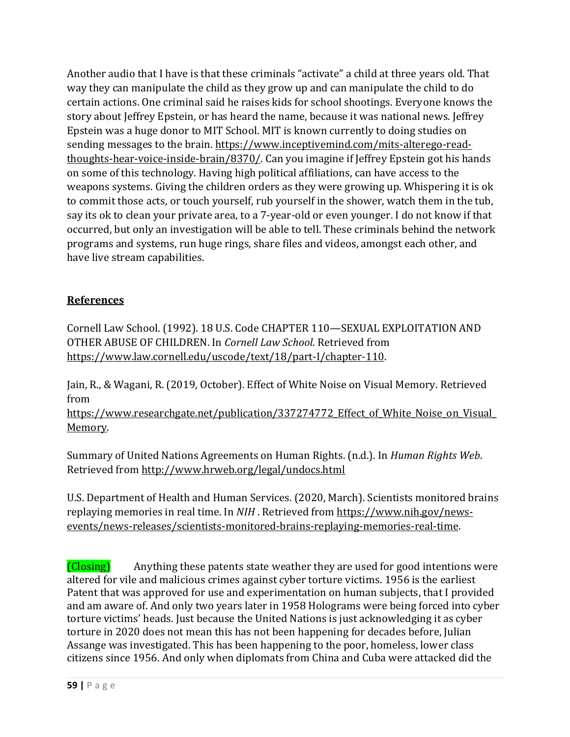Another audio that I have is that these criminals "activate" a child at three years old. That way they can manipulate the child as they grow up and can manipulate the child to do certain actions. One criminal said he raises kids for school shootings. Everyone knows the story about Jeffrey Epstein, or has heard the name, because it was national news. Jeffrey Epstein was a huge donor to MIT School. MIT is known currently to doing studies on sending messages to the brain. https://www.inceptivemind.com/mits-alterego-read-thoughts-hear-voice-inside-brain/8370/. Can you imagine if Jeffrey Epstein got his hands on some of this technology. Having high political affiliations, can have access to the weapons systems. Giving the children orders as they were growing up. Whispering it is ok to commit those acts, or touch yourself, rub yourself in the shower, watch them in the tub, say its ok to clean your private area, to a 7-year-old or even younger. I do not know if that occurred, but only an investigation will be able to tell. These criminals behind the network programs and systems, run huge rings, share files and videos, amongst each other, and have live stream capabilities.

## References

Cornell Law School. (1992). 18 U.S. Code CHAPTER 110—SEXUAL EXPLOITATION AND OTHER ABUSE OF CHILDREN. In *Cornell Law School*. Retrieved from https://www.law.cornell.edu/uscode/text/18/part-I/chapter-110.

Jain, R., & Wagani, R. (2019, October). Effect of White Noise on Visual Memory. Retrieved from https://www.researchgate.net/publication/337274772_Effect_of_White_Noise_on_Visual_Memory.

Summary of United Nations Agreements on Human Rights. (n.d.). In *Human Rights Web*. Retrieved from http://www.hrweb.org/legal/undocs.html

U.S. Department of Health and Human Services. (2020, March). Scientists monitored brains replaying memories in real time. In *NIH* . Retrieved from https://www.nih.gov/news-events/news-releases/scientists-monitored-brains-replaying-memories-real-time.

(Closing) Anything these patents state weather they are used for good intentions were altered for vile and malicious crimes against cyber torture victims. 1956 is the earliest Patent that was approved for use and experimentation on human subjects, that I provided and am aware of. And only two years later in 1958 Holograms were being forced into cyber torture victims' heads. Just because the United Nations is just acknowledging it as cyber torture in 2020 does not mean this has not been happening for decades before, Julian Assange was investigated. This has been happening to the poor, homeless, lower class citizens since 1956. And only when diplomats from China and Cuba were attacked did the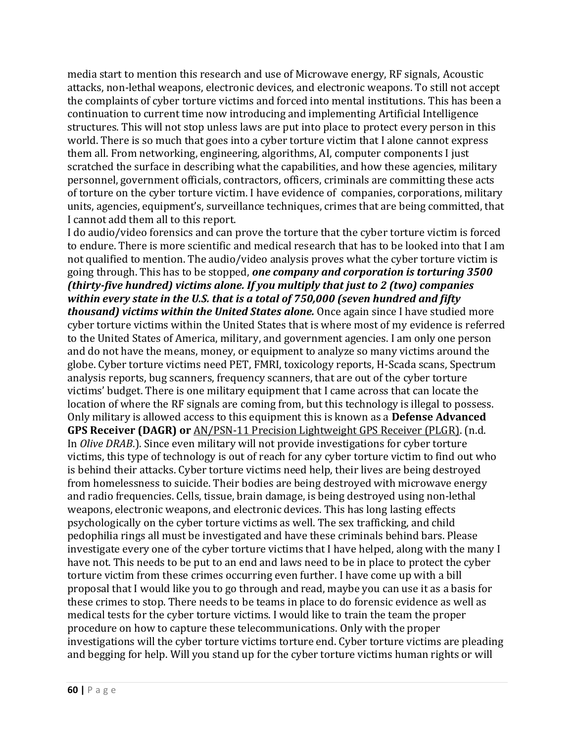media start to mention this research and use of Microwave energy, RF signals, Acoustic attacks, non-lethal weapons, electronic devices, and electronic weapons. To still not accept the complaints of cyber torture victims and forced into mental institutions. This has been a continuation to current time now introducing and implementing Artificial Intelligence structures. This will not stop unless laws are put into place to protect every person in this world. There is so much that goes into a cyber torture victim that I alone cannot express them all. From networking, engineering, algorithms, AI, computer components I just scratched the surface in describing what the capabilities, and how these agencies, military personnel, government officials, contractors, officers, criminals are committing these acts of torture on the cyber torture victim. I have evidence of companies, corporations, military units, agencies, equipment's, surveillance techniques, crimes that are being committed, that I cannot add them all to this report.

I do audio/video forensics and can prove the torture that the cyber torture victim is forced to endure. There is more scientific and medical research that has to be looked into that I am not qualified to mention. The audio/video analysis proves what the cyber torture victim is going through. This has to be stopped, ***one company and corporation is torturing 3500 (thirty-five hundred) victims alone. If you multiply that just to 2 (two) companies within every state in the U.S. that is a total of 750,000 (seven hundred and fifty thousand) victims within the United States alone.*** Once again since I have studied more cyber torture victims within the United States that is where most of my evidence is referred to the United States of America, military, and government agencies. I am only one person and do not have the means, money, or equipment to analyze so many victims around the globe. Cyber torture victims need PET, FMRI, toxicology reports, H-Scada scans, Spectrum analysis reports, bug scanners, frequency scanners, that are out of the cyber torture victims' budget. There is one military equipment that I came across that can locate the location of where the RF signals are coming from, but this technology is illegal to possess. Only military is allowed access to this equipment this is known as a **Defense Advanced GPS Receiver (DAGR) or** AN/PSN-11 Precision Lightweight GPS Receiver (PLGR). (n.d. In *Olive DRAB*.). Since even military will not provide investigations for cyber torture victims, this type of technology is out of reach for any cyber torture victim to find out who is behind their attacks. Cyber torture victims need help, their lives are being destroyed from homelessness to suicide. Their bodies are being destroyed with microwave energy and radio frequencies. Cells, tissue, brain damage, is being destroyed using non-lethal weapons, electronic weapons, and electronic devices. This has long lasting effects psychologically on the cyber torture victims as well. The sex trafficking, and child pedophilia rings all must be investigated and have these criminals behind bars. Please investigate every one of the cyber torture victims that I have helped, along with the many I have not. This needs to be put to an end and laws need to be in place to protect the cyber torture victim from these crimes occurring even further. I have come up with a bill proposal that I would like you to go through and read, maybe you can use it as a basis for these crimes to stop. There needs to be teams in place to do forensic evidence as well as medical tests for the cyber torture victims. I would like to train the team the proper procedure on how to capture these telecommunications. Only with the proper investigations will the cyber torture victims torture end. Cyber torture victims are pleading and begging for help. Will you stand up for the cyber torture victims human rights or will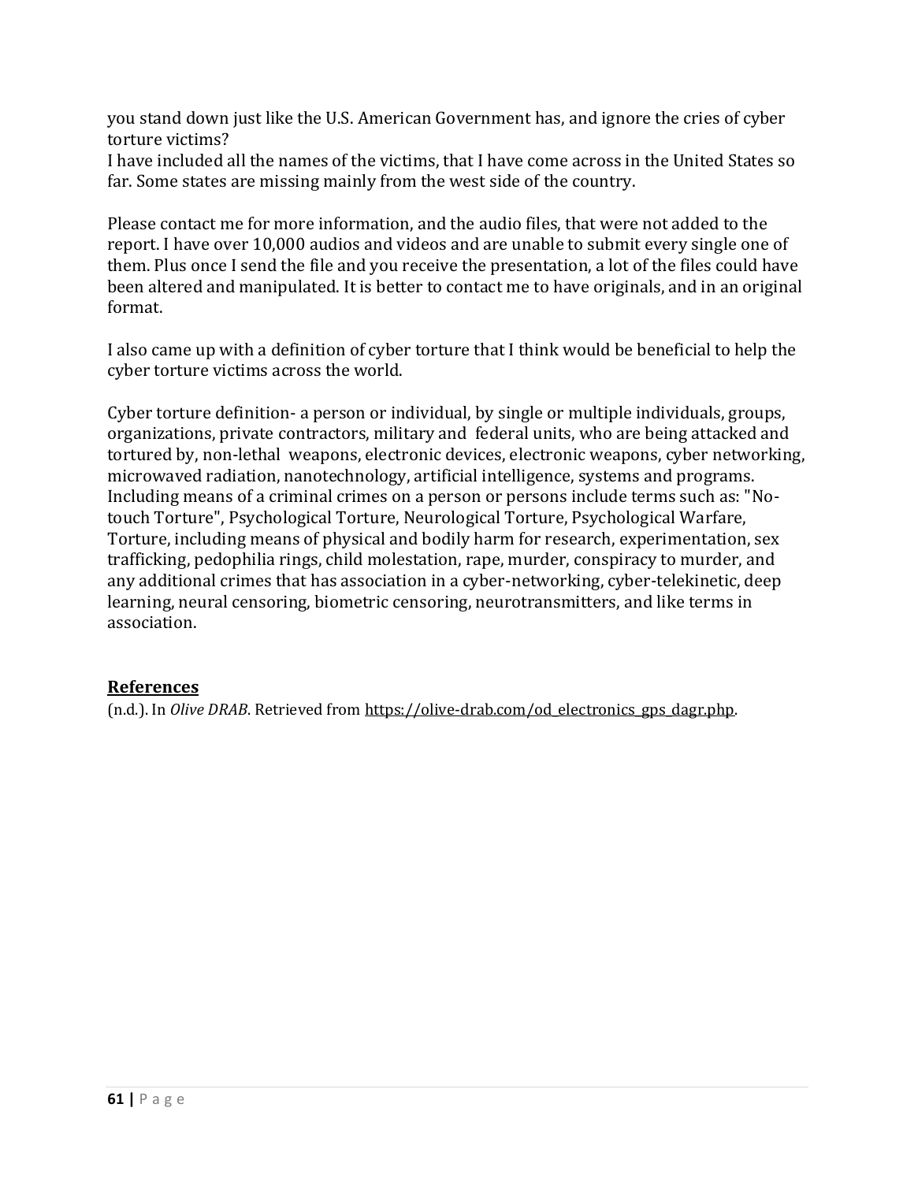you stand down just like the U.S. American Government has, and ignore the cries of cyber torture victims?
I have included all the names of the victims, that I have come across in the United States so far. Some states are missing mainly from the west side of the country.

Please contact me for more information, and the audio files, that were not added to the report. I have over 10,000 audios and videos and are unable to submit every single one of them. Plus once I send the file and you receive the presentation, a lot of the files could have been altered and manipulated. It is better to contact me to have originals, and in an original format.

I also came up with a definition of cyber torture that I think would be beneficial to help the cyber torture victims across the world.

Cyber torture definition- a person or individual, by single or multiple individuals, groups, organizations, private contractors, military and federal units, who are being attacked and tortured by, non-lethal weapons, electronic devices, electronic weapons, cyber networking, microwaved radiation, nanotechnology, artificial intelligence, systems and programs. Including means of a criminal crimes on a person or persons include terms such as: "No-touch Torture", Psychological Torture, Neurological Torture, Psychological Warfare, Torture, including means of physical and bodily harm for research, experimentation, sex trafficking, pedophilia rings, child molestation, rape, murder, conspiracy to murder, and any additional crimes that has association in a cyber-networking, cyber-telekinetic, deep learning, neural censoring, biometric censoring, neurotransmitters, and like terms in association.

## References

(n.d.). In *Olive DRAB*. Retrieved from https://olive-drab.com/od_electronics_gps_dagr.php.